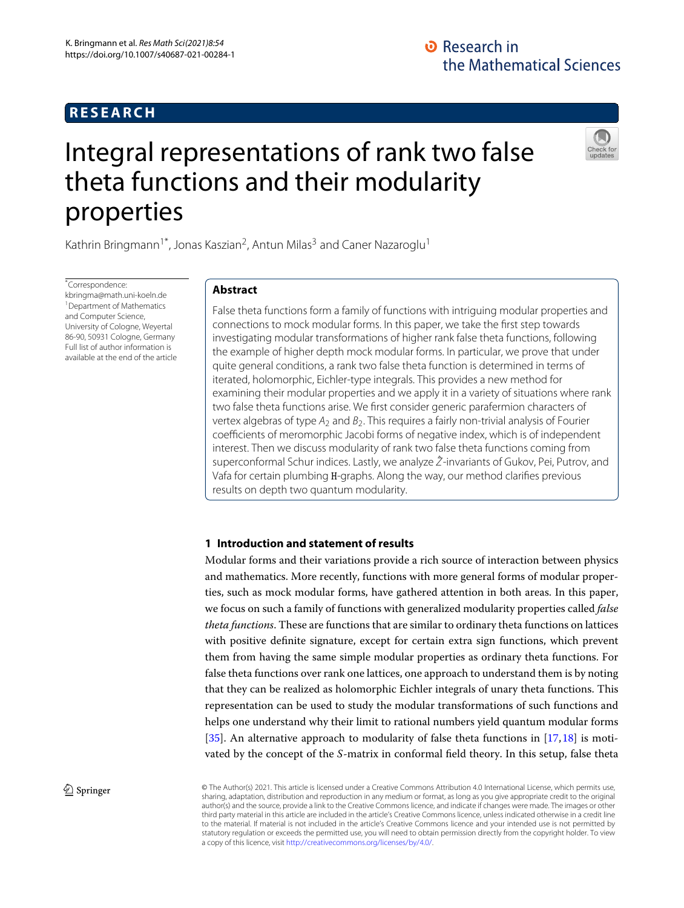RESEARCH

# Integral representations of rank two false theta functions and their modularity properties

Kathrin Bringmann[1*], Jonas Kaszian[2], Antun Milas[3] and Caner Nazaroglu[1]

*Correspondence: kbringma@math.uni-koeln.de
[1]Department of Mathematics and Computer Science, University of Cologne, Weyertal 86-90, 50931 Cologne, Germany
Full list of author information is available at the end of the article

## Abstract

False theta functions form a family of functions with intriguing modular properties and connections to mock modular forms. In this paper, we take the first step towards investigating modular transformations of higher rank false theta functions, following the example of higher depth mock modular forms. In particular, we prove that under quite general conditions, a rank two false theta function is determined in terms of iterated, holomorphic, Eichler-type integrals. This provides a new method for examining their modular properties and we apply it in a variety of situations where rank two false theta functions arise. We first consider generic parafermion characters of vertex algebras of type $A_2$ and $B_2$. This requires a fairly non-trivial analysis of Fourier coefficients of meromorphic Jacobi forms of negative index, which is of independent interest. Then we discuss modularity of rank two false theta functions coming from superconformal Schur indices. Lastly, we analyze $\hat{Z}$-invariants of Gukov, Pei, Putrov, and Vafa for certain plumbing $\mathtt{H}$-graphs. Along the way, our method clarifies previous results on depth two quantum modularity.

## 1 Introduction and statement of results

Modular forms and their variations provide a rich source of interaction between physics and mathematics. More recently, functions with more general forms of modular properties, such as mock modular forms, have gathered attention in both areas. In this paper, we focus on such a family of functions with generalized modularity properties called *false theta functions*. These are functions that are similar to ordinary theta functions on lattices with positive definite signature, except for certain extra sign functions, which prevent them from having the same simple modular properties as ordinary theta functions. For false theta functions over rank one lattices, one approach to understand them is by noting that they can be realized as holomorphic Eichler integrals of unary theta functions. This representation can be used to study the modular transformations of such functions and helps one understand why their limit to rational numbers yield quantum modular forms [35]. An alternative approach to modularity of false theta functions in [17,18] is motivated by the concept of the $S$-matrix in conformal field theory. In this setup, false theta

© The Author(s) 2021. This article is licensed under a Creative Commons Attribution 4.0 International License, which permits use, sharing, adaptation, distribution and reproduction in any medium or format, as long as you give appropriate credit to the original author(s) and the source, provide a link to the Creative Commons licence, and indicate if changes were made. The images or other third party material in this article are included in the article's Creative Commons licence, unless indicated otherwise in a credit line to the material. If material is not included in the article's Creative Commons licence and your intended use is not permitted by statutory regulation or exceeds the permitted use, you will need to obtain permission directly from the copyright holder. To view a copy of this licence, visit http://creativecommons.org/licenses/by/4.0/.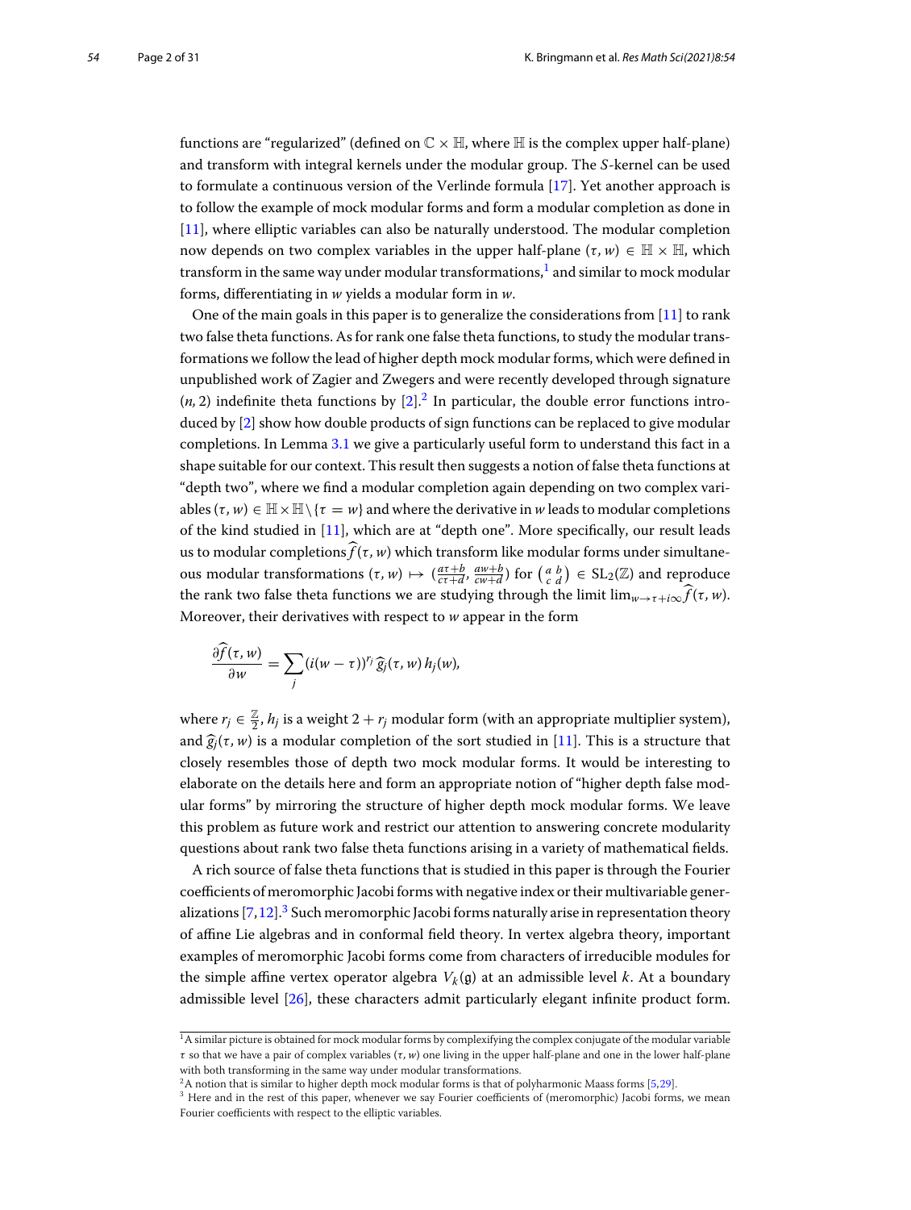functions are "regularized" (defined on $\mathbb{C} \times \mathbb{H}$, where $\mathbb{H}$ is the complex upper half-plane) and transform with integral kernels under the modular group. The $S$-kernel can be used to formulate a continuous version of the Verlinde formula [17]. Yet another approach is to follow the example of mock modular forms and form a modular completion as done in [11], where elliptic variables can also be naturally understood. The modular completion now depends on two complex variables in the upper half-plane $(\tau, w) \in \mathbb{H} \times \mathbb{H}$, which transform in the same way under modular transformations,[1] and similar to mock modular forms, differentiating in $w$ yields a modular form in $w$.

One of the main goals in this paper is to generalize the considerations from [11] to rank two false theta functions. As for rank one false theta functions, to study the modular transformations we follow the lead of higher depth mock modular forms, which were defined in unpublished work of Zagier and Zwegers and were recently developed through signature $(n, 2)$ indefinite theta functions by [2].[2] In particular, the double error functions introduced by [2] show how double products of sign functions can be replaced to give modular completions. In Lemma 3.1 we give a particularly useful form to understand this fact in a shape suitable for our context. This result then suggests a notion of false theta functions at "depth two", where we find a modular completion again depending on two complex variables $(\tau, w) \in \mathbb{H} \times \mathbb{H} \setminus \{\tau = w\}$ and where the derivative in $w$ leads to modular completions of the kind studied in [11], which are at "depth one". More specifically, our result leads us to modular completions $\widehat{f}(\tau, w)$ which transform like modular forms under simultaneous modular transformations $(\tau, w) \mapsto (\frac{a\tau+b}{c\tau+d}, \frac{aw+b}{cw+d})$ for $\left(\begin{smallmatrix} a & b \\ c & d \end{smallmatrix}\right) \in \mathrm{SL}_2(\mathbb{Z})$ and reproduce the rank two false theta functions we are studying through the limit $\lim_{w \to \tau + i\infty} \widehat{f}(\tau, w)$. Moreover, their derivatives with respect to $w$ appear in the form

$$\frac{\partial \widehat{f}(\tau, w)}{\partial w} = \sum_j (i(w-\tau))^{r_j} \widehat{g}_j(\tau, w)\, h_j(w),$$

where $r_j \in \frac{\mathbb{Z}}{2}$, $h_j$ is a weight $2 + r_j$ modular form (with an appropriate multiplier system), and $\widehat{g}_j(\tau, w)$ is a modular completion of the sort studied in [11]. This is a structure that closely resembles those of depth two mock modular forms. It would be interesting to elaborate on the details here and form an appropriate notion of "higher depth false modular forms" by mirroring the structure of higher depth mock modular forms. We leave this problem as future work and restrict our attention to answering concrete modularity questions about rank two false theta functions arising in a variety of mathematical fields.

A rich source of false theta functions that is studied in this paper is through the Fourier coefficients of meromorphic Jacobi forms with negative index or their multivariable generalizations [7,12].[3] Such meromorphic Jacobi forms naturally arise in representation theory of affine Lie algebras and in conformal field theory. In vertex algebra theory, important examples of meromorphic Jacobi forms come from characters of irreducible modules for the simple affine vertex operator algebra $V_k(\mathfrak{g})$ at an admissible level $k$. At a boundary admissible level [26], these characters admit particularly elegant infinite product form.

[1] A similar picture is obtained for mock modular forms by complexifying the complex conjugate of the modular variable $\tau$ so that we have a pair of complex variables $(\tau, w)$ one living in the upper half-plane and one in the lower half-plane with both transforming in the same way under modular transformations.

[2] A notion that is similar to higher depth mock modular forms is that of polyharmonic Maass forms [5,29].

[3] Here and in the rest of this paper, whenever we say Fourier coefficients of (meromorphic) Jacobi forms, we mean Fourier coefficients with respect to the elliptic variables.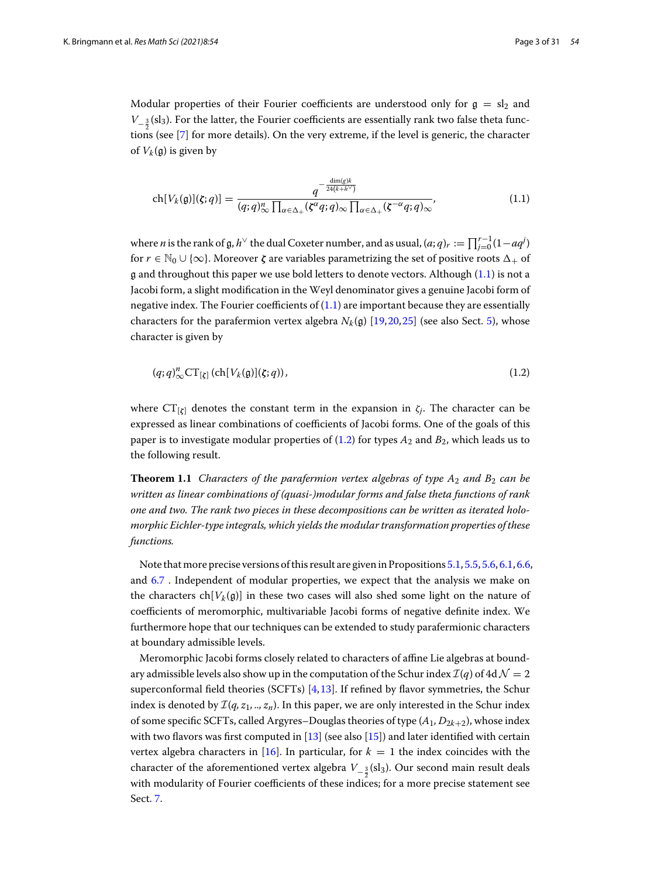Modular properties of their Fourier coefficients are understood only for $\mathfrak{g} = \mathrm{sl}_2$ and $V_{-\frac{3}{2}}(\mathrm{sl}_3)$. For the latter, the Fourier coefficients are essentially rank two false theta functions (see [7] for more details). On the very extreme, if the level is generic, the character of $V_k(\mathfrak{g})$ is given by

$$\mathrm{ch}[V_k(\mathfrak{g})](\boldsymbol{\zeta};q)] = \frac{q^{-\frac{\dim(\mathfrak{g})k}{24(k+h^\vee)}}}{(q;q)_\infty^n \prod_{\alpha\in\Delta_+}(\boldsymbol{\zeta}^\alpha q;q)_\infty \prod_{\alpha\in\Delta_+}(\boldsymbol{\zeta}^{-\alpha}q;q)_\infty}, \tag{1.1}$$

where $n$ is the rank of $\mathfrak{g}$, $h^\vee$ the dual Coxeter number, and as usual, $(a;q)_r := \prod_{j=0}^{r-1}(1-aq^j)$ for $r \in \mathbb{N}_0 \cup \{\infty\}$. Moreover $\boldsymbol{\zeta}$ are variables parametrizing the set of positive roots $\Delta_+$ of $\mathfrak{g}$ and throughout this paper we use bold letters to denote vectors. Although (1.1) is not a Jacobi form, a slight modification in the Weyl denominator gives a genuine Jacobi form of negative index. The Fourier coefficients of (1.1) are important because they are essentially characters for the parafermion vertex algebra $N_k(\mathfrak{g})$ [19,20,25] (see also Sect. 5), whose character is given by

$$(q;q)_\infty^n \mathrm{CT}_{[\boldsymbol{\zeta}]}\left(\mathrm{ch}[V_k(\mathfrak{g})](\boldsymbol{\zeta};q)\right), \tag{1.2}$$

where $\mathrm{CT}_{[\boldsymbol{\zeta}]}$ denotes the constant term in the expansion in $\zeta_j$. The character can be expressed as linear combinations of coefficients of Jacobi forms. One of the goals of this paper is to investigate modular properties of (1.2) for types $A_2$ and $B_2$, which leads us to the following result.

**Theorem 1.1** *Characters of the parafermion vertex algebras of type $A_2$ and $B_2$ can be written as linear combinations of (quasi-)modular forms and false theta functions of rank one and two. The rank two pieces in these decompositions can be written as iterated holomorphic Eichler-type integrals, which yields the modular transformation properties of these functions.*

Note that more precise versions of this result are given in Propositions 5.1, 5.5, 5.6, 6.1, 6.6, and 6.7 . Independent of modular properties, we expect that the analysis we make on the characters $\mathrm{ch}[V_k(\mathfrak{g})]$ in these two cases will also shed some light on the nature of coefficients of meromorphic, multivariable Jacobi forms of negative definite index. We furthermore hope that our techniques can be extended to study parafermionic characters at boundary admissible levels.

Meromorphic Jacobi forms closely related to characters of affine Lie algebras at boundary admissible levels also show up in the computation of the Schur index $\mathcal{I}(q)$ of 4d $\mathcal{N} = 2$ superconformal field theories (SCFTs) [4,13]. If refined by flavor symmetries, the Schur index is denoted by $\mathcal{I}(q, z_1, .., z_n)$. In this paper, we are only interested in the Schur index of some specific SCFTs, called Argyres–Douglas theories of type $(A_1, D_{2k+2})$, whose index with two flavors was first computed in [13] (see also [15]) and later identified with certain vertex algebra characters in [16]. In particular, for $k = 1$ the index coincides with the character of the aforementioned vertex algebra $V_{-\frac{3}{2}}(\mathrm{sl}_3)$. Our second main result deals with modularity of Fourier coefficients of these indices; for a more precise statement see Sect. 7.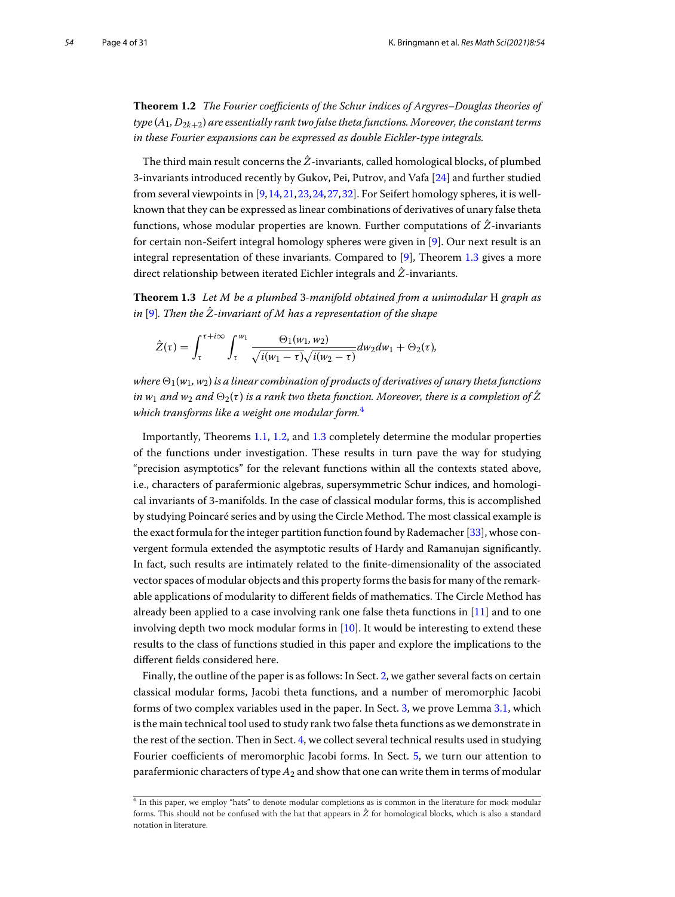**Theorem 1.2** *The Fourier coefficients of the Schur indices of Argyres–Douglas theories of type $(A_1, D_{2k+2})$ are essentially rank two false theta functions. Moreover, the constant terms in these Fourier expansions can be expressed as double Eichler-type integrals.*

The third main result concerns the $\hat{Z}$-invariants, called homological blocks, of plumbed 3-invariants introduced recently by Gukov, Pei, Putrov, and Vafa [24] and further studied from several viewpoints in [9,14,21,23,24,27,32]. For Seifert homology spheres, it is well-known that they can be expressed as linear combinations of derivatives of unary false theta functions, whose modular properties are known. Further computations of $\hat{Z}$-invariants for certain non-Seifert integral homology spheres were given in [9]. Our next result is an integral representation of these invariants. Compared to [9], Theorem 1.3 gives a more direct relationship between iterated Eichler integrals and $\hat{Z}$-invariants.

**Theorem 1.3** *Let $M$ be a plumbed 3-manifold obtained from a unimodular* H *graph as in* [9]*. Then the $\hat{Z}$-invariant of $M$ has a representation of the shape*

$$\hat{Z}(\tau) = \int_{\tau}^{\tau+i\infty} \int_{\tau}^{w_1} \frac{\Theta_1(w_1, w_2)}{\sqrt{i(w_1-\tau)}\sqrt{i(w_2-\tau)}} dw_2 dw_1 + \Theta_2(\tau),$$

*where $\Theta_1(w_1, w_2)$ is a linear combination of products of derivatives of unary theta functions in $w_1$ and $w_2$ and $\Theta_2(\tau)$ is a rank two theta function. Moreover, there is a completion of $\hat{Z}$ which transforms like a weight one modular form.*[4]

Importantly, Theorems 1.1, 1.2, and 1.3 completely determine the modular properties of the functions under investigation. These results in turn pave the way for studying "precision asymptotics" for the relevant functions within all the contexts stated above, i.e., characters of parafermionic algebras, supersymmetric Schur indices, and homological invariants of 3-manifolds. In the case of classical modular forms, this is accomplished by studying Poincaré series and by using the Circle Method. The most classical example is the exact formula for the integer partition function found by Rademacher [33], whose convergent formula extended the asymptotic results of Hardy and Ramanujan significantly. In fact, such results are intimately related to the finite-dimensionality of the associated vector spaces of modular objects and this property forms the basis for many of the remarkable applications of modularity to different fields of mathematics. The Circle Method has already been applied to a case involving rank one false theta functions in [11] and to one involving depth two mock modular forms in [10]. It would be interesting to extend these results to the class of functions studied in this paper and explore the implications to the different fields considered here.

Finally, the outline of the paper is as follows: In Sect. 2, we gather several facts on certain classical modular forms, Jacobi theta functions, and a number of meromorphic Jacobi forms of two complex variables used in the paper. In Sect. 3, we prove Lemma 3.1, which is the main technical tool used to study rank two false theta functions as we demonstrate in the rest of the section. Then in Sect. 4, we collect several technical results used in studying Fourier coefficients of meromorphic Jacobi forms. In Sect. 5, we turn our attention to parafermionic characters of type $A_2$ and show that one can write them in terms of modular

[4] In this paper, we employ "hats" to denote modular completions as is common in the literature for mock modular forms. This should not be confused with the hat that appears in $\hat{Z}$ for homological blocks, which is also a standard notation in literature.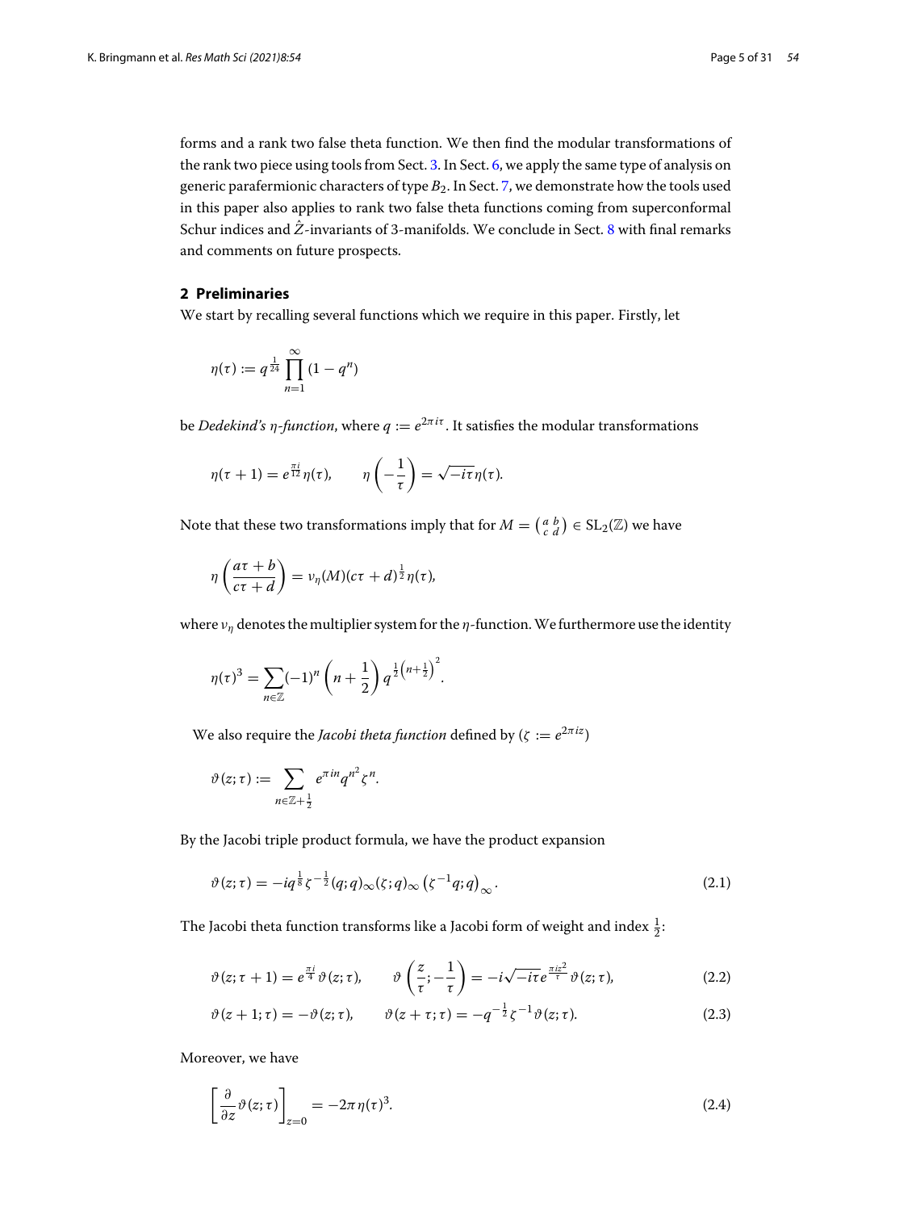forms and a rank two false theta function. We then find the modular transformations of the rank two piece using tools from Sect. 3. In Sect. 6, we apply the same type of analysis on generic parafermionic characters of type $B_2$. In Sect. 7, we demonstrate how the tools used in this paper also applies to rank two false theta functions coming from superconformal Schur indices and $\hat{Z}$-invariants of 3-manifolds. We conclude in Sect. 8 with final remarks and comments on future prospects.

## 2 Preliminaries

We start by recalling several functions which we require in this paper. Firstly, let

$$\eta(\tau) := q^{\frac{1}{24}} \prod_{n=1}^{\infty} (1 - q^n)$$

be *Dedekind's $\eta$-function*, where $q := e^{2\pi i \tau}$. It satisfies the modular transformations

$$\eta(\tau + 1) = e^{\frac{\pi i}{12}} \eta(\tau), \qquad \eta\left(-\frac{1}{\tau}\right) = \sqrt{-i\tau}\,\eta(\tau).$$

Note that these two transformations imply that for $M = \left(\begin{smallmatrix} a & b \\ c & d \end{smallmatrix}\right) \in \mathrm{SL}_2(\mathbb{Z})$ we have

$$\eta\left(\frac{a\tau + b}{c\tau + d}\right) = \nu_\eta(M)(c\tau + d)^{\frac{1}{2}} \eta(\tau),$$

where $\nu_\eta$ denotes the multiplier system for the $\eta$-function. We furthermore use the identity

$$\eta(\tau)^3 = \sum_{n \in \mathbb{Z}} (-1)^n \left(n + \frac{1}{2}\right) q^{\frac{1}{2}\left(n + \frac{1}{2}\right)^2}.$$

We also require the *Jacobi theta function* defined by ($\zeta := e^{2\pi i z}$)

$$\vartheta(z; \tau) := \sum_{n \in \mathbb{Z} + \frac{1}{2}} e^{\pi i n} q^{n^2} \zeta^n.$$

By the Jacobi triple product formula, we have the product expansion

$$\vartheta(z; \tau) = -i q^{\frac{1}{8}} \zeta^{-\frac{1}{2}} (q; q)_\infty (\zeta; q)_\infty \left(\zeta^{-1} q; q\right)_\infty. \tag{2.1}$$

The Jacobi theta function transforms like a Jacobi form of weight and index $\frac{1}{2}$:

$$\vartheta(z; \tau + 1) = e^{\frac{\pi i}{4}} \vartheta(z; \tau), \qquad \vartheta\left(\frac{z}{\tau}; -\frac{1}{\tau}\right) = -i\sqrt{-i\tau}\, e^{\frac{\pi i z^2}{\tau}} \vartheta(z; \tau), \tag{2.2}$$

$$\vartheta(z + 1; \tau) = -\vartheta(z; \tau), \qquad \vartheta(z + \tau; \tau) = -q^{-\frac{1}{2}} \zeta^{-1} \vartheta(z; \tau). \tag{2.3}$$

Moreover, we have

$$\left[\frac{\partial}{\partial z} \vartheta(z; \tau)\right]_{z=0} = -2\pi \eta(\tau)^3. \tag{2.4}$$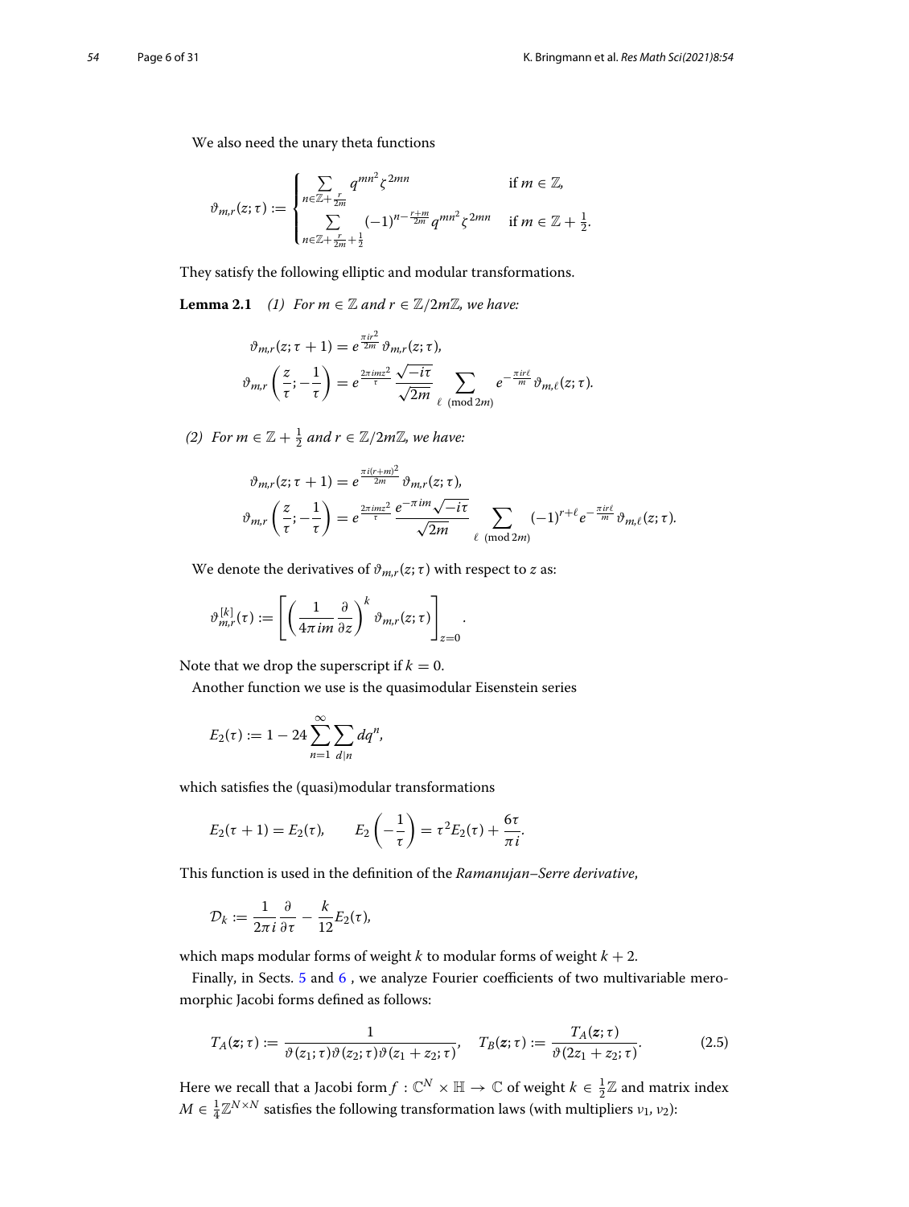We also need the unary theta functions

$$\vartheta_{m,r}(z;\tau) := \begin{cases} \sum\limits_{n \in \mathbb{Z}+\frac{r}{2m}} q^{mn^2}\zeta^{2mn} & \text{if } m \in \mathbb{Z}, \\ \sum\limits_{n \in \mathbb{Z}+\frac{r}{2m}+\frac{1}{2}} (-1)^{n-\frac{r+m}{2m}} q^{mn^2}\zeta^{2mn} & \text{if } m \in \mathbb{Z}+\frac{1}{2}. \end{cases}$$

They satisfy the following elliptic and modular transformations.

**Lemma 2.1** *(1) For $m \in \mathbb{Z}$ and $r \in \mathbb{Z}/2m\mathbb{Z}$, we have:*

$$\vartheta_{m,r}(z;\tau+1) = e^{\frac{\pi i r^2}{2m}} \vartheta_{m,r}(z;\tau),$$

$$\vartheta_{m,r}\left(\frac{z}{\tau}; -\frac{1}{\tau}\right) = e^{\frac{2\pi i m z^2}{\tau}} \frac{\sqrt{-i\tau}}{\sqrt{2m}} \sum_{\ell \pmod{2m}} e^{-\frac{\pi i r\ell}{m}} \vartheta_{m,\ell}(z;\tau).$$

*(2) For $m \in \mathbb{Z} + \frac{1}{2}$ and $r \in \mathbb{Z}/2m\mathbb{Z}$, we have:*

$$\vartheta_{m,r}(z;\tau+1) = e^{\frac{\pi i (r+m)^2}{2m}} \vartheta_{m,r}(z;\tau),$$

$$\vartheta_{m,r}\left(\frac{z}{\tau}; -\frac{1}{\tau}\right) = e^{\frac{2\pi i m z^2}{\tau}} \frac{e^{-\pi i m}\sqrt{-i\tau}}{\sqrt{2m}} \sum_{\ell \pmod{2m}} (-1)^{r+\ell} e^{-\frac{\pi i r\ell}{m}} \vartheta_{m,\ell}(z;\tau).$$

We denote the derivatives of $\vartheta_{m,r}(z;\tau)$ with respect to $z$ as:

$$\vartheta_{m,r}^{[k]}(\tau) := \left[\left(\frac{1}{4\pi i m}\frac{\partial}{\partial z}\right)^k \vartheta_{m,r}(z;\tau)\right]_{z=0}.$$

Note that we drop the superscript if $k = 0$.

Another function we use is the quasimodular Eisenstein series

$$E_2(\tau) := 1 - 24\sum_{n=1}^{\infty}\sum_{d|n} dq^n,$$

which satisfies the (quasi)modular transformations

$$E_2(\tau+1) = E_2(\tau), \qquad E_2\left(-\frac{1}{\tau}\right) = \tau^2 E_2(\tau) + \frac{6\tau}{\pi i}.$$

This function is used in the definition of the *Ramanujan–Serre derivative*,

$$\mathcal{D}_k := \frac{1}{2\pi i}\frac{\partial}{\partial \tau} - \frac{k}{12}E_2(\tau),$$

which maps modular forms of weight $k$ to modular forms of weight $k+2$.

Finally, in Sects. 5 and 6 , we analyze Fourier coefficients of two multivariable meromorphic Jacobi forms defined as follows:

$$T_A(\boldsymbol{z};\tau) := \frac{1}{\vartheta(z_1;\tau)\vartheta(z_2;\tau)\vartheta(z_1+z_2;\tau)}, \quad T_B(\boldsymbol{z};\tau) := \frac{T_A(\boldsymbol{z};\tau)}{\vartheta(2z_1+z_2;\tau)}. \tag{2.5}$$

Here we recall that a Jacobi form $f : \mathbb{C}^N \times \mathbb{H} \to \mathbb{C}$ of weight $k \in \frac{1}{2}\mathbb{Z}$ and matrix index $M \in \frac{1}{4}\mathbb{Z}^{N\times N}$ satisfies the following transformation laws (with multipliers $\nu_1, \nu_2$):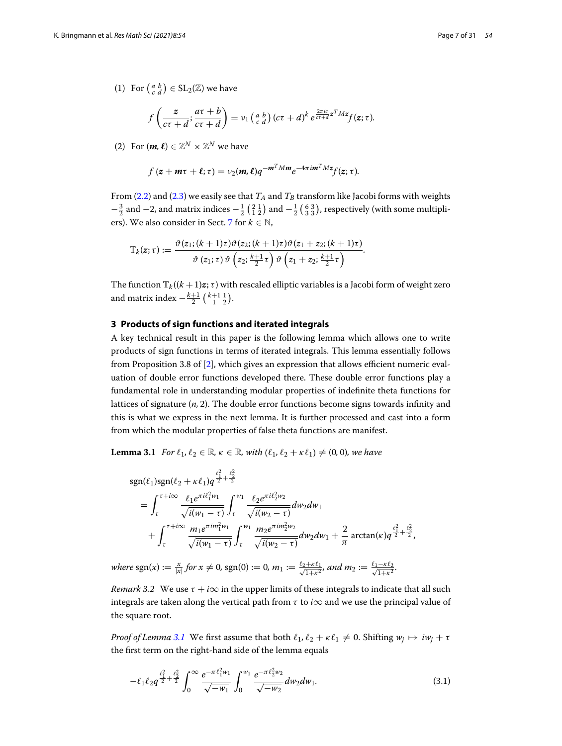(1) For $\left(\begin{smallmatrix} a & b \\ c & d \end{smallmatrix}\right) \in \mathrm{SL}_2(\mathbb{Z})$ we have

$$f\left(\frac{\boldsymbol{z}}{c\tau+d}; \frac{a\tau+b}{c\tau+d}\right) = \nu_1\left(\begin{smallmatrix} a & b \\ c & d \end{smallmatrix}\right)(c\tau+d)^k e^{\frac{2\pi i c}{c\tau+d}\boldsymbol{z}^T M \boldsymbol{z}} f(\boldsymbol{z};\tau).$$

(2) For $(\boldsymbol{m}, \boldsymbol{\ell}) \in \mathbb{Z}^N \times \mathbb{Z}^N$ we have

$$f(\boldsymbol{z} + \boldsymbol{m}\tau + \boldsymbol{\ell}; \tau) = \nu_2(\boldsymbol{m}, \boldsymbol{\ell}) q^{-\boldsymbol{m}^T M \boldsymbol{m}} e^{-4\pi i \boldsymbol{m}^T M \boldsymbol{z}} f(\boldsymbol{z};\tau).$$

From (2.2) and (2.3) we easily see that $T_A$ and $T_B$ transform like Jacobi forms with weights $-\frac{3}{2}$ and $-2$, and matrix indices $-\frac{1}{2}\left(\begin{smallmatrix} 2 & 1 \\ 1 & 2 \end{smallmatrix}\right)$ and $-\frac{1}{2}\left(\begin{smallmatrix} 6 & 3 \\ 3 & 3 \end{smallmatrix}\right)$, respectively (with some multipliers). We also consider in Sect. 7 for $k \in \mathbb{N}$,

$$\mathbb{T}_k(\boldsymbol{z};\tau) := \frac{\vartheta(z_1;(k+1)\tau)\vartheta(z_2;(k+1)\tau)\vartheta(z_1+z_2;(k+1)\tau)}{\vartheta(z_1;\tau)\,\vartheta\left(z_2;\frac{k+1}{2}\tau\right)\,\vartheta\left(z_1+z_2;\frac{k+1}{2}\tau\right)}.$$

The function $\mathbb{T}_k((k+1)\boldsymbol{z};\tau)$ with rescaled elliptic variables is a Jacobi form of weight zero and matrix index $-\frac{k+1}{2}\left(\begin{smallmatrix} k+1 & 1 \\ 1 & 2 \end{smallmatrix}\right)$.

## 3 Products of sign functions and iterated integrals

A key technical result in this paper is the following lemma which allows one to write products of sign functions in terms of iterated integrals. This lemma essentially follows from Proposition 3.8 of [2], which gives an expression that allows efficient numeric evaluation of double error functions developed there. These double error functions play a fundamental role in understanding modular properties of indefinite theta functions for lattices of signature $(n, 2)$. The double error functions become signs towards infinity and this is what we express in the next lemma. It is further processed and cast into a form from which the modular properties of false theta functions are manifest.

**Lemma 3.1** *For $\ell_1, \ell_2 \in \mathbb{R}$, $\kappa \in \mathbb{R}$, with $(\ell_1, \ell_2 + \kappa\ell_1) \neq (0,0)$, we have*

$$\begin{aligned}
&\operatorname{sgn}(\ell_1)\operatorname{sgn}(\ell_2+\kappa\ell_1) q^{\frac{\ell_1^2}{2}+\frac{\ell_2^2}{2}} \\
&= \int_\tau^{\tau+i\infty} \frac{\ell_1 e^{\pi i \ell_1^2 w_1}}{\sqrt{i(w_1-\tau)}} \int_\tau^{w_1} \frac{\ell_2 e^{\pi i \ell_2^2 w_2}}{\sqrt{i(w_2-\tau)}} dw_2 dw_1 \\
&\quad + \int_\tau^{\tau+i\infty} \frac{m_1 e^{\pi i m_1^2 w_1}}{\sqrt{i(w_1-\tau)}} \int_\tau^{w_1} \frac{m_2 e^{\pi i m_2^2 w_2}}{\sqrt{i(w_2-\tau)}} dw_2 dw_1 + \frac{2}{\pi}\arctan(\kappa) q^{\frac{\ell_1^2}{2}+\frac{\ell_2^2}{2}},
\end{aligned}$$

*where $\operatorname{sgn}(x) := \frac{x}{|x|}$ for $x \neq 0$, $\operatorname{sgn}(0) := 0$, $m_1 := \frac{\ell_2+\kappa\ell_1}{\sqrt{1+\kappa^2}}$, and $m_2 := \frac{\ell_1-\kappa\ell_2}{\sqrt{1+\kappa^2}}$.*

*Remark 3.2* We use $\tau + i\infty$ in the upper limits of these integrals to indicate that all such integrals are taken along the vertical path from $\tau$ to $i\infty$ and we use the principal value of the square root.

*Proof of Lemma 3.1* We first assume that both $\ell_1, \ell_2 + \kappa\ell_1 \neq 0$. Shifting $w_j \mapsto iw_j + \tau$ the first term on the right-hand side of the lemma equals

$$-\ell_1\ell_2 q^{\frac{\ell_1^2}{2}+\frac{\ell_2^2}{2}} \int_0^\infty \frac{e^{-\pi\ell_1^2 w_1}}{\sqrt{-w_1}} \int_0^{w_1} \frac{e^{-\pi\ell_2^2 w_2}}{\sqrt{-w_2}} dw_2 dw_1. \tag{3.1}$$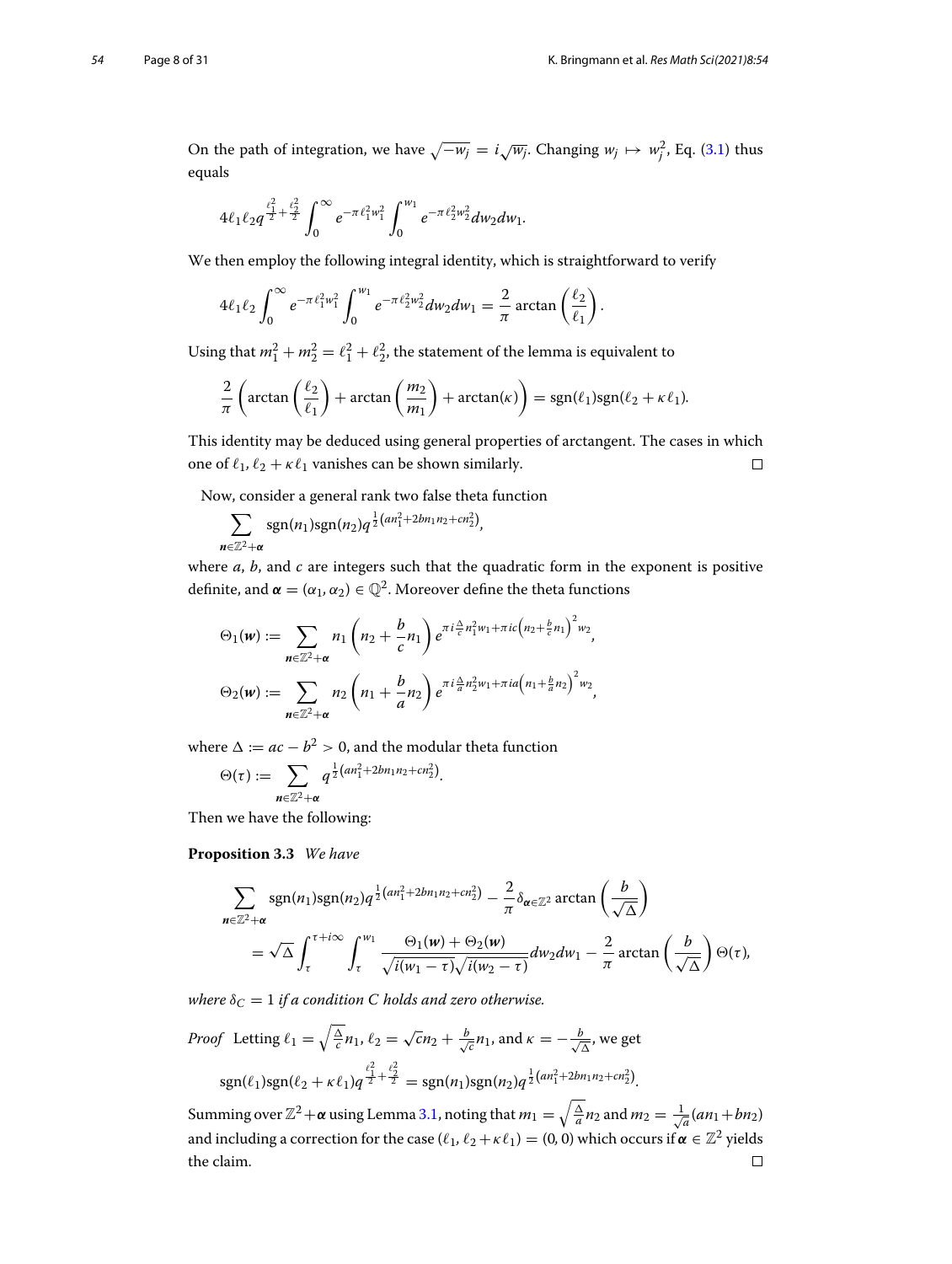On the path of integration, we have $\sqrt{-w_j} = i\sqrt{w_j}$. Changing $w_j \mapsto w_j^2$, Eq. (3.1) thus equals

$$4\ell_1\ell_2 q^{\frac{\ell_1^2}{2}+\frac{\ell_2^2}{2}} \int_0^\infty e^{-\pi \ell_1^2 w_1^2} \int_0^{w_1} e^{-\pi \ell_2^2 w_2^2} dw_2 dw_1.$$

We then employ the following integral identity, which is straightforward to verify

$$4\ell_1\ell_2 \int_0^\infty e^{-\pi \ell_1^2 w_1^2} \int_0^{w_1} e^{-\pi \ell_2^2 w_2^2} dw_2 dw_1 = \frac{2}{\pi} \arctan\left(\frac{\ell_2}{\ell_1}\right).$$

Using that $m_1^2 + m_2^2 = \ell_1^2 + \ell_2^2$, the statement of the lemma is equivalent to

$$\frac{2}{\pi}\left(\arctan\left(\frac{\ell_2}{\ell_1}\right) + \arctan\left(\frac{m_2}{m_1}\right) + \arctan(\kappa)\right) = \operatorname{sgn}(\ell_1)\operatorname{sgn}(\ell_2 + \kappa\ell_1).$$

This identity may be deduced using general properties of arctangent. The cases in which one of $\ell_1, \ell_2 + \kappa\ell_1$ vanishes can be shown similarly. $\square$

Now, consider a general rank two false theta function

$$\sum_{\boldsymbol{n}\in\mathbb{Z}^2+\boldsymbol{\alpha}} \operatorname{sgn}(n_1)\operatorname{sgn}(n_2) q^{\frac{1}{2}\left(an_1^2+2bn_1n_2+cn_2^2\right)},$$

where $a$, $b$, and $c$ are integers such that the quadratic form in the exponent is positive definite, and $\boldsymbol{\alpha} = (\alpha_1, \alpha_2) \in \mathbb{Q}^2$. Moreover define the theta functions

$$\Theta_1(\boldsymbol{w}) := \sum_{\boldsymbol{n}\in\mathbb{Z}^2+\boldsymbol{\alpha}} n_1\left(n_2 + \frac{b}{c}n_1\right) e^{\pi i \frac{\Delta}{c} n_1^2 w_1 + \pi i c\left(n_2+\frac{b}{c}n_1\right)^2 w_2},$$

$$\Theta_2(\boldsymbol{w}) := \sum_{\boldsymbol{n}\in\mathbb{Z}^2+\boldsymbol{\alpha}} n_2\left(n_1 + \frac{b}{a}n_2\right) e^{\pi i \frac{\Delta}{a} n_2^2 w_1 + \pi i a\left(n_1+\frac{b}{a}n_2\right)^2 w_2},$$

where $\Delta := ac - b^2 > 0$, and the modular theta function

$$\Theta(\tau) := \sum_{\boldsymbol{n}\in\mathbb{Z}^2+\boldsymbol{\alpha}} q^{\frac{1}{2}\left(an_1^2+2bn_1n_2+cn_2^2\right)}.$$

Then we have the following:

**Proposition 3.3** *We have*

$$\sum_{\boldsymbol{n}\in\mathbb{Z}^2+\boldsymbol{\alpha}} \operatorname{sgn}(n_1)\operatorname{sgn}(n_2) q^{\frac{1}{2}\left(an_1^2+2bn_1n_2+cn_2^2\right)} - \frac{2}{\pi}\delta_{\boldsymbol{\alpha}\in\mathbb{Z}^2} \arctan\left(\frac{b}{\sqrt{\Delta}}\right)$$
$$= \sqrt{\Delta}\int_\tau^{\tau+i\infty}\int_\tau^{w_1} \frac{\Theta_1(\boldsymbol{w}) + \Theta_2(\boldsymbol{w})}{\sqrt{i(w_1-\tau)}\sqrt{i(w_2-\tau)}} dw_2 dw_1 - \frac{2}{\pi}\arctan\left(\frac{b}{\sqrt{\Delta}}\right)\Theta(\tau),$$

*where $\delta_C = 1$ if a condition $C$ holds and zero otherwise.*

*Proof* Letting $\ell_1 = \sqrt{\frac{\Delta}{c}}n_1$, $\ell_2 = \sqrt{c}n_2 + \frac{b}{\sqrt{c}}n_1$, and $\kappa = -\frac{b}{\sqrt{\Delta}}$, we get

$$\operatorname{sgn}(\ell_1)\operatorname{sgn}(\ell_2 + \kappa\ell_1) q^{\frac{\ell_1^2}{2}+\frac{\ell_2^2}{2}} = \operatorname{sgn}(n_1)\operatorname{sgn}(n_2) q^{\frac{1}{2}\left(an_1^2+2bn_1n_2+cn_2^2\right)}.$$

Summing over $\mathbb{Z}^2 + \boldsymbol{\alpha}$ using Lemma 3.1, noting that $m_1 = \sqrt{\frac{\Delta}{a}}n_2$ and $m_2 = \frac{1}{\sqrt{a}}(an_1 + bn_2)$ and including a correction for the case $(\ell_1, \ell_2 + \kappa\ell_1) = (0, 0)$ which occurs if $\boldsymbol{\alpha} \in \mathbb{Z}^2$ yields the claim. $\square$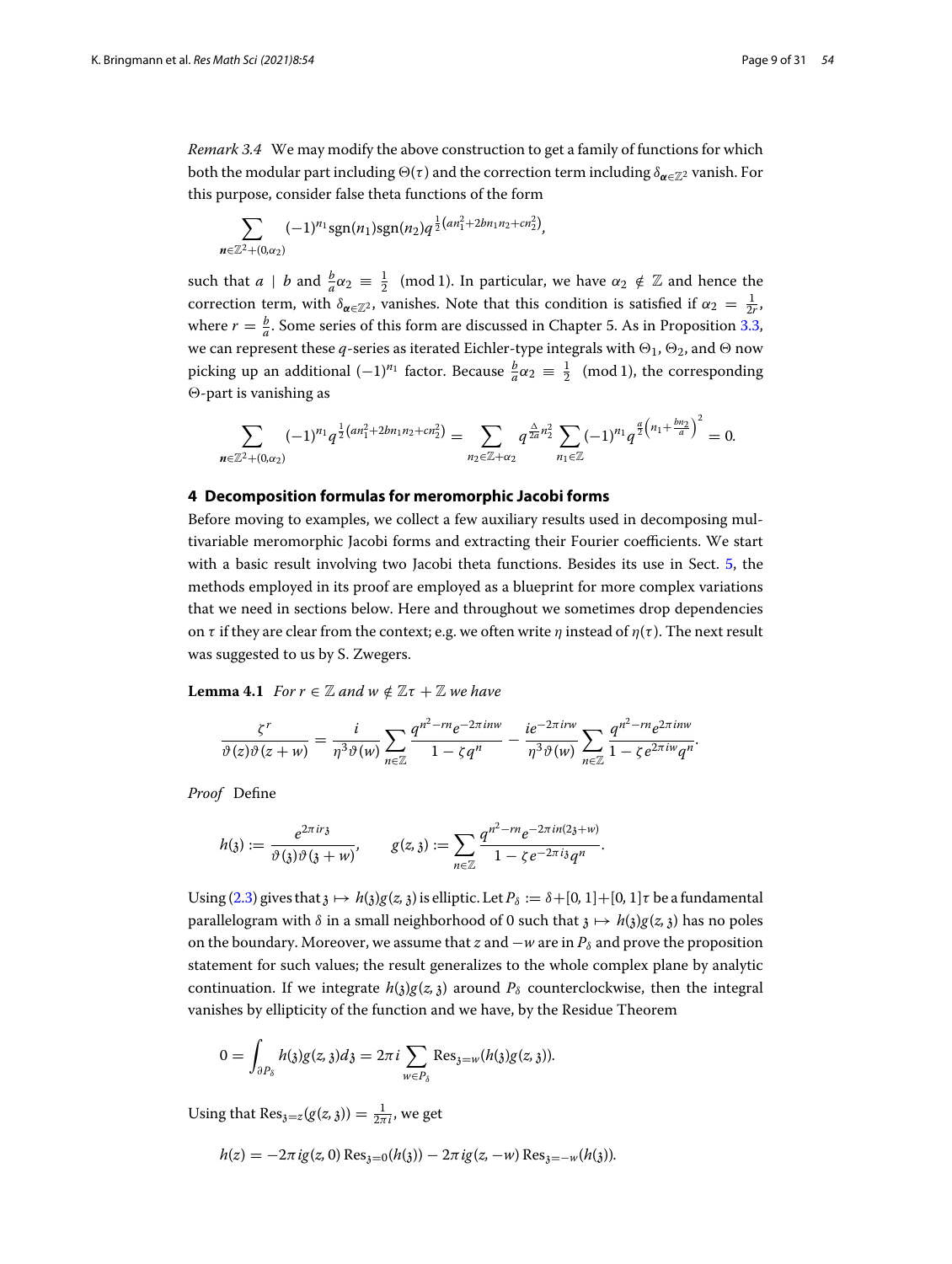*Remark 3.4* We may modify the above construction to get a family of functions for which both the modular part including $\Theta(\tau)$ and the correction term including $\delta_{\boldsymbol{\alpha}\in\mathbb{Z}^2}$ vanish. For this purpose, consider false theta functions of the form

$$\sum_{\boldsymbol{n}\in\mathbb{Z}^2+(0,\alpha_2)} (-1)^{n_1}\operatorname{sgn}(n_1)\operatorname{sgn}(n_2)q^{\frac{1}{2}\left(an_1^2+2bn_1n_2+cn_2^2\right)},$$

such that $a \mid b$ and $\frac{b}{a}\alpha_2 \equiv \frac{1}{2} \pmod 1$. In particular, we have $\alpha_2 \notin \mathbb{Z}$ and hence the correction term, with $\delta_{\boldsymbol{\alpha}\in\mathbb{Z}^2}$, vanishes. Note that this condition is satisfied if $\alpha_2 = \frac{1}{2r}$, where $r = \frac{b}{a}$. Some series of this form are discussed in Chapter 5. As in Proposition 3.3, we can represent these $q$-series as iterated Eichler-type integrals with $\Theta_1$, $\Theta_2$, and $\Theta$ now picking up an additional $(-1)^{n_1}$ factor. Because $\frac{b}{a}\alpha_2 \equiv \frac{1}{2} \pmod 1$, the corresponding $\Theta$-part is vanishing as

$$\sum_{\boldsymbol{n}\in\mathbb{Z}^2+(0,\alpha_2)} (-1)^{n_1}q^{\frac{1}{2}\left(an_1^2+2bn_1n_2+cn_2^2\right)} = \sum_{n_2\in\mathbb{Z}+\alpha_2} q^{\frac{\Delta}{2a}n_2^2}\sum_{n_1\in\mathbb{Z}}(-1)^{n_1}q^{\frac{a}{2}\left(n_1+\frac{bn_2}{a}\right)^2} = 0.$$

## 4 Decomposition formulas for meromorphic Jacobi forms

Before moving to examples, we collect a few auxiliary results used in decomposing multivariable meromorphic Jacobi forms and extracting their Fourier coefficients. We start with a basic result involving two Jacobi theta functions. Besides its use in Sect. 5, the methods employed in its proof are employed as a blueprint for more complex variations that we need in sections below. Here and throughout we sometimes drop dependencies on $\tau$ if they are clear from the context; e.g. we often write $\eta$ instead of $\eta(\tau)$. The next result was suggested to us by S. Zwegers.

**Lemma 4.1** *For $r \in \mathbb{Z}$ and $w \notin \mathbb{Z}\tau + \mathbb{Z}$ we have*

$$\frac{\zeta^r}{\vartheta(z)\vartheta(z+w)} = \frac{i}{\eta^3\vartheta(w)}\sum_{n\in\mathbb{Z}}\frac{q^{n^2-rn}e^{-2\pi inw}}{1-\zeta q^n} - \frac{ie^{-2\pi irw}}{\eta^3\vartheta(w)}\sum_{n\in\mathbb{Z}}\frac{q^{n^2-rn}e^{2\pi inw}}{1-\zeta e^{2\pi iw}q^n}.$$

*Proof* Define

$$h(\mathfrak{z}) := \frac{e^{2\pi ir\mathfrak{z}}}{\vartheta(\mathfrak{z})\vartheta(\mathfrak{z}+w)}, \qquad g(z,\mathfrak{z}) := \sum_{n\in\mathbb{Z}}\frac{q^{n^2-rn}e^{-2\pi in(2\mathfrak{z}+w)}}{1-\zeta e^{-2\pi i\mathfrak{z}}q^n}.$$

Using (2.3) gives that $\mathfrak{z} \mapsto h(\mathfrak{z})g(z,\mathfrak{z})$ is elliptic. Let $P_\delta := \delta+[0,1]+[0,1]\tau$ be a fundamental parallelogram with $\delta$ in a small neighborhood of 0 such that $\mathfrak{z} \mapsto h(\mathfrak{z})g(z,\mathfrak{z})$ has no poles on the boundary. Moreover, we assume that $z$ and $-w$ are in $P_\delta$ and prove the proposition statement for such values; the result generalizes to the whole complex plane by analytic continuation. If we integrate $h(\mathfrak{z})g(z,\mathfrak{z})$ around $P_\delta$ counterclockwise, then the integral vanishes by ellipticity of the function and we have, by the Residue Theorem

$$0 = \int_{\partial P_\delta} h(\mathfrak{z})g(z,\mathfrak{z})d\mathfrak{z} = 2\pi i\sum_{w\in P_\delta}\operatorname{Res}_{\mathfrak{z}=w}(h(\mathfrak{z})g(z,\mathfrak{z})).$$

Using that $\operatorname{Res}_{\mathfrak{z}=z}(g(z,\mathfrak{z})) = \frac{1}{2\pi i}$, we get

$$h(z) = -2\pi ig(z,0)\operatorname{Res}_{\mathfrak{z}=0}(h(\mathfrak{z})) - 2\pi ig(z,-w)\operatorname{Res}_{\mathfrak{z}=-w}(h(\mathfrak{z})).$$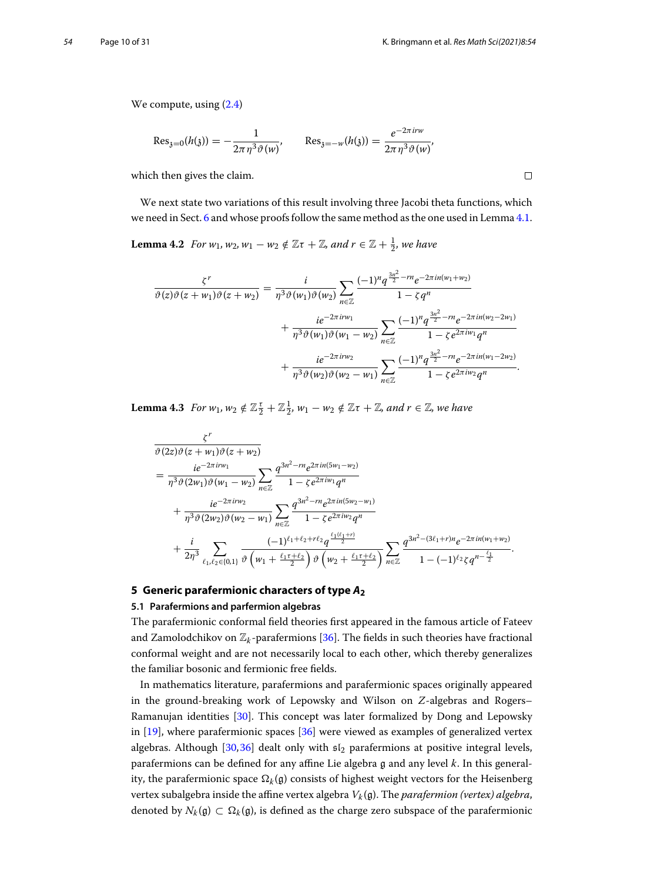We compute, using (2.4)

$$\mathrm{Res}_{\mathfrak{z}=0}(h(\mathfrak{z})) = -\frac{1}{2\pi\eta^3\vartheta(w)}, \qquad \mathrm{Res}_{\mathfrak{z}=-w}(h(\mathfrak{z})) = \frac{e^{-2\pi irw}}{2\pi\eta^3\vartheta(w)},$$

which then gives the claim. □

We next state two variations of this result involving three Jacobi theta functions, which we need in Sect. 6 and whose proofs follow the same method as the one used in Lemma 4.1.

**Lemma 4.2** *For $w_1, w_2, w_1 - w_2 \notin \mathbb{Z}\tau + \mathbb{Z}$, and $r \in \mathbb{Z} + \frac{1}{2}$, we have*

$$\begin{aligned}
\frac{\zeta^r}{\vartheta(z)\vartheta(z+w_1)\vartheta(z+w_2)} &= \frac{i}{\eta^3\vartheta(w_1)\vartheta(w_2)}\sum_{n\in\mathbb{Z}}\frac{(-1)^n q^{\frac{3n^2}{2}-rn}e^{-2\pi in(w_1+w_2)}}{1-\zeta q^n}\\
&\quad+\frac{ie^{-2\pi irw_1}}{\eta^3\vartheta(w_1)\vartheta(w_1-w_2)}\sum_{n\in\mathbb{Z}}\frac{(-1)^n q^{\frac{3n^2}{2}-rn}e^{-2\pi in(w_2-2w_1)}}{1-\zeta e^{2\pi iw_1}q^n}\\
&\quad+\frac{ie^{-2\pi irw_2}}{\eta^3\vartheta(w_2)\vartheta(w_2-w_1)}\sum_{n\in\mathbb{Z}}\frac{(-1)^n q^{\frac{3n^2}{2}-rn}e^{-2\pi in(w_1-2w_2)}}{1-\zeta e^{2\pi iw_2}q^n}.
\end{aligned}$$

**Lemma 4.3** *For $w_1, w_2 \notin \mathbb{Z}\frac{\tau}{2} + \mathbb{Z}\frac{1}{2}$, $w_1 - w_2 \notin \mathbb{Z}\tau + \mathbb{Z}$, and $r \in \mathbb{Z}$, we have*

$$\begin{aligned}
&\frac{\zeta^r}{\vartheta(2z)\vartheta(z+w_1)\vartheta(z+w_2)}\\
&= \frac{ie^{-2\pi irw_1}}{\eta^3\vartheta(2w_1)\vartheta(w_1-w_2)}\sum_{n\in\mathbb{Z}}\frac{q^{3n^2-rn}e^{2\pi in(5w_1-w_2)}}{1-\zeta e^{2\pi iw_1}q^n}\\
&\quad+\frac{ie^{-2\pi irw_2}}{\eta^3\vartheta(2w_2)\vartheta(w_2-w_1)}\sum_{n\in\mathbb{Z}}\frac{q^{3n^2-rn}e^{2\pi in(5w_2-w_1)}}{1-\zeta e^{2\pi iw_2}q^n}\\
&\quad+\frac{i}{2\eta^3}\sum_{\ell_1,\ell_2\in\{0,1\}}\frac{(-1)^{\ell_1+\ell_2+r\ell_2}q^{\frac{\ell_1(\ell_1+r)}{2}}}{\vartheta\left(w_1+\frac{\ell_1\tau+\ell_2}{2}\right)\vartheta\left(w_2+\frac{\ell_1\tau+\ell_2}{2}\right)}\sum_{n\in\mathbb{Z}}\frac{q^{3n^2-(3\ell_1+r)n}e^{-2\pi in(w_1+w_2)}}{1-(-1)^{\ell_2}\zeta q^{n-\frac{\ell_1}{2}}}.
\end{aligned}$$

## 5 Generic parafermionic characters of type $A_2$

### 5.1 Parafermions and parfermion algebras

The parafermionic conformal field theories first appeared in the famous article of Fateev and Zamolodchikov on $\mathbb{Z}_k$-parafermions [36]. The fields in such theories have fractional conformal weight and are not necessarily local to each other, which thereby generalizes the familiar bosonic and fermionic free fields.

In mathematics literature, parafermions and parafermionic spaces originally appeared in the ground-breaking work of Lepowsky and Wilson on $Z$-algebras and Rogers–Ramanujan identities [30]. This concept was later formalized by Dong and Lepowsky in [19], where parafermionic spaces [36] were viewed as examples of generalized vertex algebras. Although [30,36] dealt only with $\mathfrak{sl}_2$ parafermions at positive integral levels, parafermions can be defined for any affine Lie algebra $\mathfrak{g}$ and any level $k$. In this generality, the parafermionic space $\Omega_k(\mathfrak{g})$ consists of highest weight vectors for the Heisenberg vertex subalgebra inside the affine vertex algebra $V_k(\mathfrak{g})$. The *parafermion (vertex) algebra*, denoted by $N_k(\mathfrak{g}) \subset \Omega_k(\mathfrak{g})$, is defined as the charge zero subspace of the parafermionic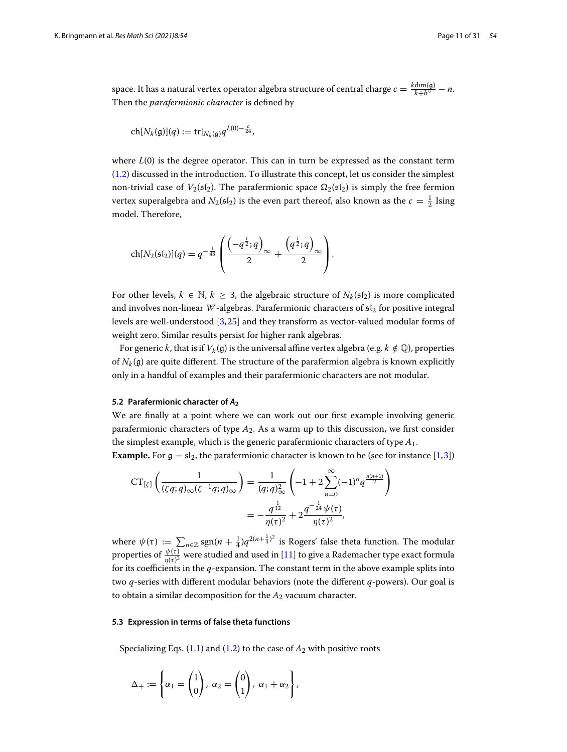space. It has a natural vertex operator algebra structure of central charge $c = \frac{k\dim(\mathfrak{g})}{k+h^\vee} - n$. Then the *parafermionic character* is defined by

$$\mathrm{ch}[N_k(\mathfrak{g})](q) := \mathrm{tr}|_{N_k(\mathfrak{g})} q^{L(0)-\frac{c}{24}},$$

where $L(0)$ is the degree operator. This can in turn be expressed as the constant term (1.2) discussed in the introduction. To illustrate this concept, let us consider the simplest non-trivial case of $V_2(\mathfrak{sl}_2)$. The parafermionic space $\Omega_2(\mathfrak{sl}_2)$ is simply the free fermion vertex superalgebra and $N_2(\mathfrak{sl}_2)$ is the even part thereof, also known as the $c = \frac{1}{2}$ Ising model. Therefore,

$$\mathrm{ch}[N_2(\mathfrak{sl}_2)](q) = q^{-\frac{1}{48}} \left( \frac{\left(-q^{\frac{1}{2}};q\right)_\infty}{2} + \frac{\left(q^{\frac{1}{2}};q\right)_\infty}{2} \right).$$

For other levels, $k \in \mathbb{N}$, $k \geq 3$, the algebraic structure of $N_k(\mathfrak{sl}_2)$ is more complicated and involves non-linear $W$-algebras. Parafermionic characters of $\mathfrak{sl}_2$ for positive integral levels are well-understood [3,25] and they transform as vector-valued modular forms of weight zero. Similar results persist for higher rank algebras.

For generic $k$, that is if $V_k(\mathfrak{g})$ is the universal affine vertex algebra (e.g. $k \notin \mathbb{Q}$), properties of $N_k(\mathfrak{g})$ are quite different. The structure of the parafermion algebra is known explicitly only in a handful of examples and their parafermionic characters are not modular.

### 5.2 Parafermionic character of $A_2$

We are finally at a point where we can work out our first example involving generic parafermionic characters of type $A_2$. As a warm up to this discussion, we first consider the simplest example, which is the generic parafermionic characters of type $A_1$.

**Example.** For $\mathfrak{g} = \mathrm{sl}_2$, the parafermionic character is known to be (see for instance [1,3])

$$\begin{aligned}
\mathrm{CT}_{[\zeta]}\left(\frac{1}{(\zeta q;q)_\infty(\zeta^{-1}q;q)_\infty}\right) &= \frac{1}{(q;q)_\infty^2}\left(-1 + 2\sum_{n=0}^{\infty}(-1)^n q^{\frac{n(n+1)}{2}}\right) \\
&= -\frac{q^{\frac{1}{12}}}{\eta(\tau)^2} + 2\frac{q^{-\frac{1}{24}}\psi(\tau)}{\eta(\tau)^2},
\end{aligned}$$

where $\psi(\tau) := \sum_{n\in\mathbb{Z}} \mathrm{sgn}(n+\frac{1}{4})q^{2(n+\frac{1}{4})^2}$ is Rogers' false theta function. The modular properties of $\frac{\psi(\tau)}{\eta(\tau)^2}$ were studied and used in [11] to give a Rademacher type exact formula for its coefficients in the $q$-expansion. The constant term in the above example splits into two $q$-series with different modular behaviors (note the different $q$-powers). Our goal is to obtain a similar decomposition for the $A_2$ vacuum character.

### 5.3 Expression in terms of false theta functions

Specializing Eqs. (1.1) and (1.2) to the case of $A_2$ with positive roots

$$\Delta_+ := \left\{\alpha_1 = \begin{pmatrix}1\\0\end{pmatrix},\ \alpha_2 = \begin{pmatrix}0\\1\end{pmatrix},\ \alpha_1+\alpha_2\right\},$$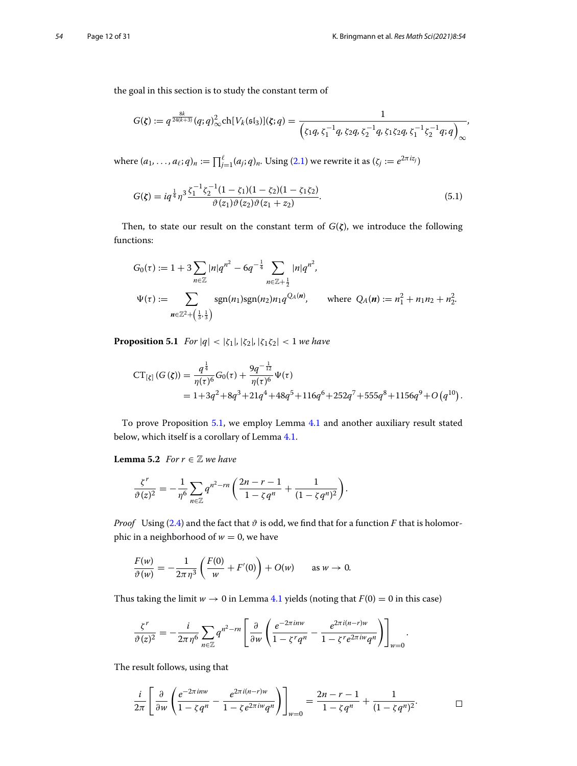the goal in this section is to study the constant term of

$$G(\boldsymbol{\zeta}) := q^{\frac{8k}{24(k+3)}}(q;q)_\infty^2 \mathrm{ch}[V_k(\mathfrak{sl}_3)](\boldsymbol{\zeta};q) = \frac{1}{\left(\zeta_1 q, \zeta_1^{-1}q, \zeta_2 q, \zeta_2^{-1}q, \zeta_1\zeta_2 q, \zeta_1^{-1}\zeta_2^{-1}q; q\right)_\infty},$$

where $(a_1, \ldots, a_\ell; q)_n := \prod_{j=1}^{\ell}(a_j; q)_n$. Using (2.1) we rewrite it as ($\zeta_j := e^{2\pi i z_j}$)

$$G(\boldsymbol{\zeta}) = i q^{\frac{1}{4}} \eta^3 \frac{\zeta_1^{-1}\zeta_2^{-1}(1-\zeta_1)(1-\zeta_2)(1-\zeta_1\zeta_2)}{\vartheta(z_1)\vartheta(z_2)\vartheta(z_1+z_2)}. \tag{5.1}$$

Then, to state our result on the constant term of $G(\boldsymbol{\zeta})$, we introduce the following functions:

$$G_0(\tau) := 1 + 3\sum_{n\in\mathbb{Z}} |n| q^{n^2} - 6q^{-\frac{1}{4}} \sum_{n\in\mathbb{Z}+\frac{1}{2}} |n| q^{n^2},$$

$$\Psi(\tau) := \sum_{\boldsymbol{n}\in\mathbb{Z}^2+\left(\frac{1}{3},\frac{1}{3}\right)} \mathrm{sgn}(n_1)\mathrm{sgn}(n_2) n_1 q^{Q_A(\boldsymbol{n})}, \qquad \text{where } Q_A(\boldsymbol{n}) := n_1^2 + n_1 n_2 + n_2^2.$$

**Proposition 5.1** *For $|q| < |\zeta_1|, |\zeta_2|, |\zeta_1\zeta_2| < 1$ we have*

$$\begin{aligned}
\mathrm{CT}_{[\zeta]}\left(G(\boldsymbol{\zeta})\right) &= \frac{q^{\frac{1}{4}}}{\eta(\tau)^6} G_0(\tau) + \frac{9q^{-\frac{1}{12}}}{\eta(\tau)^6}\Psi(\tau) \\
&= 1 + 3q^2 + 8q^3 + 21q^4 + 48q^5 + 116q^6 + 252q^7 + 555q^8 + 1156q^9 + O\left(q^{10}\right).
\end{aligned}$$

To prove Proposition 5.1, we employ Lemma 4.1 and another auxiliary result stated below, which itself is a corollary of Lemma 4.1.

**Lemma 5.2** *For $r \in \mathbb{Z}$ we have*

$$\frac{\zeta^r}{\vartheta(z)^2} = -\frac{1}{\eta^6}\sum_{n\in\mathbb{Z}} q^{n^2-rn}\left(\frac{2n-r-1}{1-\zeta q^n} + \frac{1}{(1-\zeta q^n)^2}\right).$$

*Proof* Using (2.4) and the fact that $\vartheta$ is odd, we find that for a function $F$ that is holomorphic in a neighborhood of $w = 0$, we have

$$\frac{F(w)}{\vartheta(w)} = -\frac{1}{2\pi\eta^3}\left(\frac{F(0)}{w} + F'(0)\right) + O(w) \qquad \text{as } w \to 0.$$

Thus taking the limit $w \to 0$ in Lemma 4.1 yields (noting that $F(0) = 0$ in this case)

$$\frac{\zeta^r}{\vartheta(z)^2} = -\frac{i}{2\pi\eta^6}\sum_{n\in\mathbb{Z}} q^{n^2-rn}\left[\frac{\partial}{\partial w}\left(\frac{e^{-2\pi i n w}}{1-\zeta^r q^n} - \frac{e^{2\pi i(n-r)w}}{1-\zeta^r e^{2\pi i w} q^n}\right)\right]_{w=0}.$$

The result follows, using that

$$\frac{i}{2\pi}\left[\frac{\partial}{\partial w}\left(\frac{e^{-2\pi i n w}}{1-\zeta q^n} - \frac{e^{2\pi i(n-r)w}}{1-\zeta e^{2\pi i w} q^n}\right)\right]_{w=0} = \frac{2n-r-1}{1-\zeta q^n} + \frac{1}{(1-\zeta q^n)^2}. \qquad \square$$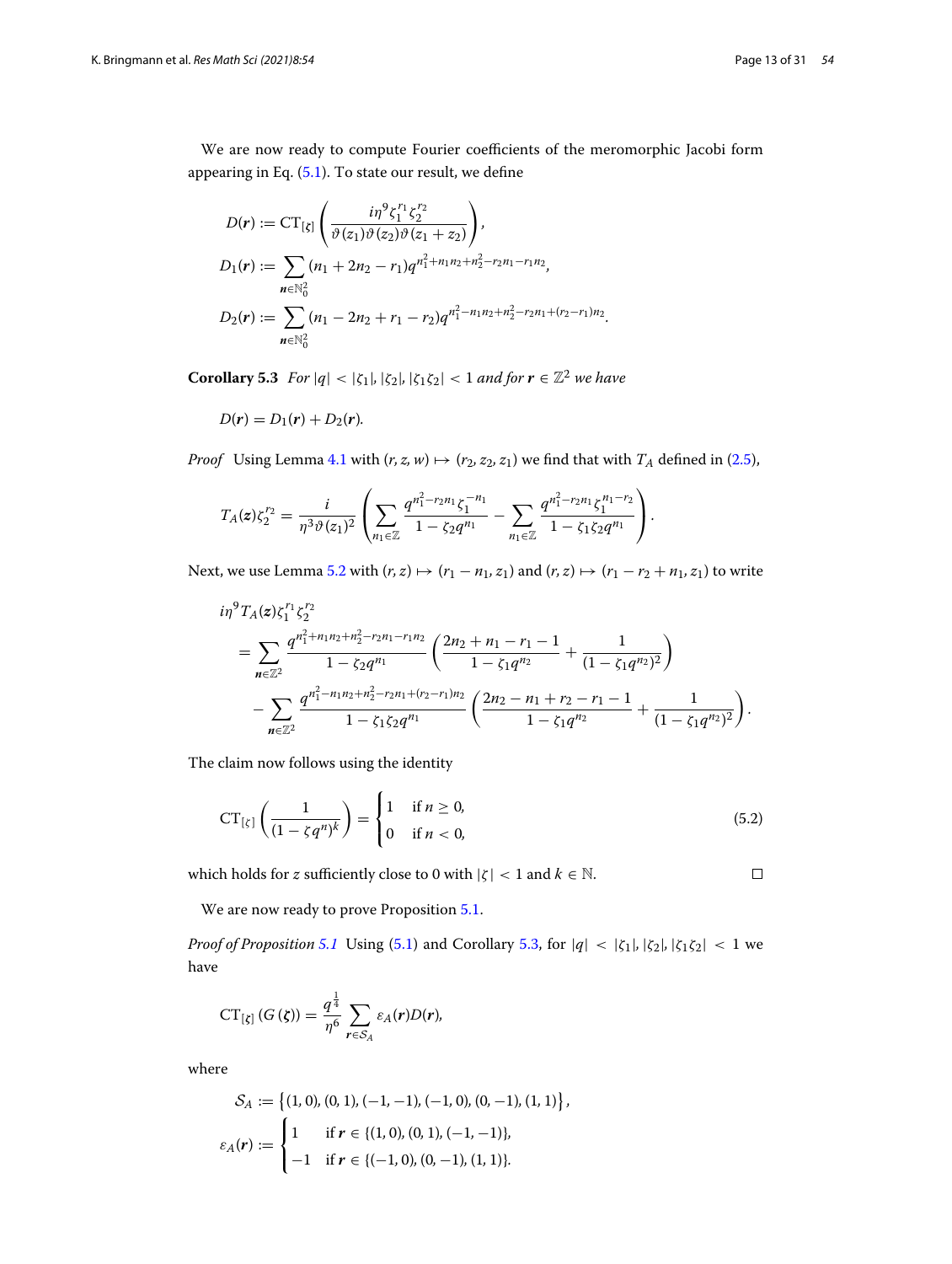We are now ready to compute Fourier coefficients of the meromorphic Jacobi form appearing in Eq. (5.1). To state our result, we define

$$
\begin{aligned}
D(\boldsymbol{r}) &:= \mathrm{CT}_{[\zeta]}\left(\frac{i\eta^9\zeta_1^{r_1}\zeta_2^{r_2}}{\vartheta(z_1)\vartheta(z_2)\vartheta(z_1+z_2)}\right),\\
D_1(\boldsymbol{r}) &:= \sum_{\boldsymbol{n}\in\mathbb{N}_0^2}(n_1+2n_2-r_1)q^{n_1^2+n_1n_2+n_2^2-r_2n_1-r_1n_2},\\
D_2(\boldsymbol{r}) &:= \sum_{\boldsymbol{n}\in\mathbb{N}_0^2}(n_1-2n_2+r_1-r_2)q^{n_1^2-n_1n_2+n_2^2-r_2n_1+(r_2-r_1)n_2}.
\end{aligned}
$$

**Corollary 5.3** *For $|q| < |\zeta_1|, |\zeta_2|, |\zeta_1\zeta_2| < 1$ and for $\boldsymbol{r} \in \mathbb{Z}^2$ we have*

$$
D(\boldsymbol{r}) = D_1(\boldsymbol{r}) + D_2(\boldsymbol{r}).
$$

*Proof* Using Lemma 4.1 with $(r, z, w) \mapsto (r_2, z_2, z_1)$ we find that with $T_A$ defined in (2.5),

$$
T_A(\boldsymbol{z})\zeta_2^{r_2} = \frac{i}{\eta^3\vartheta(z_1)^2}\left(\sum_{n_1\in\mathbb{Z}}\frac{q^{n_1^2-r_2n_1}\zeta_1^{-n_1}}{1-\zeta_2q^{n_1}} - \sum_{n_1\in\mathbb{Z}}\frac{q^{n_1^2-r_2n_1}\zeta_1^{n_1-r_2}}{1-\zeta_1\zeta_2q^{n_1}}\right).
$$

Next, we use Lemma 5.2 with $(r, z) \mapsto (r_1 - n_1, z_1)$ and $(r, z) \mapsto (r_1 - r_2 + n_1, z_1)$ to write

$$
\begin{aligned}
&i\eta^9T_A(\boldsymbol{z})\zeta_1^{r_1}\zeta_2^{r_2}\\
&\quad= \sum_{\boldsymbol{n}\in\mathbb{Z}^2}\frac{q^{n_1^2+n_1n_2+n_2^2-r_2n_1-r_1n_2}}{1-\zeta_2q^{n_1}}\left(\frac{2n_2+n_1-r_1-1}{1-\zeta_1q^{n_2}} + \frac{1}{(1-\zeta_1q^{n_2})^2}\right)\\
&\qquad- \sum_{\boldsymbol{n}\in\mathbb{Z}^2}\frac{q^{n_1^2-n_1n_2+n_2^2-r_2n_1+(r_2-r_1)n_2}}{1-\zeta_1\zeta_2q^{n_1}}\left(\frac{2n_2-n_1+r_2-r_1-1}{1-\zeta_1q^{n_2}} + \frac{1}{(1-\zeta_1q^{n_2})^2}\right).
\end{aligned}
$$

The claim now follows using the identity

$$
\mathrm{CT}_{[\zeta]}\left(\frac{1}{(1-\zeta q^n)^k}\right) = \begin{cases} 1 & \text{if } n \geq 0,\\ 0 & \text{if } n < 0,\end{cases} \tag{5.2}
$$

which holds for $z$ sufficiently close to 0 with $|\zeta| < 1$ and $k \in \mathbb{N}$. $\square$

We are now ready to prove Proposition 5.1.

*Proof of Proposition 5.1* Using (5.1) and Corollary 5.3, for $|q| < |\zeta_1|, |\zeta_2|, |\zeta_1\zeta_2| < 1$ we have

$$
\mathrm{CT}_{[\zeta]}\left(G\left(\boldsymbol{\zeta}\right)\right) = \frac{q^{\frac{1}{4}}}{\eta^6}\sum_{\boldsymbol{r}\in\mathcal{S}_A}\varepsilon_A(\boldsymbol{r})D(\boldsymbol{r}),
$$

where

$$
\begin{aligned}
\mathcal{S}_A &:= \left\{(1,0), (0,1), (-1,-1), (-1,0), (0,-1), (1,1)\right\},\\
\varepsilon_A(\boldsymbol{r}) &:= \begin{cases} 1 & \text{if } \boldsymbol{r} \in \{(1,0), (0,1), (-1,-1)\},\\ -1 & \text{if } \boldsymbol{r} \in \{(-1,0), (0,-1), (1,1)\}.\end{cases}
\end{aligned}
$$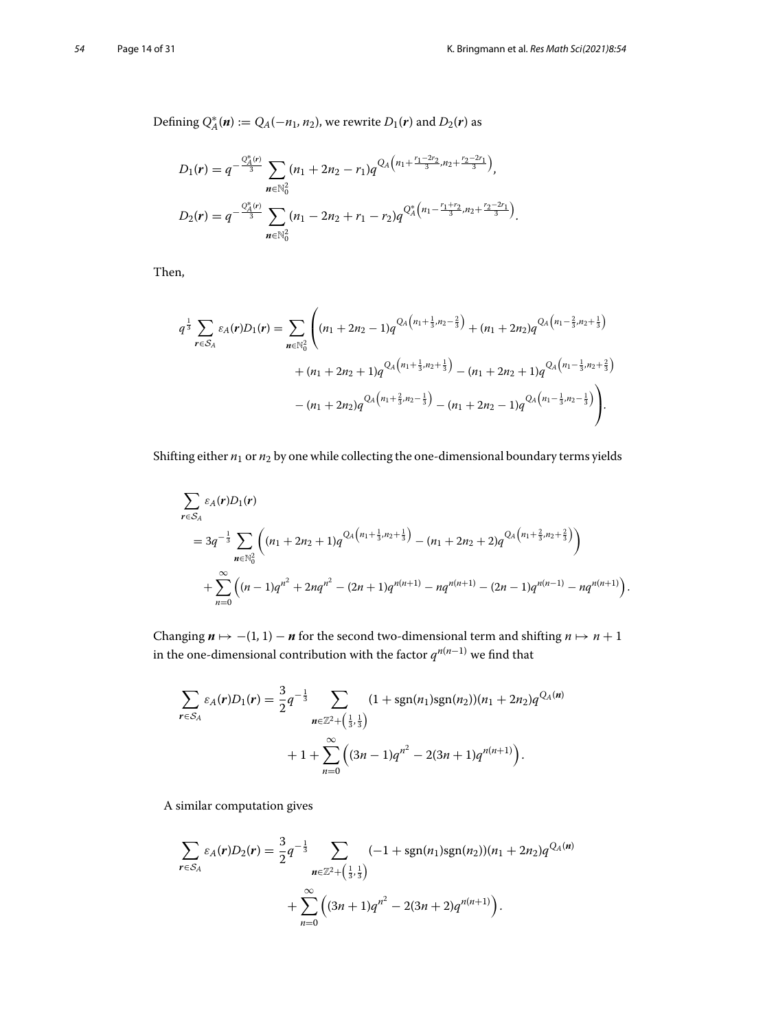Defining $Q_A^*(\boldsymbol{n}) := Q_A(-n_1, n_2)$, we rewrite $D_1(\boldsymbol{r})$ and $D_2(\boldsymbol{r})$ as

$$
\begin{aligned}
D_1(\boldsymbol{r}) &= q^{-\frac{Q_A^*(\boldsymbol{r})}{3}} \sum_{\boldsymbol{n}\in\mathbb{N}_0^2} (n_1+2n_2-r_1) q^{Q_A\left(n_1+\frac{r_1-2r_2}{3}, n_2+\frac{r_2-2r_1}{3}\right)},\\
D_2(\boldsymbol{r}) &= q^{-\frac{Q_A^*(\boldsymbol{r})}{3}} \sum_{\boldsymbol{n}\in\mathbb{N}_0^2} (n_1-2n_2+r_1-r_2) q^{Q_A^*\left(n_1-\frac{r_1+r_2}{3}, n_2+\frac{r_2-2r_1}{3}\right)}.
\end{aligned}
$$

Then,

$$
\begin{aligned}
q^{\frac{1}{3}} \sum_{\boldsymbol{r}\in\mathcal{S}_A} \varepsilon_A(\boldsymbol{r}) D_1(\boldsymbol{r}) = \sum_{\boldsymbol{n}\in\mathbb{N}_0^2} \Bigg( &(n_1+2n_2-1) q^{Q_A\left(n_1+\frac{1}{3}, n_2-\frac{2}{3}\right)} + (n_1+2n_2) q^{Q_A\left(n_1-\frac{2}{3}, n_2+\frac{1}{3}\right)}\\
&+ (n_1+2n_2+1) q^{Q_A\left(n_1+\frac{1}{3}, n_2+\frac{1}{3}\right)} - (n_1+2n_2+1) q^{Q_A\left(n_1-\frac{1}{3}, n_2+\frac{2}{3}\right)}\\
&- (n_1+2n_2) q^{Q_A\left(n_1+\frac{2}{3}, n_2-\frac{1}{3}\right)} - (n_1+2n_2-1) q^{Q_A\left(n_1-\frac{1}{3}, n_2-\frac{1}{3}\right)} \Bigg).
\end{aligned}
$$

Shifting either $n_1$ or $n_2$ by one while collecting the one-dimensional boundary terms yields

$$
\begin{aligned}
&\sum_{\boldsymbol{r}\in\mathcal{S}_A} \varepsilon_A(\boldsymbol{r}) D_1(\boldsymbol{r})\\
&= 3q^{-\frac{1}{3}} \sum_{\boldsymbol{n}\in\mathbb{N}_0^2} \left( (n_1+2n_2+1) q^{Q_A\left(n_1+\frac{1}{3}, n_2+\frac{1}{3}\right)} - (n_1+2n_2+2) q^{Q_A\left(n_1+\frac{2}{3}, n_2+\frac{2}{3}\right)} \right)\\
&\quad + \sum_{n=0}^{\infty} \left( (n-1) q^{n^2} + 2n q^{n^2} - (2n+1) q^{n(n+1)} - n q^{n(n+1)} - (2n-1) q^{n(n-1)} - n q^{n(n+1)} \right).
\end{aligned}
$$

Changing $\boldsymbol{n} \mapsto -(1,1) - \boldsymbol{n}$ for the second two-dimensional term and shifting $n \mapsto n+1$ in the one-dimensional contribution with the factor $q^{n(n-1)}$ we find that

$$
\begin{aligned}
\sum_{\boldsymbol{r}\in\mathcal{S}_A} \varepsilon_A(\boldsymbol{r}) D_1(\boldsymbol{r}) = \frac{3}{2} q^{-\frac{1}{3}} &\sum_{\boldsymbol{n}\in\mathbb{Z}^2+\left(\frac{1}{3},\frac{1}{3}\right)} (1+\operatorname{sgn}(n_1)\operatorname{sgn}(n_2))(n_1+2n_2) q^{Q_A(\boldsymbol{n})}\\
&+ 1 + \sum_{n=0}^{\infty} \left( (3n-1) q^{n^2} - 2(3n+1) q^{n(n+1)} \right).
\end{aligned}
$$

A similar computation gives

$$
\begin{aligned}
\sum_{\boldsymbol{r}\in\mathcal{S}_A} \varepsilon_A(\boldsymbol{r}) D_2(\boldsymbol{r}) = \frac{3}{2} q^{-\frac{1}{3}} &\sum_{\boldsymbol{n}\in\mathbb{Z}^2+\left(\frac{1}{3},\frac{1}{3}\right)} (-1+\operatorname{sgn}(n_1)\operatorname{sgn}(n_2))(n_1+2n_2) q^{Q_A(\boldsymbol{n})}\\
&+ \sum_{n=0}^{\infty} \left( (3n+1) q^{n^2} - 2(3n+2) q^{n(n+1)} \right).
\end{aligned}
$$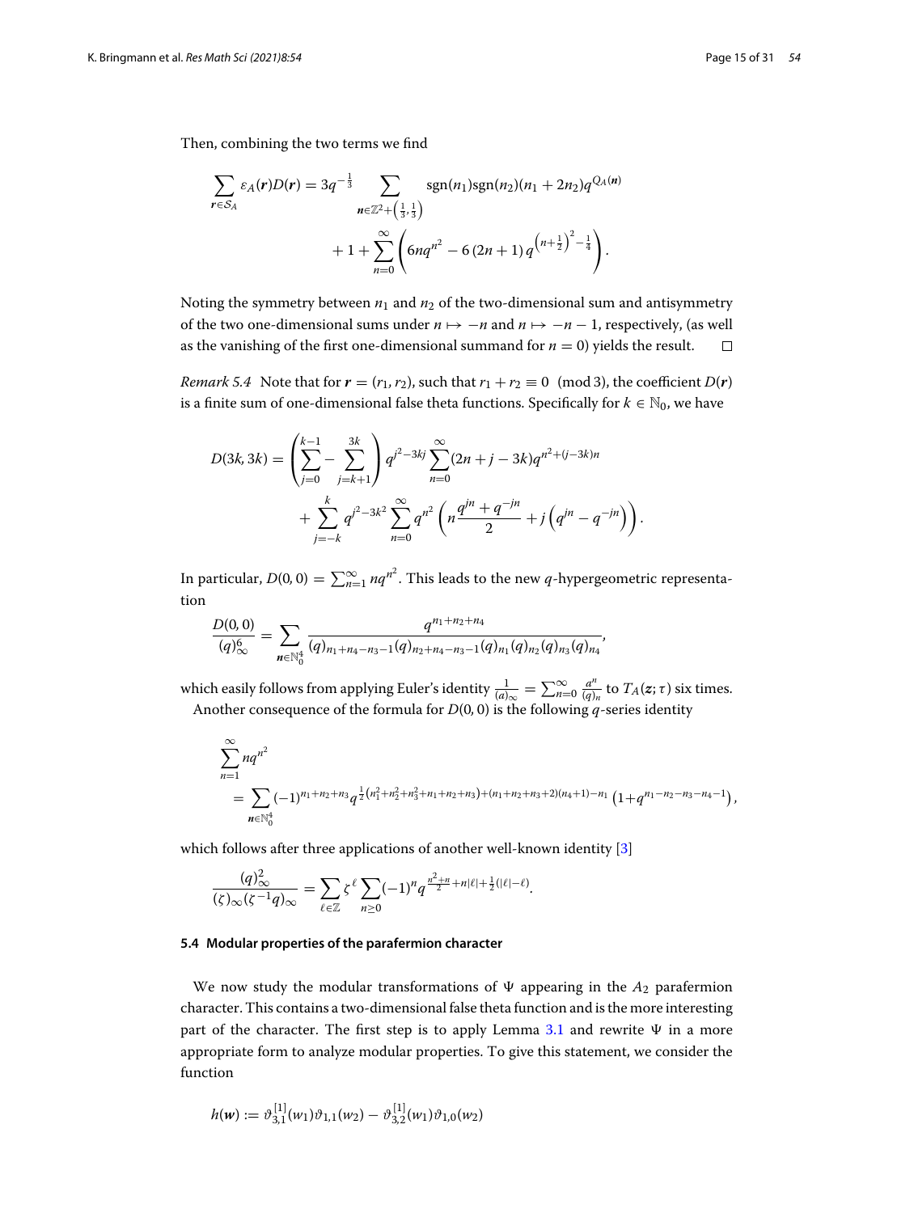Then, combining the two terms we find

$$\sum_{\boldsymbol{r}\in\mathcal{S}_A}\varepsilon_A(\boldsymbol{r})D(\boldsymbol{r}) = 3q^{-\frac{1}{3}}\sum_{\boldsymbol{n}\in\mathbb{Z}^2+\left(\frac{1}{3},\frac{1}{3}\right)}\operatorname{sgn}(n_1)\operatorname{sgn}(n_2)(n_1+2n_2)q^{Q_A(\boldsymbol{n})}$$
$$+1+\sum_{n=0}^{\infty}\left(6nq^{n^2}-6\left(2n+1\right)q^{\left(n+\frac{1}{2}\right)^2-\frac{1}{4}}\right).$$

Noting the symmetry between $n_1$ and $n_2$ of the two-dimensional sum and antisymmetry of the two one-dimensional sums under $n\mapsto -n$ and $n\mapsto -n-1$, respectively, (as well as the vanishing of the first one-dimensional summand for $n=0$) yields the result. $\square$

*Remark 5.4* Note that for $\boldsymbol{r}=(r_1,r_2)$, such that $r_1+r_2\equiv 0 \pmod 3$, the coefficient $D(\boldsymbol{r})$ is a finite sum of one-dimensional false theta functions. Specifically for $k\in\mathbb{N}_0$, we have

$$D(3k,3k) = \left(\sum_{j=0}^{k-1}-\sum_{j=k+1}^{3k}\right)q^{j^2-3kj}\sum_{n=0}^{\infty}(2n+j-3k)q^{n^2+(j-3k)n}$$
$$+\sum_{j=-k}^{k}q^{j^2-3k^2}\sum_{n=0}^{\infty}q^{n^2}\left(n\frac{q^{jn}+q^{-jn}}{2}+j\left(q^{jn}-q^{-jn}\right)\right).$$

In particular, $D(0,0)=\sum_{n=1}^{\infty}nq^{n^2}$. This leads to the new $q$-hypergeometric representation

$$\frac{D(0,0)}{(q)_\infty^6}=\sum_{\boldsymbol{n}\in\mathbb{N}_0^4}\frac{q^{n_1+n_2+n_4}}{(q)_{n_1+n_4-n_3-1}(q)_{n_2+n_4-n_3-1}(q)_{n_1}(q)_{n_2}(q)_{n_3}(q)_{n_4}},$$

which easily follows from applying Euler's identity $\frac{1}{(a)_\infty}=\sum_{n=0}^{\infty}\frac{a^n}{(q)_n}$ to $T_A(\boldsymbol{z};\tau)$ six times.

Another consequence of the formula for $D(0,0)$ is the following $q$-series identity

$$\sum_{n=1}^{\infty}nq^{n^2}$$
$$=\sum_{\boldsymbol{n}\in\mathbb{N}_0^4}(-1)^{n_1+n_2+n_3}q^{\frac{1}{2}\left(n_1^2+n_2^2+n_3^2+n_1+n_2+n_3\right)+(n_1+n_2+n_3+2)(n_4+1)-n_1}\left(1+q^{n_1-n_2-n_3-n_4-1}\right),$$

which follows after three applications of another well-known identity [3]

$$\frac{(q)_\infty^2}{(\zeta)_\infty(\zeta^{-1}q)_\infty}=\sum_{\ell\in\mathbb{Z}}\zeta^\ell\sum_{n\geq 0}(-1)^nq^{\frac{n^2+n}{2}+n|\ell|+\frac{1}{2}(|\ell|-\ell)}.$$

### 5.4 Modular properties of the parafermion character

We now study the modular transformations of $\Psi$ appearing in the $A_2$ parafermion character. This contains a two-dimensional false theta function and is the more interesting part of the character. The first step is to apply Lemma 3.1 and rewrite $\Psi$ in a more appropriate form to analyze modular properties. To give this statement, we consider the function

$$h(\boldsymbol{w}):=\vartheta_{3,1}^{[1]}(w_1)\vartheta_{1,1}(w_2)-\vartheta_{3,2}^{[1]}(w_1)\vartheta_{1,0}(w_2)$$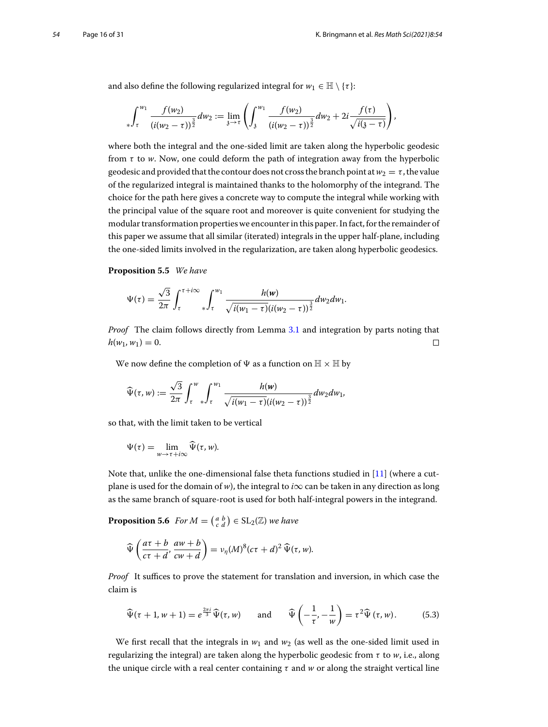and also define the following regularized integral for $w_1 \in \mathbb{H} \setminus \{\tau\}$:

$$
{}_*\!\int_\tau^{w_1} \frac{f(w_2)}{(i(w_2-\tau))^{\frac{3}{2}}} dw_2 := \lim_{\mathfrak{z}\to\tau} \left( \int_{\mathfrak{z}}^{w_1} \frac{f(w_2)}{(i(w_2-\tau))^{\frac{3}{2}}} dw_2 + 2i \frac{f(\tau)}{\sqrt{i(\mathfrak{z}-\tau)}} \right),
$$

where both the integral and the one-sided limit are taken along the hyperbolic geodesic from $\tau$ to $w$. Now, one could deform the path of integration away from the hyperbolic geodesic and provided that the contour does not cross the branch point at $w_2 = \tau$, the value of the regularized integral is maintained thanks to the holomorphy of the integrand. The choice for the path here gives a concrete way to compute the integral while working with the principal value of the square root and moreover is quite convenient for studying the modular transformation properties we encounter in this paper. In fact, for the remainder of this paper we assume that all similar (iterated) integrals in the upper half-plane, including the one-sided limits involved in the regularization, are taken along hyperbolic geodesics.

**Proposition 5.5** *We have*

$$
\Psi(\tau) = \frac{\sqrt{3}}{2\pi} \int_\tau^{\tau+i\infty} {}_*\!\int_\tau^{w_1} \frac{h(\boldsymbol{w})}{\sqrt{i(w_1-\tau)}(i(w_2-\tau))^{\frac{3}{2}}} dw_2 dw_1.
$$

*Proof* The claim follows directly from Lemma 3.1 and integration by parts noting that $h(w_1, w_1) = 0$. $\square$

We now define the completion of $\Psi$ as a function on $\mathbb{H} \times \mathbb{H}$ by

$$
\widehat{\Psi}(\tau, w) := \frac{\sqrt{3}}{2\pi} \int_\tau^{w} {}_*\!\int_\tau^{w_1} \frac{h(\boldsymbol{w})}{\sqrt{i(w_1-\tau)}(i(w_2-\tau))^{\frac{3}{2}}} dw_2 dw_1,
$$

so that, with the limit taken to be vertical

$$
\Psi(\tau) = \lim_{w\to\tau+i\infty} \widehat{\Psi}(\tau, w).
$$

Note that, unlike the one-dimensional false theta functions studied in [11] (where a cut-plane is used for the domain of $w$), the integral to $i\infty$ can be taken in any direction as long as the same branch of square-root is used for both half-integral powers in the integrand.

**Proposition 5.6** *For $M = \left(\begin{smallmatrix} a & b \\ c & d \end{smallmatrix}\right) \in \mathrm{SL}_2(\mathbb{Z})$ we have*

$$
\widehat{\Psi}\left(\frac{a\tau+b}{c\tau+d}, \frac{aw+b}{cw+d}\right) = \nu_\eta(M)^8 (c\tau+d)^2\, \widehat{\Psi}(\tau, w).
$$

*Proof* It suffices to prove the statement for translation and inversion, in which case the claim is

$$
\widehat{\Psi}(\tau+1, w+1) = e^{\frac{2\pi i}{3}} \widehat{\Psi}(\tau, w) \qquad \text{and} \qquad \widehat{\Psi}\left(-\frac{1}{\tau}, -\frac{1}{w}\right) = \tau^2 \widehat{\Psi}(\tau, w). \tag{5.3}
$$

We first recall that the integrals in $w_1$ and $w_2$ (as well as the one-sided limit used in regularizing the integral) are taken along the hyperbolic geodesic from $\tau$ to $w$, i.e., along the unique circle with a real center containing $\tau$ and $w$ or along the straight vertical line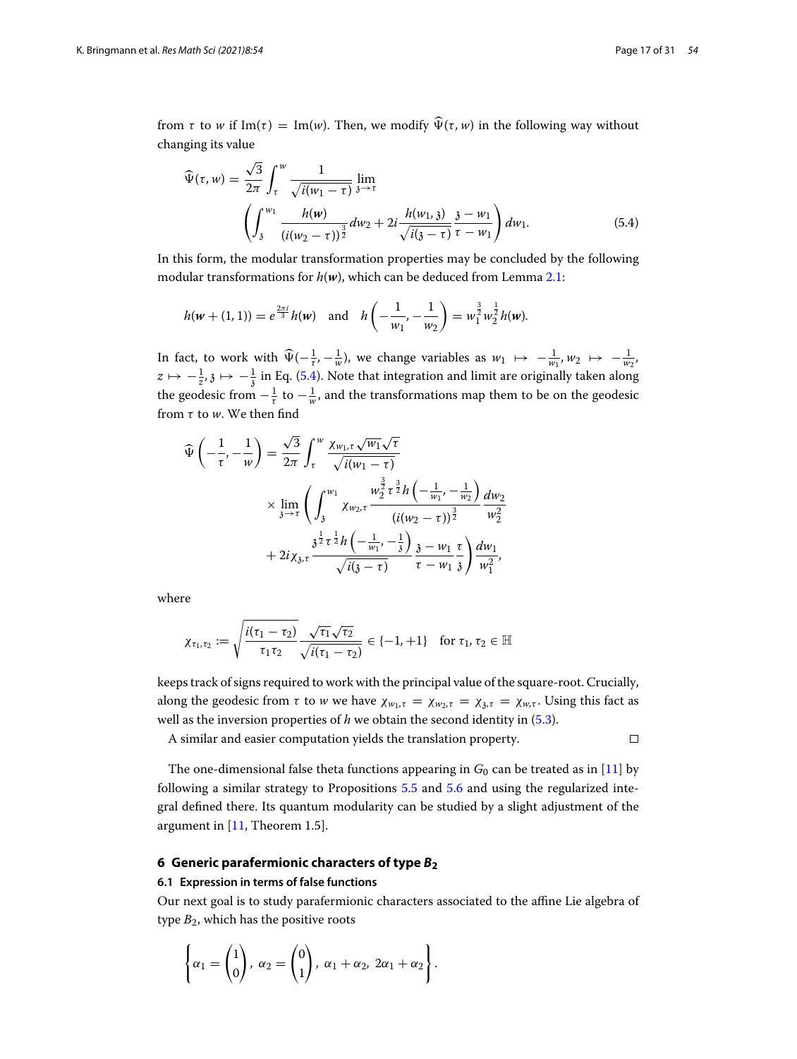from $\tau$ to $w$ if $\mathrm{Im}(\tau) = \mathrm{Im}(w)$. Then, we modify $\widehat{\Psi}(\tau, w)$ in the following way without changing its value

$$
\widehat{\Psi}(\tau, w) = \frac{\sqrt{3}}{2\pi} \int_\tau^w \frac{1}{\sqrt{i(w_1-\tau)}} \lim_{\mathfrak{z} \to \tau} \left( \int_{\mathfrak{z}}^{w_1} \frac{h(\boldsymbol{w})}{(i(w_2-\tau))^{\frac{3}{2}}} dw_2 + 2i \frac{h(w_1, \mathfrak{z})}{\sqrt{i(\mathfrak{z}-\tau)}} \frac{\mathfrak{z}-w_1}{\tau - w_1} \right) dw_1. \tag{5.4}
$$

In this form, the modular transformation properties may be concluded by the following modular transformations for $h(\boldsymbol{w})$, which can be deduced from Lemma 2.1:

$$
h(\boldsymbol{w} + (1,1)) = e^{\frac{2\pi i}{3}} h(\boldsymbol{w}) \quad \text{and} \quad h\left(-\frac{1}{w_1}, -\frac{1}{w_2}\right) = w_1^{\frac{3}{2}} w_2^{\frac{1}{2}} h(\boldsymbol{w}).
$$

In fact, to work with $\widehat{\Psi}(-\frac{1}{\tau}, -\frac{1}{w})$, we change variables as $w_1 \mapsto -\frac{1}{w_1}, w_2 \mapsto -\frac{1}{w_2}$, $z \mapsto -\frac{1}{z}, \mathfrak{z} \mapsto -\frac{1}{\mathfrak{z}}$ in Eq. (5.4). Note that integration and limit are originally taken along the geodesic from $-\frac{1}{\tau}$ to $-\frac{1}{w}$, and the transformations map them to be on the geodesic from $\tau$ to $w$. We then find

$$
\begin{aligned}
\widehat{\Psi}\left(-\frac{1}{\tau}, -\frac{1}{w}\right) = \frac{\sqrt{3}}{2\pi} \int_\tau^w & \frac{\chi_{w_1,\tau}\sqrt{w_1}\sqrt{\tau}}{\sqrt{i(w_1-\tau)}} \\
& \times \lim_{\mathfrak{z}\to\tau} \left( \int_{\mathfrak{z}}^{w_1} \chi_{w_2,\tau} \frac{w_2^{\frac{3}{2}} \tau^{\frac{3}{2}} h\left(-\frac{1}{w_1}, -\frac{1}{w_2}\right)}{(i(w_2-\tau))^{\frac{3}{2}}} \frac{dw_2}{w_2^2} \right. \\
& \left. + 2i\chi_{\mathfrak{z},\tau} \frac{\mathfrak{z}^{\frac{1}{2}} \tau^{\frac{1}{2}} h\left(-\frac{1}{w_1}, -\frac{1}{\mathfrak{z}}\right)}{\sqrt{i(\mathfrak{z}-\tau)}} \frac{\mathfrak{z}-w_1}{\tau - w_1} \frac{\tau}{\mathfrak{z}} \right) \frac{dw_1}{w_1^2},
\end{aligned}
$$

where

$$
\chi_{\tau_1,\tau_2} := \sqrt{\frac{i(\tau_1-\tau_2)}{\tau_1\tau_2}} \frac{\sqrt{\tau_1}\sqrt{\tau_2}}{\sqrt{i(\tau_1-\tau_2)}} \in \{-1, +1\} \quad \text{for } \tau_1, \tau_2 \in \mathbb{H}
$$

keeps track of signs required to work with the principal value of the square-root. Crucially, along the geodesic from $\tau$ to $w$ we have $\chi_{w_1,\tau} = \chi_{w_2,\tau} = \chi_{\mathfrak{z},\tau} = \chi_{w,\tau}$. Using this fact as well as the inversion properties of $h$ we obtain the second identity in (5.3).

A similar and easier computation yields the translation property. □

The one-dimensional false theta functions appearing in $G_0$ can be treated as in [11] by following a similar strategy to Propositions 5.5 and 5.6 and using the regularized integral defined there. Its quantum modularity can be studied by a slight adjustment of the argument in [11, Theorem 1.5].

## 6 Generic parafermionic characters of type $B_2$

### 6.1 Expression in terms of false functions

Our next goal is to study parafermionic characters associated to the affine Lie algebra of type $B_2$, which has the positive roots

$$
\left\{ \alpha_1 = \begin{pmatrix} 1 \\ 0 \end{pmatrix}, \ \alpha_2 = \begin{pmatrix} 0 \\ 1 \end{pmatrix}, \ \alpha_1 + \alpha_2, \ 2\alpha_1 + \alpha_2 \right\}.
$$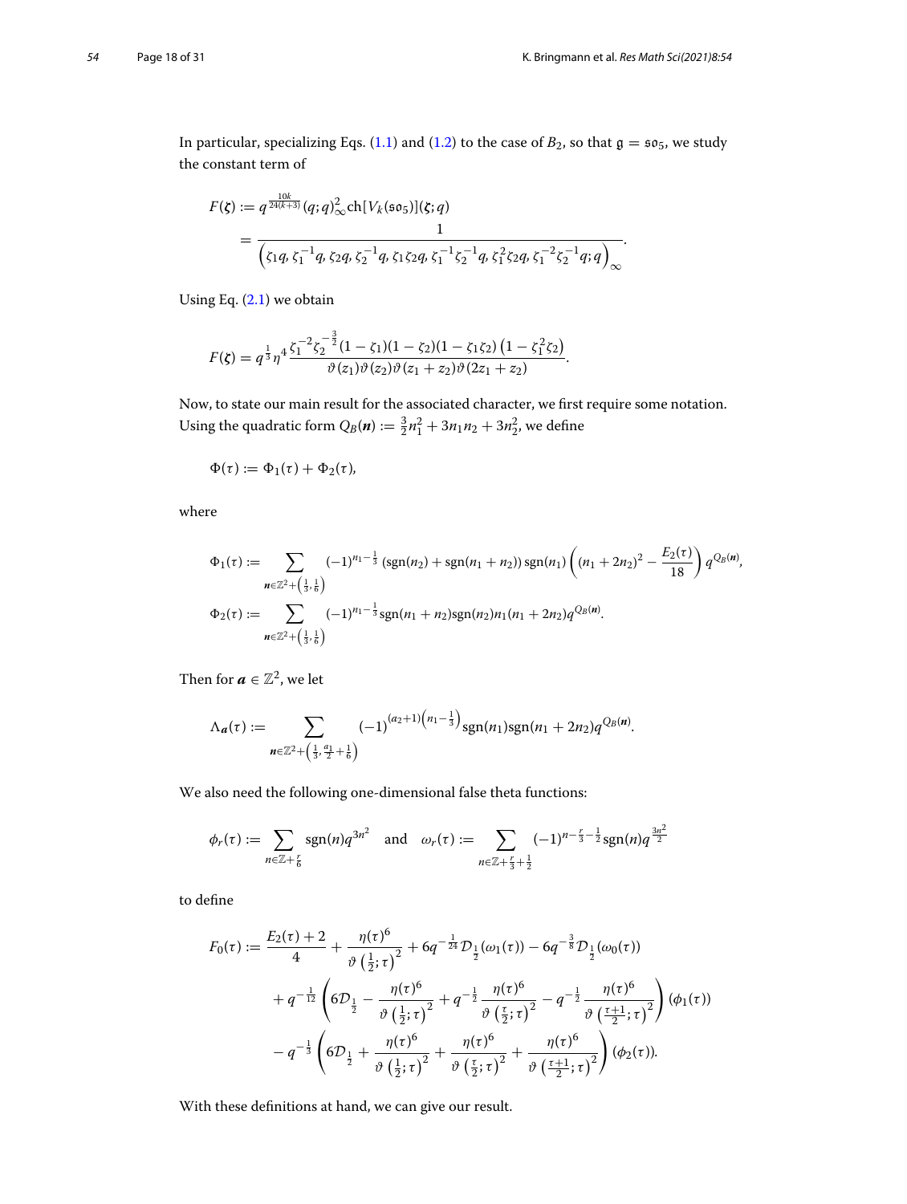In particular, specializing Eqs. (1.1) and (1.2) to the case of $B_2$, so that $\mathfrak{g} = \mathfrak{so}_5$, we study the constant term of

$$F(\boldsymbol{\zeta}) := q^{\frac{10k}{24(k+3)}} (q;q)_\infty^2 \operatorname{ch}[V_k(\mathfrak{so}_5)](\boldsymbol{\zeta};q)$$
$$= \frac{1}{\left(\zeta_1 q, \zeta_1^{-1} q, \zeta_2 q, \zeta_2^{-1} q, \zeta_1\zeta_2 q, \zeta_1^{-1}\zeta_2^{-1} q, \zeta_1^2\zeta_2 q, \zeta_1^{-2}\zeta_2^{-1} q; q\right)_\infty}.$$

Using Eq. (2.1) we obtain

$$F(\boldsymbol{\zeta}) = q^{\frac{1}{3}} \eta^4 \frac{\zeta_1^{-2}\zeta_2^{-\frac{3}{2}}(1-\zeta_1)(1-\zeta_2)(1-\zeta_1\zeta_2)\left(1-\zeta_1^2\zeta_2\right)}{\vartheta(z_1)\vartheta(z_2)\vartheta(z_1+z_2)\vartheta(2z_1+z_2)}.$$

Now, to state our main result for the associated character, we first require some notation. Using the quadratic form $Q_B(\boldsymbol{n}) := \frac{3}{2}n_1^2 + 3n_1n_2 + 3n_2^2$, we define

$$\Phi(\tau) := \Phi_1(\tau) + \Phi_2(\tau),$$

where

$$\Phi_1(\tau) := \sum_{\boldsymbol{n}\in\mathbb{Z}^2+\left(\frac{1}{3},\frac{1}{6}\right)} (-1)^{n_1-\frac{1}{3}} \left(\operatorname{sgn}(n_2)+\operatorname{sgn}(n_1+n_2)\right)\operatorname{sgn}(n_1)\left((n_1+2n_2)^2 - \frac{E_2(\tau)}{18}\right) q^{Q_B(\boldsymbol{n})},$$
$$\Phi_2(\tau) := \sum_{\boldsymbol{n}\in\mathbb{Z}^2+\left(\frac{1}{3},\frac{1}{6}\right)} (-1)^{n_1-\frac{1}{3}} \operatorname{sgn}(n_1+n_2)\operatorname{sgn}(n_2) n_1(n_1+2n_2) q^{Q_B(\boldsymbol{n})}.$$

Then for $\boldsymbol{a} \in \mathbb{Z}^2$, we let

$$\Lambda_{\boldsymbol{a}}(\tau) := \sum_{\boldsymbol{n}\in\mathbb{Z}^2+\left(\frac{1}{3},\frac{a_1}{2}+\frac{1}{6}\right)} (-1)^{(a_2+1)\left(n_1-\frac{1}{3}\right)} \operatorname{sgn}(n_1)\operatorname{sgn}(n_1+2n_2) q^{Q_B(\boldsymbol{n})}.$$

We also need the following one-dimensional false theta functions:

$$\phi_r(\tau) := \sum_{n\in\mathbb{Z}+\frac{r}{6}} \operatorname{sgn}(n) q^{3n^2} \quad \text{and} \quad \omega_r(\tau) := \sum_{n\in\mathbb{Z}+\frac{r}{3}+\frac{1}{2}} (-1)^{n-\frac{r}{3}-\frac{1}{2}} \operatorname{sgn}(n) q^{\frac{3n^2}{2}}$$

to define

$$F_0(\tau) := \frac{E_2(\tau)+2}{4} + \frac{\eta(\tau)^6}{\vartheta\left(\frac{1}{2};\tau\right)^2} + 6q^{-\frac{1}{24}}\mathcal{D}_{\frac{1}{2}}(\omega_1(\tau)) - 6q^{-\frac{3}{8}}\mathcal{D}_{\frac{1}{2}}(\omega_0(\tau))$$
$$+ q^{-\frac{1}{12}}\left(6\mathcal{D}_{\frac{1}{2}} - \frac{\eta(\tau)^6}{\vartheta\left(\frac{1}{2};\tau\right)^2} + q^{-\frac{1}{2}}\frac{\eta(\tau)^6}{\vartheta\left(\frac{\tau}{2};\tau\right)^2} - q^{-\frac{1}{2}}\frac{\eta(\tau)^6}{\vartheta\left(\frac{\tau+1}{2};\tau\right)^2}\right)(\phi_1(\tau))$$
$$- q^{-\frac{1}{3}}\left(6\mathcal{D}_{\frac{1}{2}} + \frac{\eta(\tau)^6}{\vartheta\left(\frac{1}{2};\tau\right)^2} + \frac{\eta(\tau)^6}{\vartheta\left(\frac{\tau}{2};\tau\right)^2} + \frac{\eta(\tau)^6}{\vartheta\left(\frac{\tau+1}{2};\tau\right)^2}\right)(\phi_2(\tau)).$$

With these definitions at hand, we can give our result.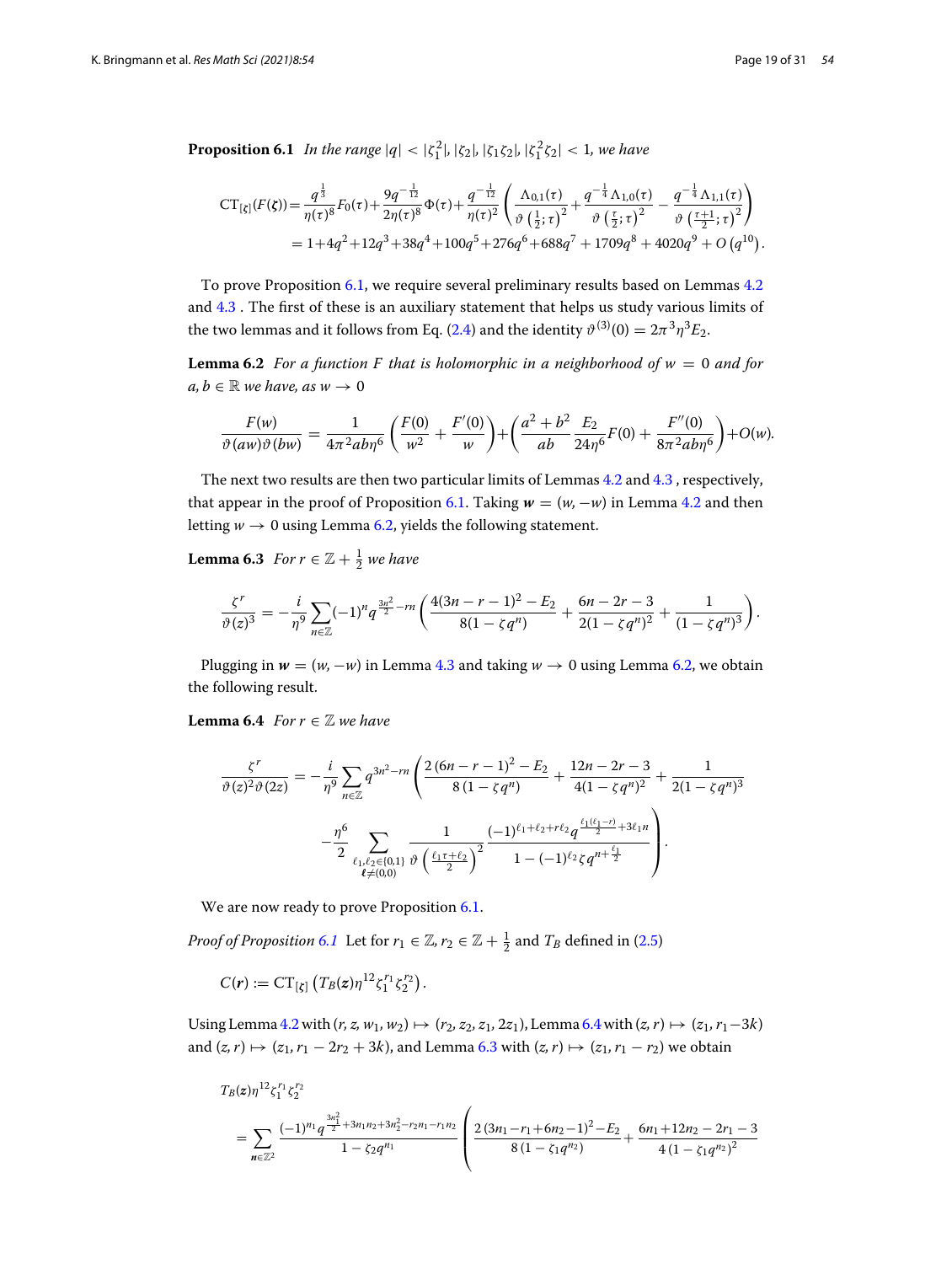**Proposition 6.1** *In the range* $|q| < |\zeta_1^2|, |\zeta_2|, |\zeta_1\zeta_2|, |\zeta_1^2\zeta_2| < 1$, *we have*

$$\begin{aligned}\mathrm{CT}_{[\zeta]}(F(\boldsymbol{\zeta})) &= \frac{q^{\frac{1}{3}}}{\eta(\tau)^8}F_0(\tau)+\frac{9q^{-\frac{1}{12}}}{2\eta(\tau)^8}\Phi(\tau)+\frac{q^{-\frac{1}{12}}}{\eta(\tau)^2}\left(\frac{\Lambda_{0,1}(\tau)}{\vartheta\left(\frac{1}{2};\tau\right)^2}+\frac{q^{-\frac{1}{4}}\Lambda_{1,0}(\tau)}{\vartheta\left(\frac{\tau}{2};\tau\right)^2}-\frac{q^{-\frac{1}{4}}\Lambda_{1,1}(\tau)}{\vartheta\left(\frac{\tau+1}{2};\tau\right)^2}\right)\\ &= 1+4q^2+12q^3+38q^4+100q^5+276q^6+688q^7+1709q^8+4020q^9+O\left(q^{10}\right).\end{aligned}$$

To prove Proposition 6.1, we require several preliminary results based on Lemmas 4.2 and 4.3 . The first of these is an auxiliary statement that helps us study various limits of the two lemmas and it follows from Eq. (2.4) and the identity $\vartheta^{(3)}(0) = 2\pi^3\eta^3E_2$.

**Lemma 6.2** *For a function $F$ that is holomorphic in a neighborhood of $w = 0$ and for $a, b \in \mathbb{R}$ we have, as $w \to 0$*

$$\frac{F(w)}{\vartheta(aw)\vartheta(bw)} = \frac{1}{4\pi^2ab\eta^6}\left(\frac{F(0)}{w^2}+\frac{F'(0)}{w}\right)+\left(\frac{a^2+b^2}{ab}\frac{E_2}{24\eta^6}F(0)+\frac{F''(0)}{8\pi^2ab\eta^6}\right)+O(w).$$

The next two results are then two particular limits of Lemmas 4.2 and 4.3 , respectively, that appear in the proof of Proposition 6.1. Taking $\boldsymbol{w} = (w, -w)$ in Lemma 4.2 and then letting $w \to 0$ using Lemma 6.2, yields the following statement.

**Lemma 6.3** *For $r \in \mathbb{Z} + \frac{1}{2}$ we have*

$$\frac{\zeta^r}{\vartheta(z)^3} = -\frac{i}{\eta^9}\sum_{n\in\mathbb{Z}}(-1)^n q^{\frac{3n^2}{2}-rn}\left(\frac{4(3n-r-1)^2-E_2}{8(1-\zeta q^n)}+\frac{6n-2r-3}{2(1-\zeta q^n)^2}+\frac{1}{(1-\zeta q^n)^3}\right).$$

Plugging in $\boldsymbol{w} = (w, -w)$ in Lemma 4.3 and taking $w \to 0$ using Lemma 6.2, we obtain the following result.

**Lemma 6.4** *For $r \in \mathbb{Z}$ we have*

$$\begin{aligned}\frac{\zeta^r}{\vartheta(z)^2\vartheta(2z)} = -\frac{i}{\eta^9}\sum_{n\in\mathbb{Z}}q^{3n^2-rn}&\left(\frac{2(6n-r-1)^2-E_2}{8(1-\zeta q^n)}+\frac{12n-2r-3}{4(1-\zeta q^n)^2}+\frac{1}{2(1-\zeta q^n)^3}\right.\\ &\left.-\frac{\eta^6}{2}\sum_{\substack{\ell_1,\ell_2\in\{0,1\}\\ \boldsymbol{\ell}\neq(0,0)}}\frac{1}{\vartheta\left(\frac{\ell_1\tau+\ell_2}{2}\right)^2}\frac{(-1)^{\ell_1+\ell_2+r\ell_2}q^{\frac{\ell_1(\ell_1-r)}{2}+3\ell_1 n}}{1-(-1)^{\ell_2}\zeta q^{n+\frac{\ell_1}{2}}}\right).\end{aligned}$$

We are now ready to prove Proposition 6.1.

*Proof of Proposition 6.1* Let for $r_1 \in \mathbb{Z}, r_2 \in \mathbb{Z} + \frac{1}{2}$ and $T_B$ defined in (2.5)

$$C(\boldsymbol{r}) := \mathrm{CT}_{[\zeta]}\left(T_B(\boldsymbol{z})\eta^{12}\zeta_1^{r_1}\zeta_2^{r_2}\right).$$

Using Lemma 4.2 with $(r, z, w_1, w_2) \mapsto (r_2, z_2, z_1, 2z_1)$, Lemma 6.4 with $(z, r) \mapsto (z_1, r_1 - 3k)$ and $(z, r) \mapsto (z_1, r_1 - 2r_2 + 3k)$, and Lemma 6.3 with $(z, r) \mapsto (z_1, r_1 - r_2)$ we obtain

$$\begin{aligned}&T_B(\boldsymbol{z})\eta^{12}\zeta_1^{r_1}\zeta_2^{r_2}\\ &= \sum_{\boldsymbol{n}\in\mathbb{Z}^2}\frac{(-1)^{n_1}q^{\frac{3n_1^2}{2}+3n_1n_2+3n_2^2-r_2n_1-r_1n_2}}{1-\zeta_2 q^{n_1}}\left(\frac{2(3n_1-r_1+6n_2-1)^2-E_2}{8(1-\zeta_1 q^{n_2})}+\frac{6n_1+12n_2-2r_1-3}{4(1-\zeta_1 q^{n_2})^2}\right.\end{aligned}$$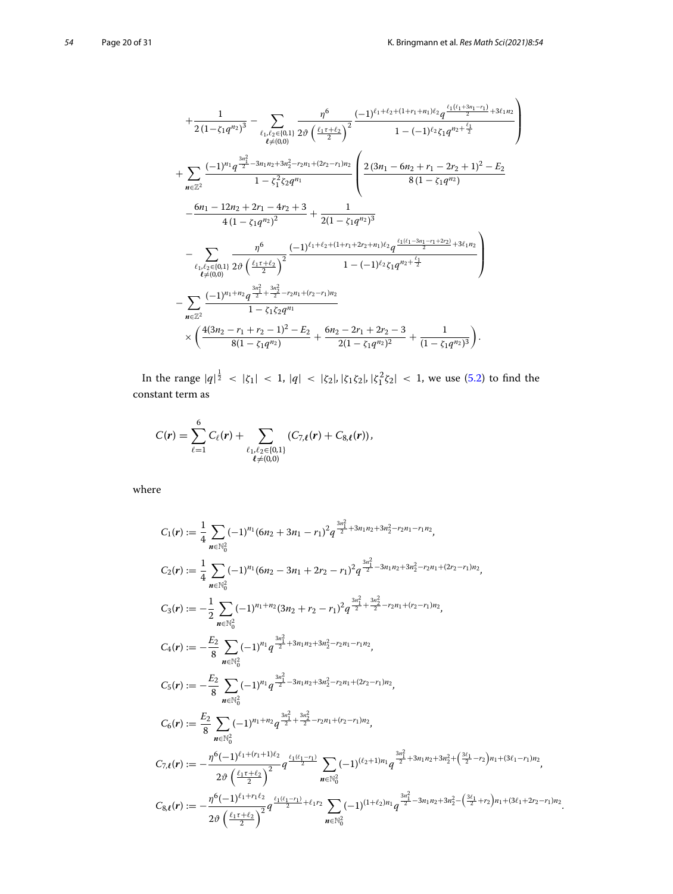$$
+\frac{1}{2\left(1-\zeta_1 q^{n_2}\right)^3} - \sum_{\substack{\ell_1,\ell_2\in\{0,1\}\\ \boldsymbol{\ell}\neq(0,0)}} \frac{\eta^6}{2\vartheta\left(\frac{\ell_1\tau+\ell_2}{2}\right)^2} \frac{(-1)^{\ell_1+\ell_2+(1+r_1+n_1)\ell_2} q^{\frac{\ell_1(\ell_1+3n_1-r_1)}{2}+3\ell_1 n_2}}{1-(-1)^{\ell_2}\zeta_1 q^{n_2+\frac{\ell_1}{2}}} \Bigg)
$$

$$
+\sum_{\boldsymbol{n}\in\mathbb{Z}^2} \frac{(-1)^{n_1} q^{\frac{3n_1^2}{2}-3n_1n_2+3n_2^2-r_2n_1+(2r_2-r_1)n_2}}{1-\zeta_1^2\zeta_2 q^{n_1}} \Bigg( \frac{2\left(3n_1-6n_2+r_1-2r_2+1\right)^2-E_2}{8\left(1-\zeta_1 q^{n_2}\right)}
$$

$$
-\frac{6n_1-12n_2+2r_1-4r_2+3}{4\left(1-\zeta_1 q^{n_2}\right)^2} + \frac{1}{2(1-\zeta_1 q^{n_2})^3}
$$

$$
- \sum_{\substack{\ell_1,\ell_2\in\{0,1\}\\ \boldsymbol{\ell}\neq(0,0)}} \frac{\eta^6}{2\vartheta\left(\frac{\ell_1\tau+\ell_2}{2}\right)^2} \frac{(-1)^{\ell_1+\ell_2+(1+r_1+2r_2+n_1)\ell_2} q^{\frac{\ell_1(\ell_1-3n_1-r_1+2r_2)}{2}+3\ell_1 n_2}}{1-(-1)^{\ell_2}\zeta_1 q^{n_2+\frac{\ell_1}{2}}} \Bigg)
$$

$$
-\sum_{\boldsymbol{n}\in\mathbb{Z}^2} \frac{(-1)^{n_1+n_2} q^{\frac{3n_1^2}{2}+\frac{3n_2^2}{2}-r_2n_1+(r_2-r_1)n_2}}{1-\zeta_1\zeta_2 q^{n_1}}
$$

$$
\times\left( \frac{4(3n_2-r_1+r_2-1)^2-E_2}{8(1-\zeta_1 q^{n_2})} + \frac{6n_2-2r_1+2r_2-3}{2(1-\zeta_1 q^{n_2})^2} + \frac{1}{(1-\zeta_1 q^{n_2})^3} \right).
$$

In the range $|q|^{\frac{1}{2}} < |\zeta_1| < 1$, $|q| < |\zeta_2|, |\zeta_1\zeta_2|, |\zeta_1^2\zeta_2| < 1$, we use (5.2) to find the constant term as

$$
C(\boldsymbol{r}) = \sum_{\ell=1}^{6} C_\ell(\boldsymbol{r}) + \sum_{\substack{\ell_1,\ell_2\in\{0,1\}\\ \boldsymbol{\ell}\neq(0,0)}} \left(C_{7,\boldsymbol{\ell}}(\boldsymbol{r}) + C_{8,\boldsymbol{\ell}}(\boldsymbol{r})\right),
$$

where

$$
C_1(\boldsymbol{r}) := \frac{1}{4}\sum_{\boldsymbol{n}\in\mathbb{N}_0^2} (-1)^{n_1}(6n_2+3n_1-r_1)^2 q^{\frac{3n_1^2}{2}+3n_1n_2+3n_2^2-r_2n_1-r_1n_2},
$$

$$
C_2(\boldsymbol{r}) := \frac{1}{4}\sum_{\boldsymbol{n}\in\mathbb{N}_0^2} (-1)^{n_1}(6n_2-3n_1+2r_2-r_1)^2 q^{\frac{3n_1^2}{2}-3n_1n_2+3n_2^2-r_2n_1+(2r_2-r_1)n_2},
$$

$$
C_3(\boldsymbol{r}) := -\frac{1}{2}\sum_{\boldsymbol{n}\in\mathbb{N}_0^2} (-1)^{n_1+n_2}(3n_2+r_2-r_1)^2 q^{\frac{3n_1^2}{2}+\frac{3n_2^2}{2}-r_2n_1+(r_2-r_1)n_2},
$$

$$
C_4(\boldsymbol{r}) := -\frac{E_2}{8}\sum_{\boldsymbol{n}\in\mathbb{N}_0^2} (-1)^{n_1} q^{\frac{3n_1^2}{2}+3n_1n_2+3n_2^2-r_2n_1-r_1n_2},
$$

$$
C_5(\boldsymbol{r}) := -\frac{E_2}{8}\sum_{\boldsymbol{n}\in\mathbb{N}_0^2} (-1)^{n_1} q^{\frac{3n_1^2}{2}-3n_1n_2+3n_2^2-r_2n_1+(2r_2-r_1)n_2},
$$

$$
C_6(\boldsymbol{r}) := \frac{E_2}{8}\sum_{\boldsymbol{n}\in\mathbb{N}_0^2} (-1)^{n_1+n_2} q^{\frac{3n_1^2}{2}+\frac{3n_2^2}{2}-r_2n_1+(r_2-r_1)n_2},
$$

$$
C_{7,\boldsymbol{\ell}}(\boldsymbol{r}) := -\frac{\eta^6(-1)^{\ell_1+(r_1+1)\ell_2}}{2\vartheta\left(\frac{\ell_1\tau+\ell_2}{2}\right)^2} q^{\frac{\ell_1(\ell_1-r_1)}{2}} \sum_{\boldsymbol{n}\in\mathbb{N}_0^2} (-1)^{(\ell_2+1)n_1} q^{\frac{3n_1^2}{2}+3n_1n_2+3n_2^2+\left(\frac{3\ell_1}{2}-r_2\right)n_1+(3\ell_1-r_1)n_2},
$$

$$
C_{8,\boldsymbol{\ell}}(\boldsymbol{r}) := -\frac{\eta^6(-1)^{\ell_1+r_1\ell_2}}{2\vartheta\left(\frac{\ell_1\tau+\ell_2}{2}\right)^2} q^{\frac{\ell_1(\ell_1-r_1)}{2}+\ell_1 r_2} \sum_{\boldsymbol{n}\in\mathbb{N}_0^2} (-1)^{(1+\ell_2)n_1} q^{\frac{3n_1^2}{2}-3n_1n_2+3n_2^2-\left(\frac{3\ell_1}{2}+r_2\right)n_1+(3\ell_1+2r_2-r_1)n_2}.
$$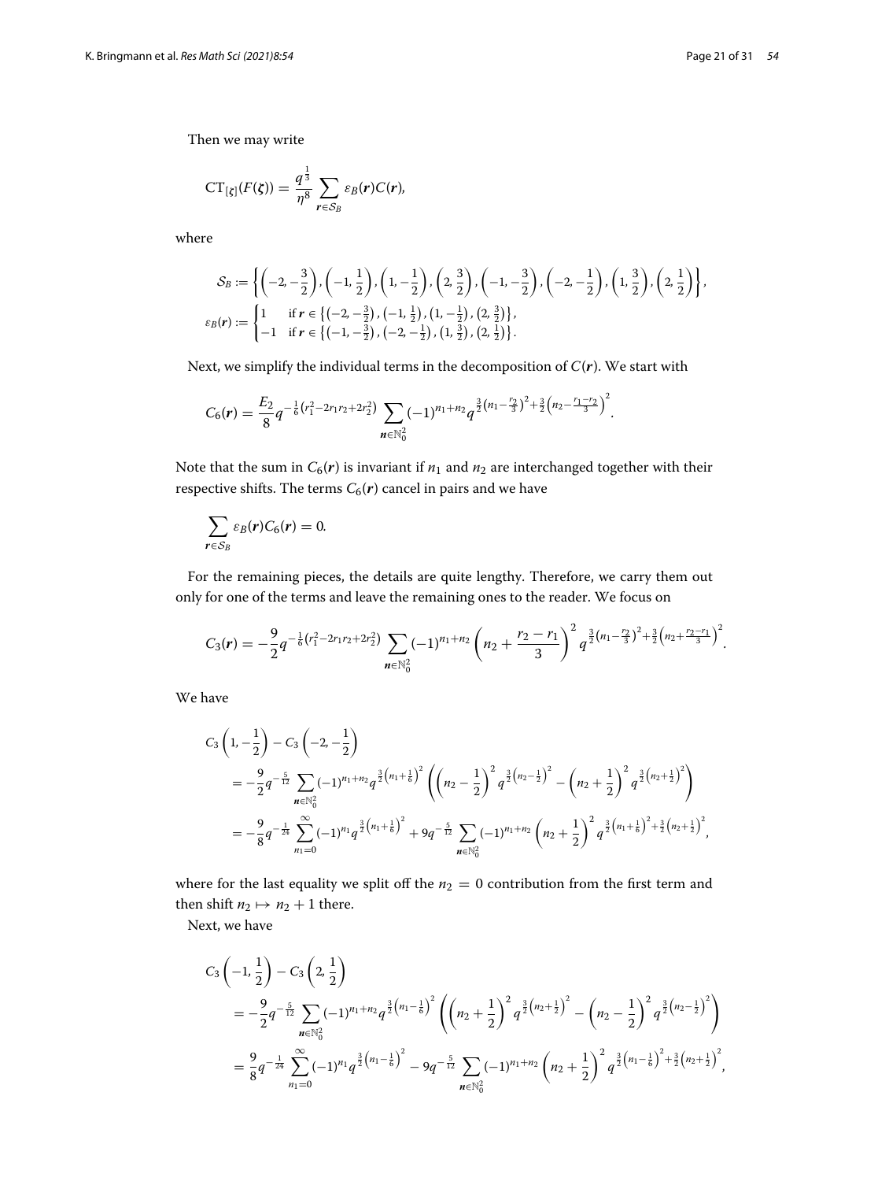Then we may write

$$\mathrm{CT}_{[\zeta]}(F(\boldsymbol{\zeta})) = \frac{q^{\frac{1}{3}}}{\eta^8} \sum_{\boldsymbol{r}\in \mathcal{S}_B} \varepsilon_B(\boldsymbol{r}) C(\boldsymbol{r}),$$

where

$$\mathcal{S}_B := \left\{ \left(-2,-\frac{3}{2}\right), \left(-1,\frac{1}{2}\right), \left(1,-\frac{1}{2}\right), \left(2,\frac{3}{2}\right), \left(-1,-\frac{3}{2}\right), \left(-2,-\frac{1}{2}\right), \left(1,\frac{3}{2}\right), \left(2,\frac{1}{2}\right) \right\},$$

$$\varepsilon_B(\boldsymbol{r}) := \begin{cases} 1 & \text{if } \boldsymbol{r} \in \left\{ \left(-2,-\frac{3}{2}\right), \left(-1,\frac{1}{2}\right), \left(1,-\frac{1}{2}\right), \left(2,\frac{3}{2}\right) \right\}, \\ -1 & \text{if } \boldsymbol{r} \in \left\{ \left(-1,-\frac{3}{2}\right), \left(-2,-\frac{1}{2}\right), \left(1,\frac{3}{2}\right), \left(2,\frac{1}{2}\right) \right\}. \end{cases}$$

Next, we simplify the individual terms in the decomposition of $C(\boldsymbol{r})$. We start with

$$C_6(\boldsymbol{r}) = \frac{E_2}{8} q^{-\frac{1}{6}\left(r_1^2 - 2r_1r_2 + 2r_2^2\right)} \sum_{\boldsymbol{n}\in\mathbb{N}_0^2} (-1)^{n_1+n_2} q^{\frac{3}{2}\left(n_1 - \frac{r_2}{3}\right)^2 + \frac{3}{2}\left(n_2 - \frac{r_1-r_2}{3}\right)^2}.$$

Note that the sum in $C_6(\boldsymbol{r})$ is invariant if $n_1$ and $n_2$ are interchanged together with their respective shifts. The terms $C_6(\boldsymbol{r})$ cancel in pairs and we have

$$\sum_{\boldsymbol{r}\in\mathcal{S}_B} \varepsilon_B(\boldsymbol{r}) C_6(\boldsymbol{r}) = 0.$$

For the remaining pieces, the details are quite lengthy. Therefore, we carry them out only for one of the terms and leave the remaining ones to the reader. We focus on

$$C_3(\boldsymbol{r}) = -\frac{9}{2} q^{-\frac{1}{6}\left(r_1^2 - 2r_1r_2 + 2r_2^2\right)} \sum_{\boldsymbol{n}\in\mathbb{N}_0^2} (-1)^{n_1+n_2} \left(n_2 + \frac{r_2-r_1}{3}\right)^2 q^{\frac{3}{2}\left(n_1 - \frac{r_2}{3}\right)^2 + \frac{3}{2}\left(n_2 + \frac{r_2-r_1}{3}\right)^2}.$$

We have

$$\begin{aligned}
&C_3\left(1,-\frac{1}{2}\right) - C_3\left(-2,-\frac{1}{2}\right) \\
&\quad = -\frac{9}{2} q^{-\frac{5}{12}} \sum_{\boldsymbol{n}\in\mathbb{N}_0^2} (-1)^{n_1+n_2} q^{\frac{3}{2}\left(n_1+\frac{1}{6}\right)^2} \left( \left(n_2 - \frac{1}{2}\right)^2 q^{\frac{3}{2}\left(n_2-\frac{1}{2}\right)^2} - \left(n_2 + \frac{1}{2}\right)^2 q^{\frac{3}{2}\left(n_2+\frac{1}{2}\right)^2} \right) \\
&\quad = -\frac{9}{8} q^{-\frac{1}{24}} \sum_{n_1=0}^{\infty} (-1)^{n_1} q^{\frac{3}{2}\left(n_1+\frac{1}{6}\right)^2} + 9q^{-\frac{5}{12}} \sum_{\boldsymbol{n}\in\mathbb{N}_0^2} (-1)^{n_1+n_2} \left(n_2 + \frac{1}{2}\right)^2 q^{\frac{3}{2}\left(n_1+\frac{1}{6}\right)^2 + \frac{3}{2}\left(n_2+\frac{1}{2}\right)^2},
\end{aligned}$$

where for the last equality we split off the $n_2 = 0$ contribution from the first term and then shift $n_2 \mapsto n_2 + 1$ there.

Next, we have

$$\begin{aligned}
&C_3\left(-1,\frac{1}{2}\right) - C_3\left(2,\frac{1}{2}\right) \\
&\quad = -\frac{9}{2} q^{-\frac{5}{12}} \sum_{\boldsymbol{n}\in\mathbb{N}_0^2} (-1)^{n_1+n_2} q^{\frac{3}{2}\left(n_1-\frac{1}{6}\right)^2} \left( \left(n_2 + \frac{1}{2}\right)^2 q^{\frac{3}{2}\left(n_2+\frac{1}{2}\right)^2} - \left(n_2 - \frac{1}{2}\right)^2 q^{\frac{3}{2}\left(n_2-\frac{1}{2}\right)^2} \right) \\
&\quad = \frac{9}{8} q^{-\frac{1}{24}} \sum_{n_1=0}^{\infty} (-1)^{n_1} q^{\frac{3}{2}\left(n_1-\frac{1}{6}\right)^2} - 9q^{-\frac{5}{12}} \sum_{\boldsymbol{n}\in\mathbb{N}_0^2} (-1)^{n_1+n_2} \left(n_2 + \frac{1}{2}\right)^2 q^{\frac{3}{2}\left(n_1-\frac{1}{6}\right)^2 + \frac{3}{2}\left(n_2+\frac{1}{2}\right)^2},
\end{aligned}$$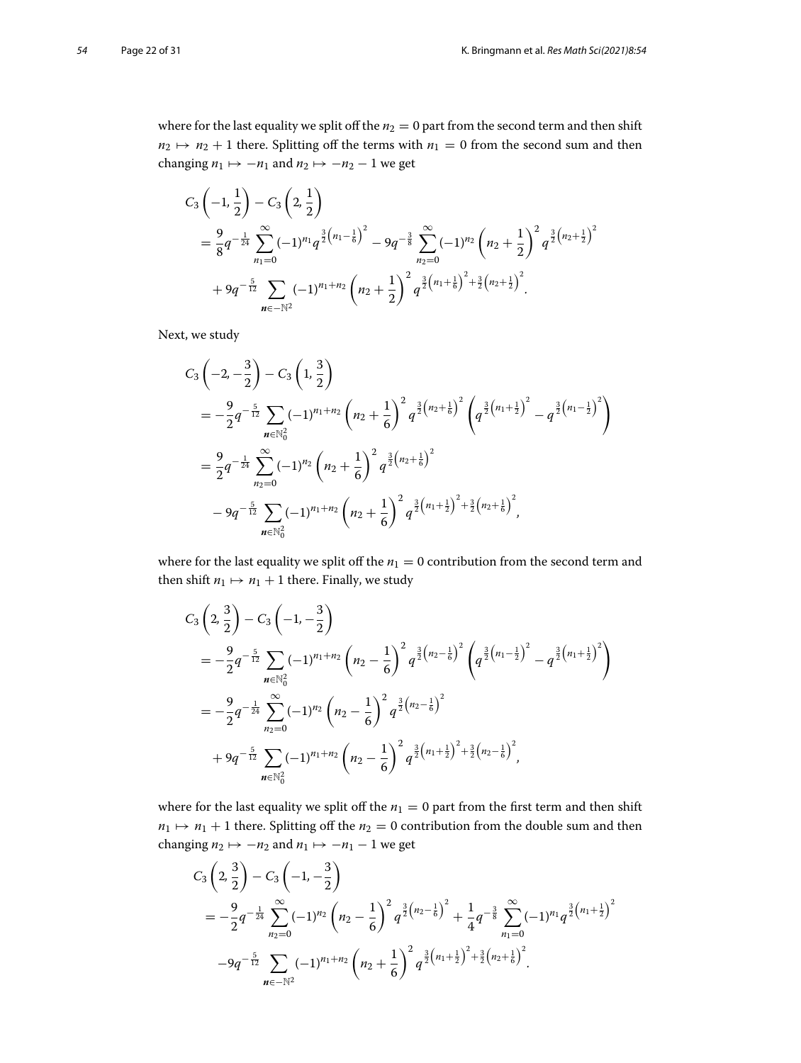where for the last equality we split off the $n_2 = 0$ part from the second term and then shift $n_2 \mapsto n_2 + 1$ there. Splitting off the terms with $n_1 = 0$ from the second sum and then changing $n_1 \mapsto -n_1$ and $n_2 \mapsto -n_2 - 1$ we get

$$
\begin{aligned}
&C_3\left(-1, \frac{1}{2}\right) - C_3\left(2, \frac{1}{2}\right) \\
&= \frac{9}{8} q^{-\frac{1}{24}} \sum_{n_1=0}^{\infty} (-1)^{n_1} q^{\frac{3}{2}\left(n_1 - \frac{1}{6}\right)^2} - 9 q^{-\frac{3}{8}} \sum_{n_2=0}^{\infty} (-1)^{n_2} \left(n_2 + \frac{1}{2}\right)^2 q^{\frac{3}{2}\left(n_2 + \frac{1}{2}\right)^2} \\
&\quad + 9 q^{-\frac{5}{12}} \sum_{\boldsymbol{n} \in -\mathbb{N}^2} (-1)^{n_1 + n_2} \left(n_2 + \frac{1}{2}\right)^2 q^{\frac{3}{2}\left(n_1 + \frac{1}{6}\right)^2 + \frac{3}{2}\left(n_2 + \frac{1}{2}\right)^2}.
\end{aligned}
$$

Next, we study

$$
\begin{aligned}
&C_3\left(-2, -\frac{3}{2}\right) - C_3\left(1, \frac{3}{2}\right) \\
&= -\frac{9}{2} q^{-\frac{5}{12}} \sum_{\boldsymbol{n} \in \mathbb{N}_0^2} (-1)^{n_1 + n_2} \left(n_2 + \frac{1}{6}\right)^2 q^{\frac{3}{2}\left(n_2 + \frac{1}{6}\right)^2} \left(q^{\frac{3}{2}\left(n_1 + \frac{1}{2}\right)^2} - q^{\frac{3}{2}\left(n_1 - \frac{1}{2}\right)^2}\right) \\
&= \frac{9}{2} q^{-\frac{1}{24}} \sum_{n_2=0}^{\infty} (-1)^{n_2} \left(n_2 + \frac{1}{6}\right)^2 q^{\frac{3}{2}\left(n_2 + \frac{1}{6}\right)^2} \\
&\quad - 9 q^{-\frac{5}{12}} \sum_{\boldsymbol{n} \in \mathbb{N}_0^2} (-1)^{n_1 + n_2} \left(n_2 + \frac{1}{6}\right)^2 q^{\frac{3}{2}\left(n_1 + \frac{1}{2}\right)^2 + \frac{3}{2}\left(n_2 + \frac{1}{6}\right)^2},
\end{aligned}
$$

where for the last equality we split off the $n_1 = 0$ contribution from the second term and then shift $n_1 \mapsto n_1 + 1$ there. Finally, we study

$$
\begin{aligned}
&C_3\left(2, \frac{3}{2}\right) - C_3\left(-1, -\frac{3}{2}\right) \\
&= -\frac{9}{2} q^{-\frac{5}{12}} \sum_{\boldsymbol{n} \in \mathbb{N}_0^2} (-1)^{n_1 + n_2} \left(n_2 - \frac{1}{6}\right)^2 q^{\frac{3}{2}\left(n_2 - \frac{1}{6}\right)^2} \left(q^{\frac{3}{2}\left(n_1 - \frac{1}{2}\right)^2} - q^{\frac{3}{2}\left(n_1 + \frac{1}{2}\right)^2}\right) \\
&= -\frac{9}{2} q^{-\frac{1}{24}} \sum_{n_2=0}^{\infty} (-1)^{n_2} \left(n_2 - \frac{1}{6}\right)^2 q^{\frac{3}{2}\left(n_2 - \frac{1}{6}\right)^2} \\
&\quad + 9 q^{-\frac{5}{12}} \sum_{\boldsymbol{n} \in \mathbb{N}_0^2} (-1)^{n_1 + n_2} \left(n_2 - \frac{1}{6}\right)^2 q^{\frac{3}{2}\left(n_1 + \frac{1}{2}\right)^2 + \frac{3}{2}\left(n_2 - \frac{1}{6}\right)^2},
\end{aligned}
$$

where for the last equality we split off the $n_1 = 0$ part from the first term and then shift $n_1 \mapsto n_1 + 1$ there. Splitting off the $n_2 = 0$ contribution from the double sum and then changing $n_2 \mapsto -n_2$ and $n_1 \mapsto -n_1 - 1$ we get

$$
\begin{aligned}
&C_3\left(2, \frac{3}{2}\right) - C_3\left(-1, -\frac{3}{2}\right) \\
&= -\frac{9}{2} q^{-\frac{1}{24}} \sum_{n_2=0}^{\infty} (-1)^{n_2} \left(n_2 - \frac{1}{6}\right)^2 q^{\frac{3}{2}\left(n_2 - \frac{1}{6}\right)^2} + \frac{1}{4} q^{-\frac{3}{8}} \sum_{n_1=0}^{\infty} (-1)^{n_1} q^{\frac{3}{2}\left(n_1 + \frac{1}{2}\right)^2} \\
&\quad - 9 q^{-\frac{5}{12}} \sum_{\boldsymbol{n} \in -\mathbb{N}^2} (-1)^{n_1 + n_2} \left(n_2 + \frac{1}{6}\right)^2 q^{\frac{3}{2}\left(n_1 + \frac{1}{2}\right)^2 + \frac{3}{2}\left(n_2 + \frac{1}{6}\right)^2}.
\end{aligned}
$$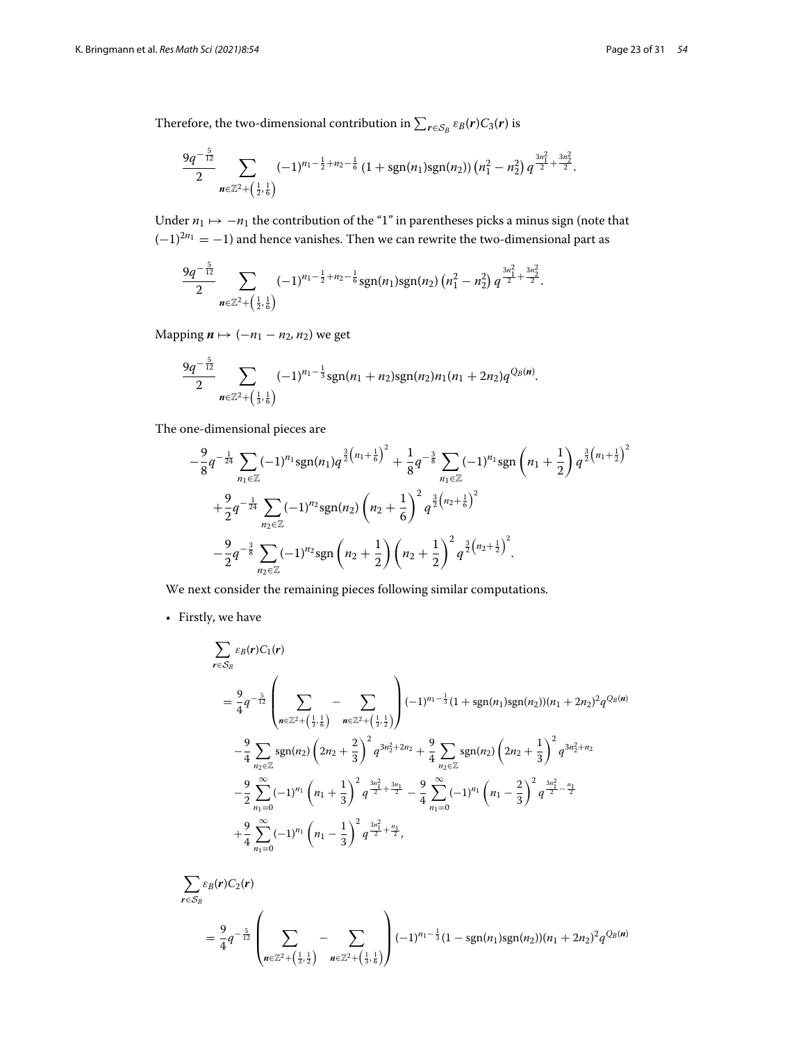Therefore, the two-dimensional contribution in $\sum_{\boldsymbol{r}\in\mathcal{S}_B} \varepsilon_B(\boldsymbol{r})C_3(\boldsymbol{r})$ is

$$\frac{9q^{-\frac{5}{12}}}{2}\sum_{\boldsymbol{n}\in\mathbb{Z}^2+\left(\frac{1}{2},\frac{1}{6}\right)}(-1)^{n_1-\frac{1}{2}+n_2-\frac{1}{6}}\left(1+\operatorname{sgn}(n_1)\operatorname{sgn}(n_2)\right)\left(n_1^2-n_2^2\right)q^{\frac{3n_1^2}{2}+\frac{3n_2^2}{2}}.$$

Under $n_1\mapsto -n_1$ the contribution of the "1" in parentheses picks a minus sign (note that $(-1)^{2n_1}=-1$) and hence vanishes. Then we can rewrite the two-dimensional part as

$$\frac{9q^{-\frac{5}{12}}}{2}\sum_{\boldsymbol{n}\in\mathbb{Z}^2+\left(\frac{1}{2},\frac{1}{6}\right)}(-1)^{n_1-\frac{1}{2}+n_2-\frac{1}{6}}\operatorname{sgn}(n_1)\operatorname{sgn}(n_2)\left(n_1^2-n_2^2\right)q^{\frac{3n_1^2}{2}+\frac{3n_2^2}{2}}.$$

Mapping $\boldsymbol{n}\mapsto(-n_1-n_2,n_2)$ we get

$$\frac{9q^{-\frac{5}{12}}}{2}\sum_{\boldsymbol{n}\in\mathbb{Z}^2+\left(\frac{1}{3},\frac{1}{6}\right)}(-1)^{n_1-\frac{1}{3}}\operatorname{sgn}(n_1+n_2)\operatorname{sgn}(n_2)n_1(n_1+2n_2)q^{Q_B(\boldsymbol{n})}.$$

The one-dimensional pieces are

$$\begin{aligned}
&-\frac{9}{8}q^{-\frac{1}{24}}\sum_{n_1\in\mathbb{Z}}(-1)^{n_1}\operatorname{sgn}(n_1)q^{\frac{3}{2}\left(n_1+\frac{1}{6}\right)^2}+\frac{1}{8}q^{-\frac{3}{8}}\sum_{n_1\in\mathbb{Z}}(-1)^{n_1}\operatorname{sgn}\left(n_1+\frac{1}{2}\right)q^{\frac{3}{2}\left(n_1+\frac{1}{2}\right)^2}\\
&+\frac{9}{2}q^{-\frac{1}{24}}\sum_{n_2\in\mathbb{Z}}(-1)^{n_2}\operatorname{sgn}(n_2)\left(n_2+\frac{1}{6}\right)^2q^{\frac{3}{2}\left(n_2+\frac{1}{6}\right)^2}\\
&-\frac{9}{2}q^{-\frac{3}{8}}\sum_{n_2\in\mathbb{Z}}(-1)^{n_2}\operatorname{sgn}\left(n_2+\frac{1}{2}\right)\left(n_2+\frac{1}{2}\right)^2q^{\frac{3}{2}\left(n_2+\frac{1}{2}\right)^2}.
\end{aligned}$$

We next consider the remaining pieces following similar computations.

- Firstly, we have

$$\begin{aligned}
&\sum_{\boldsymbol{r}\in\mathcal{S}_B}\varepsilon_B(\boldsymbol{r})C_1(\boldsymbol{r})\\
&=\frac{9}{4}q^{-\frac{5}{12}}\left(\sum_{\boldsymbol{n}\in\mathbb{Z}^2+\left(\frac{1}{3},\frac{1}{6}\right)}-\sum_{\boldsymbol{n}\in\mathbb{Z}^2+\left(\frac{1}{3},\frac{1}{2}\right)}\right)(-1)^{n_1-\frac{1}{3}}(1+\operatorname{sgn}(n_1)\operatorname{sgn}(n_2))(n_1+2n_2)^2q^{Q_B(\boldsymbol{n})}\\
&-\frac{9}{4}\sum_{n_2\in\mathbb{Z}}\operatorname{sgn}(n_2)\left(2n_2+\frac{2}{3}\right)^2q^{3n_2^2+2n_2}+\frac{9}{4}\sum_{n_2\in\mathbb{Z}}\operatorname{sgn}(n_2)\left(2n_2+\frac{1}{3}\right)^2q^{3n_2^2+n_2}\\
&-\frac{9}{2}\sum_{n_1=0}^{\infty}(-1)^{n_1}\left(n_1+\frac{1}{3}\right)^2q^{\frac{3n_1^2}{2}+\frac{3n_1}{2}}-\frac{9}{4}\sum_{n_1=0}^{\infty}(-1)^{n_1}\left(n_1-\frac{2}{3}\right)^2q^{\frac{3n_1^2}{2}-\frac{n_1}{2}}\\
&+\frac{9}{4}\sum_{n_1=0}^{\infty}(-1)^{n_1}\left(n_1-\frac{1}{3}\right)^2q^{\frac{3n_1^2}{2}+\frac{n_1}{2}},
\end{aligned}$$

$$\begin{aligned}
&\sum_{\boldsymbol{r}\in\mathcal{S}_B}\varepsilon_B(\boldsymbol{r})C_2(\boldsymbol{r})\\
&=\frac{9}{4}q^{-\frac{5}{12}}\left(\sum_{\boldsymbol{n}\in\mathbb{Z}^2+\left(\frac{1}{3},\frac{1}{2}\right)}-\sum_{\boldsymbol{n}\in\mathbb{Z}^2+\left(\frac{1}{3},\frac{1}{6}\right)}\right)(-1)^{n_1-\frac{1}{3}}(1-\operatorname{sgn}(n_1)\operatorname{sgn}(n_2))(n_1+2n_2)^2q^{Q_B(\boldsymbol{n})}
\end{aligned}$$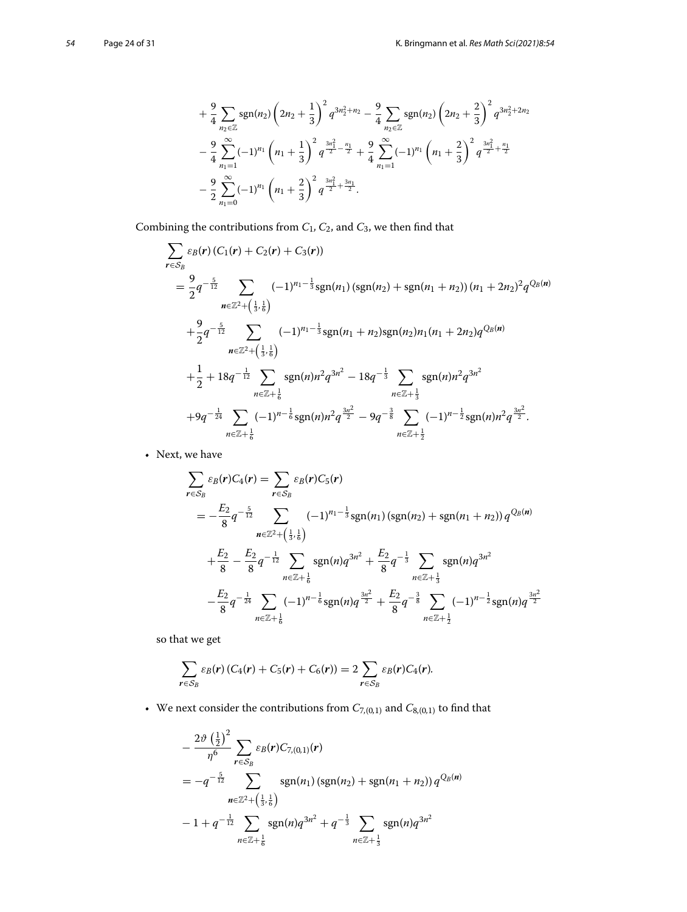$$
+\frac{9}{4}\sum_{n_2\in\mathbb{Z}}\operatorname{sgn}(n_2)\left(2n_2+\frac{1}{3}\right)^2 q^{3n_2^2+n_2}-\frac{9}{4}\sum_{n_2\in\mathbb{Z}}\operatorname{sgn}(n_2)\left(2n_2+\frac{2}{3}\right)^2 q^{3n_2^2+2n_2}
$$

$$
-\frac{9}{4}\sum_{n_1=1}^{\infty}(-1)^{n_1}\left(n_1+\frac{1}{3}\right)^2 q^{\frac{3n_1^2}{2}-\frac{n_1}{2}}+\frac{9}{4}\sum_{n_1=1}^{\infty}(-1)^{n_1}\left(n_1+\frac{2}{3}\right)^2 q^{\frac{3n_1^2}{2}+\frac{n_1}{2}}
$$

$$
-\frac{9}{2}\sum_{n_1=0}^{\infty}(-1)^{n_1}\left(n_1+\frac{2}{3}\right)^2 q^{\frac{3n_1^2}{2}+\frac{3n_1}{2}}.
$$

Combining the contributions from $C_1$, $C_2$, and $C_3$, we then find that

$$
\begin{aligned}
&\sum_{\boldsymbol{r}\in\mathcal{S}_B}\varepsilon_B(\boldsymbol{r})\left(C_1(\boldsymbol{r})+C_2(\boldsymbol{r})+C_3(\boldsymbol{r})\right)\\
&=\frac{9}{2}q^{-\frac{5}{12}}\sum_{\boldsymbol{n}\in\mathbb{Z}^2+\left(\frac{1}{3},\frac{1}{6}\right)}(-1)^{n_1-\frac{1}{3}}\operatorname{sgn}(n_1)\left(\operatorname{sgn}(n_2)+\operatorname{sgn}(n_1+n_2)\right)(n_1+2n_2)^2 q^{Q_B(\boldsymbol{n})}\\
&\quad+\frac{9}{2}q^{-\frac{5}{12}}\sum_{\boldsymbol{n}\in\mathbb{Z}^2+\left(\frac{1}{3},\frac{1}{6}\right)}(-1)^{n_1-\frac{1}{3}}\operatorname{sgn}(n_1+n_2)\operatorname{sgn}(n_2)n_1(n_1+2n_2)q^{Q_B(\boldsymbol{n})}\\
&\quad+\frac{1}{2}+18q^{-\frac{1}{12}}\sum_{n\in\mathbb{Z}+\frac{1}{6}}\operatorname{sgn}(n)n^2q^{3n^2}-18q^{-\frac{1}{3}}\sum_{n\in\mathbb{Z}+\frac{1}{3}}\operatorname{sgn}(n)n^2q^{3n^2}\\
&\quad+9q^{-\frac{1}{24}}\sum_{n\in\mathbb{Z}+\frac{1}{6}}(-1)^{n-\frac{1}{6}}\operatorname{sgn}(n)n^2q^{\frac{3n^2}{2}}-9q^{-\frac{3}{8}}\sum_{n\in\mathbb{Z}+\frac{1}{2}}(-1)^{n-\frac{1}{2}}\operatorname{sgn}(n)n^2q^{\frac{3n^2}{2}}.
\end{aligned}
$$

- Next, we have

$$
\begin{aligned}
&\sum_{\boldsymbol{r}\in\mathcal{S}_B}\varepsilon_B(\boldsymbol{r})C_4(\boldsymbol{r})=\sum_{\boldsymbol{r}\in\mathcal{S}_B}\varepsilon_B(\boldsymbol{r})C_5(\boldsymbol{r})\\
&=-\frac{E_2}{8}q^{-\frac{5}{12}}\sum_{\boldsymbol{n}\in\mathbb{Z}^2+\left(\frac{1}{3},\frac{1}{6}\right)}(-1)^{n_1-\frac{1}{3}}\operatorname{sgn}(n_1)\left(\operatorname{sgn}(n_2)+\operatorname{sgn}(n_1+n_2)\right)q^{Q_B(\boldsymbol{n})}\\
&\quad+\frac{E_2}{8}-\frac{E_2}{8}q^{-\frac{1}{12}}\sum_{n\in\mathbb{Z}+\frac{1}{6}}\operatorname{sgn}(n)q^{3n^2}+\frac{E_2}{8}q^{-\frac{1}{3}}\sum_{n\in\mathbb{Z}+\frac{1}{3}}\operatorname{sgn}(n)q^{3n^2}\\
&\quad-\frac{E_2}{8}q^{-\frac{1}{24}}\sum_{n\in\mathbb{Z}+\frac{1}{6}}(-1)^{n-\frac{1}{6}}\operatorname{sgn}(n)q^{\frac{3n^2}{2}}+\frac{E_2}{8}q^{-\frac{3}{8}}\sum_{n\in\mathbb{Z}+\frac{1}{2}}(-1)^{n-\frac{1}{2}}\operatorname{sgn}(n)q^{\frac{3n^2}{2}}
\end{aligned}
$$

so that we get

$$
\sum_{\boldsymbol{r}\in\mathcal{S}_B}\varepsilon_B(\boldsymbol{r})\left(C_4(\boldsymbol{r})+C_5(\boldsymbol{r})+C_6(\boldsymbol{r})\right)=2\sum_{\boldsymbol{r}\in\mathcal{S}_B}\varepsilon_B(\boldsymbol{r})C_4(\boldsymbol{r}).
$$

- We next consider the contributions from $C_{7,(0,1)}$ and $C_{8,(0,1)}$ to find that

$$
\begin{aligned}
&-\frac{2\vartheta\left(\frac{1}{2}\right)^2}{\eta^6}\sum_{\boldsymbol{r}\in\mathcal{S}_B}\varepsilon_B(\boldsymbol{r})C_{7,(0,1)}(\boldsymbol{r})\\
&=-q^{-\frac{5}{12}}\sum_{\boldsymbol{n}\in\mathbb{Z}^2+\left(\frac{1}{3},\frac{1}{6}\right)}\operatorname{sgn}(n_1)\left(\operatorname{sgn}(n_2)+\operatorname{sgn}(n_1+n_2)\right)q^{Q_B(\boldsymbol{n})}\\
&\quad-1+q^{-\frac{1}{12}}\sum_{n\in\mathbb{Z}+\frac{1}{6}}\operatorname{sgn}(n)q^{3n^2}+q^{-\frac{1}{3}}\sum_{n\in\mathbb{Z}+\frac{1}{3}}\operatorname{sgn}(n)q^{3n^2}
\end{aligned}
$$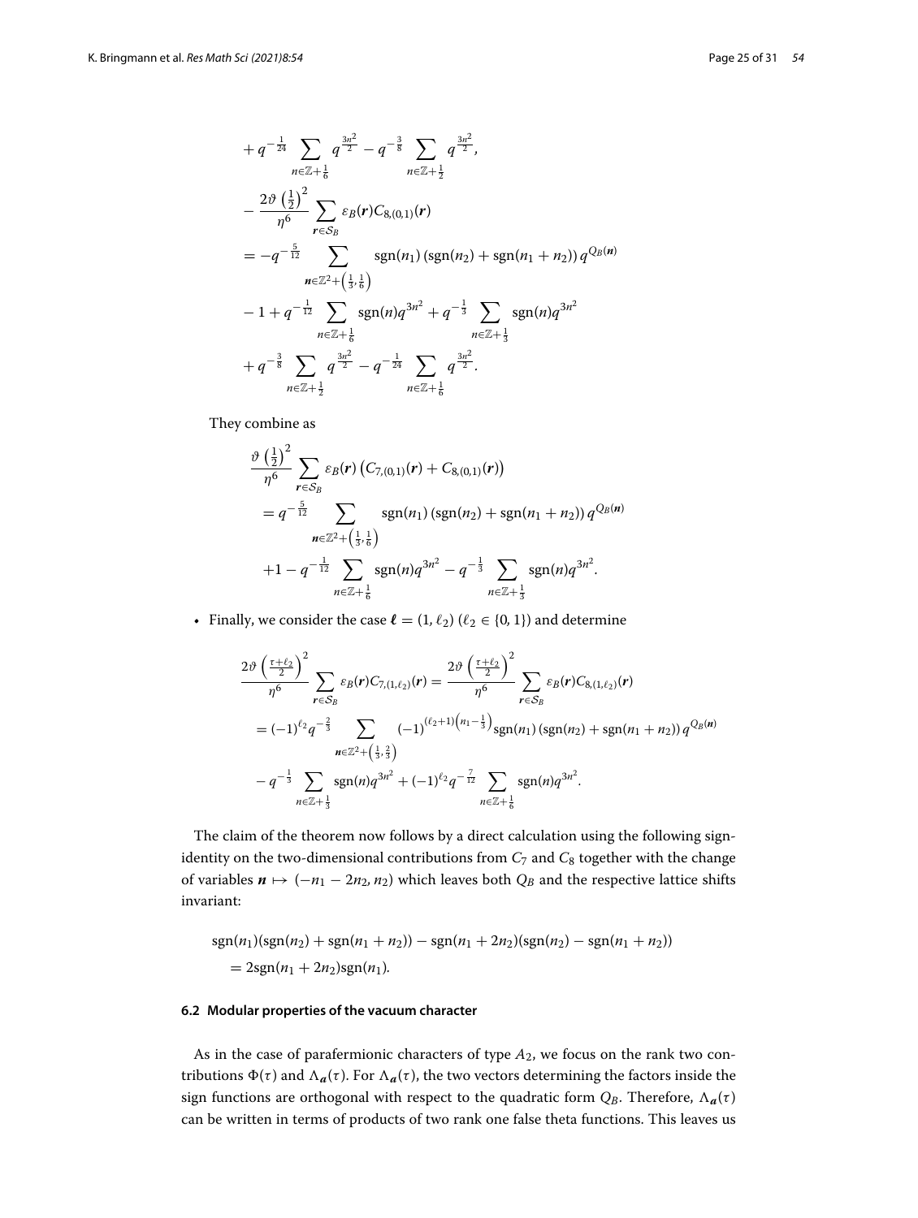$$
+ q^{-\frac{1}{24}} \sum_{n\in\mathbb{Z}+\frac{1}{6}} q^{\frac{3n^2}{2}} - q^{-\frac{3}{8}} \sum_{n\in\mathbb{Z}+\frac{1}{2}} q^{\frac{3n^2}{2}},
$$

$$
\begin{aligned}
&-\frac{2\vartheta\left(\frac{1}{2}\right)^2}{\eta^6} \sum_{\boldsymbol{r}\in\mathcal{S}_B} \varepsilon_B(\boldsymbol{r}) C_{8,(0,1)}(\boldsymbol{r}) \\
&= -q^{-\frac{5}{12}} \sum_{\boldsymbol{n}\in\mathbb{Z}^2+\left(\frac{1}{3},\frac{1}{6}\right)} \operatorname{sgn}(n_1)\left(\operatorname{sgn}(n_2)+\operatorname{sgn}(n_1+n_2)\right) q^{Q_B(\boldsymbol{n})} \\
&\quad - 1 + q^{-\frac{1}{12}} \sum_{n\in\mathbb{Z}+\frac{1}{6}} \operatorname{sgn}(n) q^{3n^2} + q^{-\frac{1}{3}} \sum_{n\in\mathbb{Z}+\frac{1}{3}} \operatorname{sgn}(n) q^{3n^2} \\
&\quad + q^{-\frac{3}{8}} \sum_{n\in\mathbb{Z}+\frac{1}{2}} q^{\frac{3n^2}{2}} - q^{-\frac{1}{24}} \sum_{n\in\mathbb{Z}+\frac{1}{6}} q^{\frac{3n^2}{2}}.
\end{aligned}
$$

They combine as

$$
\begin{aligned}
&\frac{\vartheta\left(\frac{1}{2}\right)^2}{\eta^6} \sum_{\boldsymbol{r}\in\mathcal{S}_B} \varepsilon_B(\boldsymbol{r}) \left(C_{7,(0,1)}(\boldsymbol{r}) + C_{8,(0,1)}(\boldsymbol{r})\right) \\
&= q^{-\frac{5}{12}} \sum_{\boldsymbol{n}\in\mathbb{Z}^2+\left(\frac{1}{3},\frac{1}{6}\right)} \operatorname{sgn}(n_1)\left(\operatorname{sgn}(n_2)+\operatorname{sgn}(n_1+n_2)\right) q^{Q_B(\boldsymbol{n})} \\
&\quad + 1 - q^{-\frac{1}{12}} \sum_{n\in\mathbb{Z}+\frac{1}{6}} \operatorname{sgn}(n) q^{3n^2} - q^{-\frac{1}{3}} \sum_{n\in\mathbb{Z}+\frac{1}{3}} \operatorname{sgn}(n) q^{3n^2}.
\end{aligned}
$$

- Finally, we consider the case $\boldsymbol{\ell} = (1, \ell_2)$ ($\ell_2 \in \{0, 1\}$) and determine

$$
\begin{aligned}
&\frac{2\vartheta\left(\frac{\tau+\ell_2}{2}\right)^2}{\eta^6} \sum_{\boldsymbol{r}\in\mathcal{S}_B} \varepsilon_B(\boldsymbol{r}) C_{7,(1,\ell_2)}(\boldsymbol{r}) = \frac{2\vartheta\left(\frac{\tau+\ell_2}{2}\right)^2}{\eta^6} \sum_{\boldsymbol{r}\in\mathcal{S}_B} \varepsilon_B(\boldsymbol{r}) C_{8,(1,\ell_2)}(\boldsymbol{r}) \\
&= (-1)^{\ell_2} q^{-\frac{2}{3}} \sum_{\boldsymbol{n}\in\mathbb{Z}^2+\left(\frac{1}{3},\frac{2}{3}\right)} (-1)^{(\ell_2+1)\left(n_1-\frac{1}{3}\right)} \operatorname{sgn}(n_1)\left(\operatorname{sgn}(n_2)+\operatorname{sgn}(n_1+n_2)\right) q^{Q_B(\boldsymbol{n})} \\
&\quad - q^{-\frac{1}{3}} \sum_{n\in\mathbb{Z}+\frac{1}{3}} \operatorname{sgn}(n) q^{3n^2} + (-1)^{\ell_2} q^{-\frac{7}{12}} \sum_{n\in\mathbb{Z}+\frac{1}{6}} \operatorname{sgn}(n) q^{3n^2}.
\end{aligned}
$$

The claim of the theorem now follows by a direct calculation using the following sign-identity on the two-dimensional contributions from $C_7$ and $C_8$ together with the change of variables $\boldsymbol{n} \mapsto (-n_1 - 2n_2, n_2)$ which leaves both $Q_B$ and the respective lattice shifts invariant:

$$
\begin{aligned}
&\operatorname{sgn}(n_1)(\operatorname{sgn}(n_2) + \operatorname{sgn}(n_1+n_2)) - \operatorname{sgn}(n_1+2n_2)(\operatorname{sgn}(n_2) - \operatorname{sgn}(n_1+n_2)) \\
&\quad = 2\operatorname{sgn}(n_1+2n_2)\operatorname{sgn}(n_1).
\end{aligned}
$$

### 6.2 Modular properties of the vacuum character

As in the case of parafermionic characters of type $A_2$, we focus on the rank two contributions $\Phi(\tau)$ and $\Lambda_{\boldsymbol{a}}(\tau)$. For $\Lambda_{\boldsymbol{a}}(\tau)$, the two vectors determining the factors inside the sign functions are orthogonal with respect to the quadratic form $Q_B$. Therefore, $\Lambda_{\boldsymbol{a}}(\tau)$ can be written in terms of products of two rank one false theta functions. This leaves us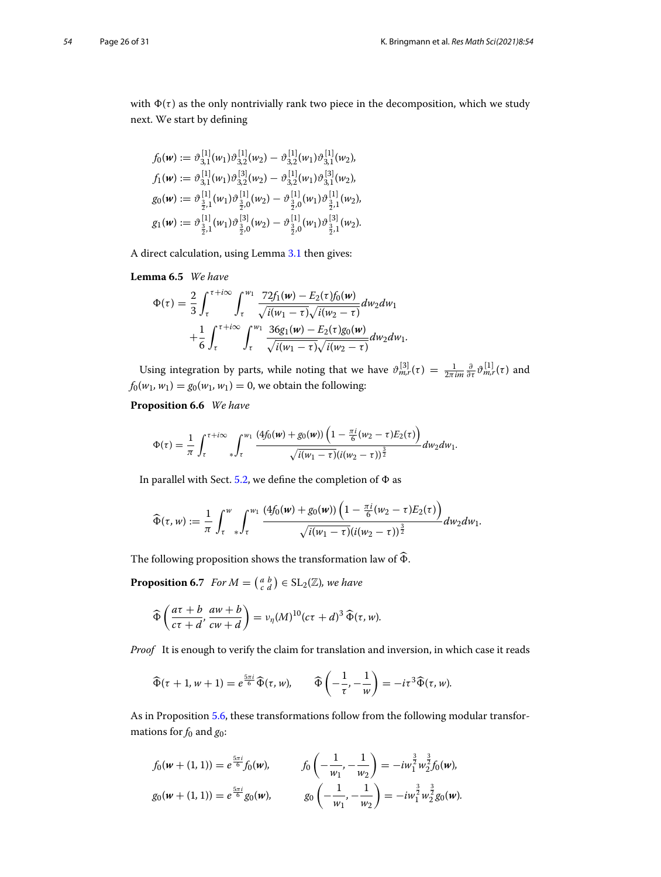with $\Phi(\tau)$ as the only nontrivially rank two piece in the decomposition, which we study next. We start by defining

$$
\begin{aligned}
f_0(\boldsymbol{w}) &:= \vartheta_{3,1}^{[1]}(w_1)\vartheta_{3,2}^{[1]}(w_2) - \vartheta_{3,2}^{[1]}(w_1)\vartheta_{3,1}^{[1]}(w_2),\\
f_1(\boldsymbol{w}) &:= \vartheta_{3,1}^{[1]}(w_1)\vartheta_{3,2}^{[3]}(w_2) - \vartheta_{3,2}^{[1]}(w_1)\vartheta_{3,1}^{[3]}(w_2),\\
g_0(\boldsymbol{w}) &:= \vartheta_{\frac{3}{2},1}^{[1]}(w_1)\vartheta_{\frac{3}{2},0}^{[1]}(w_2) - \vartheta_{\frac{3}{2},0}^{[1]}(w_1)\vartheta_{\frac{3}{2},1}^{[1]}(w_2),\\
g_1(\boldsymbol{w}) &:= \vartheta_{\frac{3}{2},1}^{[1]}(w_1)\vartheta_{\frac{3}{2},0}^{[3]}(w_2) - \vartheta_{\frac{3}{2},0}^{[1]}(w_1)\vartheta_{\frac{3}{2},1}^{[3]}(w_2).
\end{aligned}
$$

A direct calculation, using Lemma 3.1 then gives:

**Lemma 6.5** *We have*

$$
\begin{aligned}
\Phi(\tau) = \frac{2}{3}\int_{\tau}^{\tau+i\infty}\int_{\tau}^{w_1} \frac{72f_1(\boldsymbol{w}) - E_2(\tau)f_0(\boldsymbol{w})}{\sqrt{i(w_1-\tau)}\sqrt{i(w_2-\tau)}}dw_2dw_1\\
+\frac{1}{6}\int_{\tau}^{\tau+i\infty}\int_{\tau}^{w_1} \frac{36g_1(\boldsymbol{w}) - E_2(\tau)g_0(\boldsymbol{w})}{\sqrt{i(w_1-\tau)}\sqrt{i(w_2-\tau)}}dw_2dw_1.
\end{aligned}
$$

Using integration by parts, while noting that we have $\vartheta_{m,r}^{[3]}(\tau) = \frac{1}{2\pi i m}\frac{\partial}{\partial\tau}\vartheta_{m,r}^{[1]}(\tau)$ and $f_0(w_1,w_1) = g_0(w_1,w_1) = 0$, we obtain the following:

**Proposition 6.6** *We have*

$$
\Phi(\tau) = \frac{1}{\pi}\int_{\tau}^{\tau+i\infty}{}_{*}\!\int_{\tau}^{w_1} \frac{(4f_0(\boldsymbol{w}) + g_0(\boldsymbol{w}))\left(1 - \frac{\pi i}{6}(w_2-\tau)E_2(\tau)\right)}{\sqrt{i(w_1-\tau)}(i(w_2-\tau))^{\frac{3}{2}}}dw_2dw_1.
$$

In parallel with Sect. 5.2, we define the completion of $\Phi$ as

$$
\widehat{\Phi}(\tau,w) := \frac{1}{\pi}\int_{\tau}^{w}{}_{*}\!\int_{\tau}^{w_1} \frac{(4f_0(\boldsymbol{w}) + g_0(\boldsymbol{w}))\left(1 - \frac{\pi i}{6}(w_2-\tau)E_2(\tau)\right)}{\sqrt{i(w_1-\tau)}(i(w_2-\tau))^{\frac{3}{2}}}dw_2dw_1.
$$

The following proposition shows the transformation law of $\widehat{\Phi}$.

**Proposition 6.7** *For $M = \left(\begin{smallmatrix} a & b\\ c & d\end{smallmatrix}\right) \in \mathrm{SL}_2(\mathbb{Z})$, we have*

$$
\widehat{\Phi}\left(\frac{a\tau+b}{c\tau+d}, \frac{aw+b}{cw+d}\right) = \nu_\eta(M)^{10}(c\tau+d)^3\,\widehat{\Phi}(\tau,w).
$$

*Proof* It is enough to verify the claim for translation and inversion, in which case it reads

$$
\widehat{\Phi}(\tau+1, w+1) = e^{\frac{5\pi i}{6}}\widehat{\Phi}(\tau,w), \qquad \widehat{\Phi}\left(-\frac{1}{\tau}, -\frac{1}{w}\right) = -i\tau^3\widehat{\Phi}(\tau,w).
$$

As in Proposition 5.6, these transformations follow from the following modular transformations for $f_0$ and $g_0$:

$$
\begin{aligned}
f_0(\boldsymbol{w} + (1,1)) &= e^{\frac{5\pi i}{6}}f_0(\boldsymbol{w}), \qquad & f_0\left(-\frac{1}{w_1}, -\frac{1}{w_2}\right) &= -iw_1^{\frac{3}{2}}w_2^{\frac{3}{2}}f_0(\boldsymbol{w}),\\
g_0(\boldsymbol{w} + (1,1)) &= e^{\frac{5\pi i}{6}}g_0(\boldsymbol{w}), \qquad & g_0\left(-\frac{1}{w_1}, -\frac{1}{w_2}\right) &= -iw_1^{\frac{3}{2}}w_2^{\frac{3}{2}}g_0(\boldsymbol{w}).
\end{aligned}
$$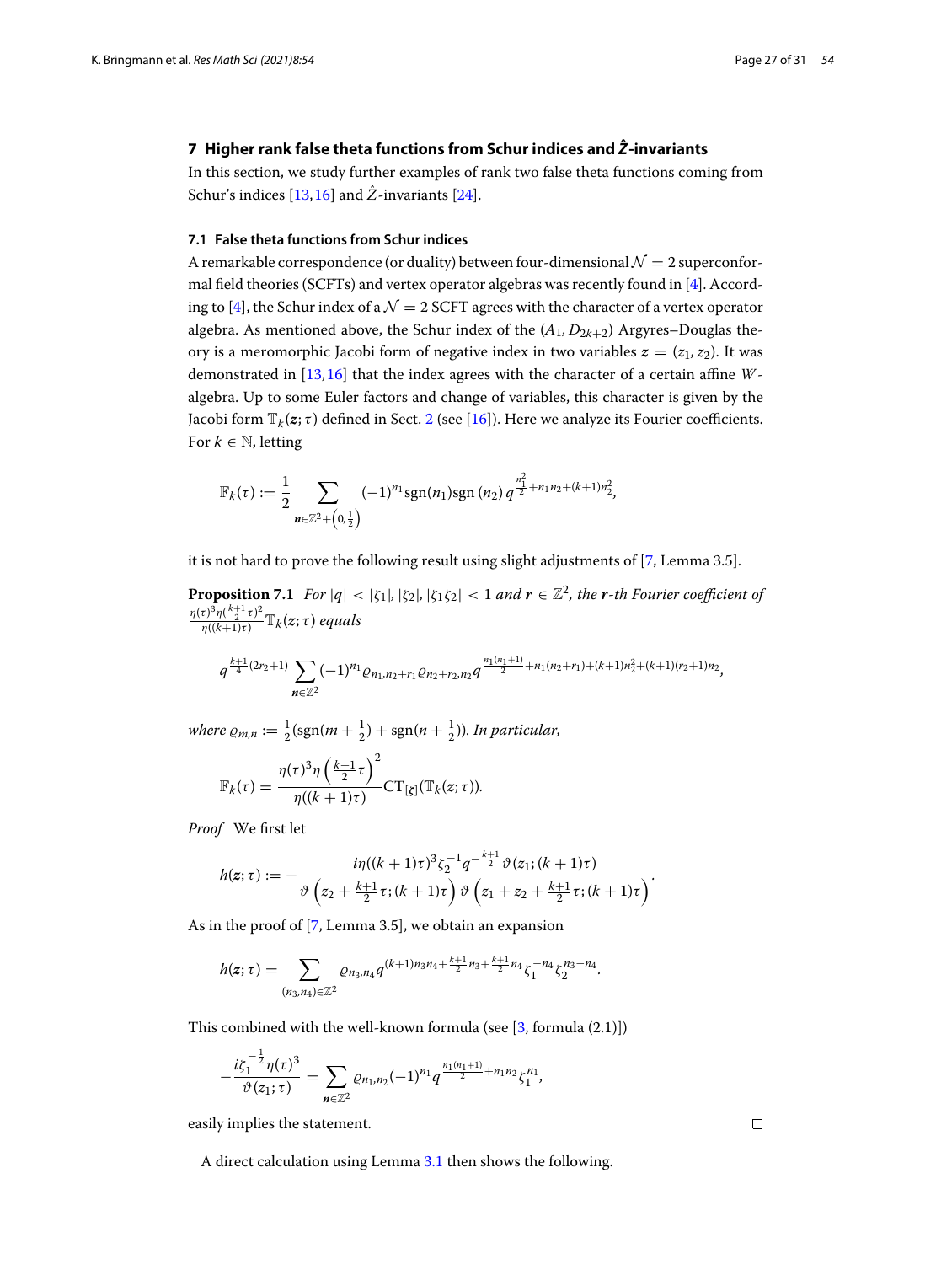## 7 Higher rank false theta functions from Schur indices and $\hat{Z}$-invariants

In this section, we study further examples of rank two false theta functions coming from Schur's indices [13,16] and $\hat{Z}$-invariants [24].

### 7.1 False theta functions from Schur indices

A remarkable correspondence (or duality) between four-dimensional $\mathcal{N}=2$ superconformal field theories (SCFTs) and vertex operator algebras was recently found in [4]. According to [4], the Schur index of a $\mathcal{N}=2$ SCFT agrees with the character of a vertex operator algebra. As mentioned above, the Schur index of the $(A_1, D_{2k+2})$ Argyres–Douglas theory is a meromorphic Jacobi form of negative index in two variables $\boldsymbol{z}=(z_1,z_2)$. It was demonstrated in [13,16] that the index agrees with the character of a certain affine $W$-algebra. Up to some Euler factors and change of variables, this character is given by the Jacobi form $\mathbb{T}_k(\boldsymbol{z};\tau)$ defined in Sect. 2 (see [16]). Here we analyze its Fourier coefficients. For $k\in\mathbb{N}$, letting

$$\mathbb{F}_k(\tau) := \frac{1}{2}\sum_{\boldsymbol{n}\in\mathbb{Z}^2+\left(0,\frac{1}{2}\right)} (-1)^{n_1}\operatorname{sgn}(n_1)\operatorname{sgn}(n_2)\, q^{\frac{n_1^2}{2}+n_1n_2+(k+1)n_2^2},$$

it is not hard to prove the following result using slight adjustments of [7, Lemma 3.5].

**Proposition 7.1** *For $|q|<|\zeta_1|, |\zeta_2|, |\zeta_1\zeta_2|<1$ and $\boldsymbol{r}\in\mathbb{Z}^2$, the $\boldsymbol{r}$-th Fourier coefficient of $\frac{\eta(\tau)^3\eta(\frac{k+1}{2}\tau)^2}{\eta((k+1)\tau)}\mathbb{T}_k(\boldsymbol{z};\tau)$ equals*

$$q^{\frac{k+1}{4}(2r_2+1)}\sum_{\boldsymbol{n}\in\mathbb{Z}^2}(-1)^{n_1}\varrho_{n_1,n_2+r_1}\varrho_{n_2+r_2,n_2}\,q^{\frac{n_1(n_1+1)}{2}+n_1(n_2+r_1)+(k+1)n_2^2+(k+1)(r_2+1)n_2},$$

*where $\varrho_{m,n}:=\frac{1}{2}(\operatorname{sgn}(m+\frac{1}{2})+\operatorname{sgn}(n+\frac{1}{2}))$. In particular,*

$$\mathbb{F}_k(\tau)=\frac{\eta(\tau)^3\eta\left(\frac{k+1}{2}\tau\right)^2}{\eta((k+1)\tau)}\operatorname{CT}_{[\zeta]}(\mathbb{T}_k(\boldsymbol{z};\tau)).$$

*Proof* We first let

$$h(\boldsymbol{z};\tau):=-\frac{i\eta((k+1)\tau)^3\zeta_2^{-1}q^{-\frac{k+1}{2}}\vartheta(z_1;(k+1)\tau)}{\vartheta\left(z_2+\frac{k+1}{2}\tau;(k+1)\tau\right)\vartheta\left(z_1+z_2+\frac{k+1}{2}\tau;(k+1)\tau\right)}.$$

As in the proof of [7, Lemma 3.5], we obtain an expansion

$$h(\boldsymbol{z};\tau)=\sum_{(n_3,n_4)\in\mathbb{Z}^2}\varrho_{n_3,n_4}q^{(k+1)n_3n_4+\frac{k+1}{2}n_3+\frac{k+1}{2}n_4}\zeta_1^{-n_4}\zeta_2^{n_3-n_4}.$$

This combined with the well-known formula (see [3, formula (2.1)])

$$-\frac{i\zeta_1^{-\frac{1}{2}}\eta(\tau)^3}{\vartheta(z_1;\tau)}=\sum_{\boldsymbol{n}\in\mathbb{Z}^2}\varrho_{n_1,n_2}(-1)^{n_1}q^{\frac{n_1(n_1+1)}{2}+n_1n_2}\zeta_1^{n_1},$$

easily implies the statement. □

A direct calculation using Lemma 3.1 then shows the following.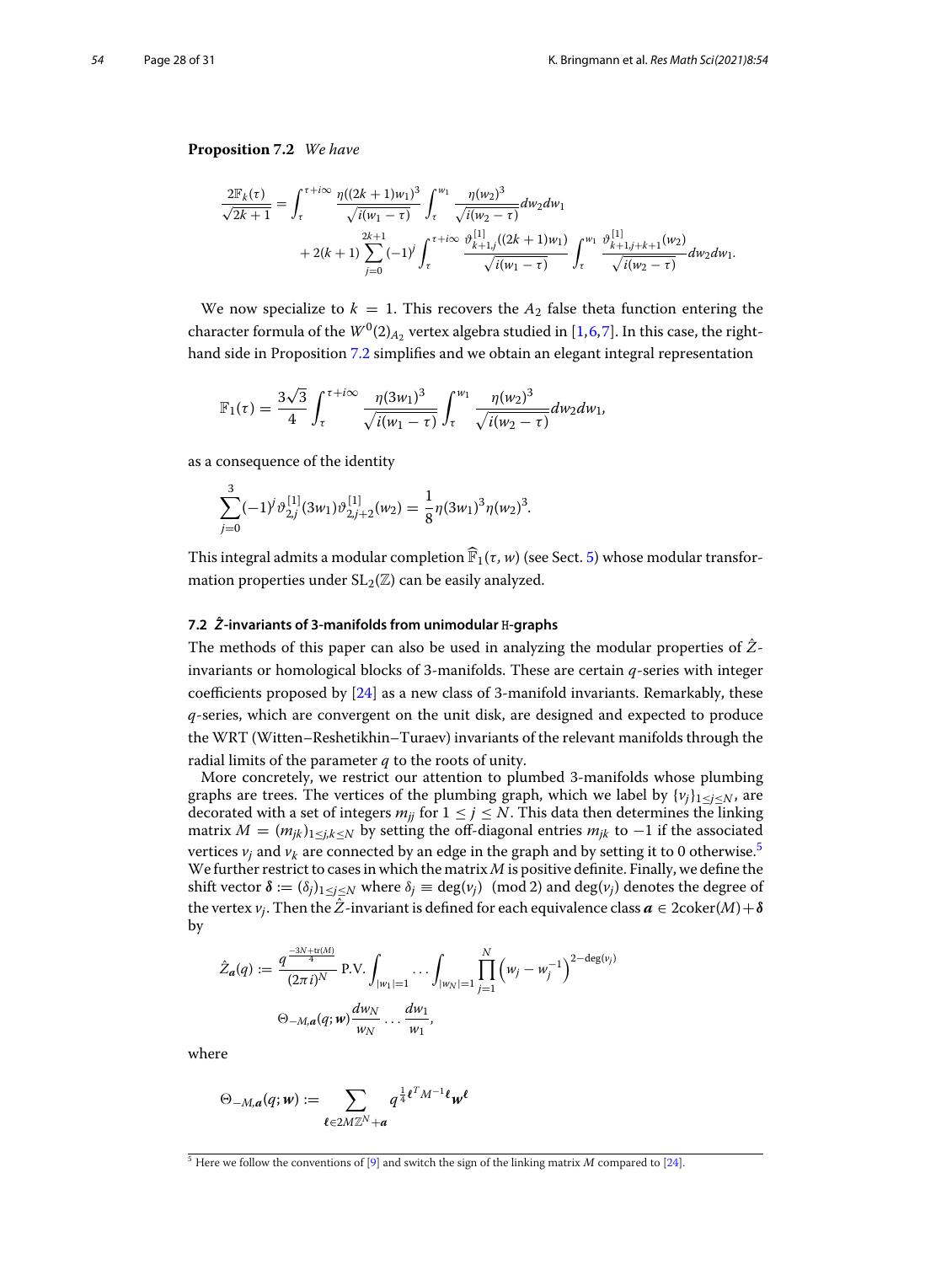**Proposition 7.2** *We have*

$$\frac{2\mathbb{F}_k(\tau)}{\sqrt{2k+1}} = \int_\tau^{\tau+i\infty} \frac{\eta((2k+1)w_1)^3}{\sqrt{i(w_1-\tau)}} \int_\tau^{w_1} \frac{\eta(w_2)^3}{\sqrt{i(w_2-\tau)}} dw_2 dw_1$$
$$+ 2(k+1) \sum_{j=0}^{2k+1} (-1)^j \int_\tau^{\tau+i\infty} \frac{\vartheta_{k+1,j}^{[1]}((2k+1)w_1)}{\sqrt{i(w_1-\tau)}} \int_\tau^{w_1} \frac{\vartheta_{k+1,j+k+1}^{[1]}(w_2)}{\sqrt{i(w_2-\tau)}} dw_2 dw_1.$$

We now specialize to $k = 1$. This recovers the $A_2$ false theta function entering the character formula of the $W^0(2)_{A_2}$ vertex algebra studied in [1,6,7]. In this case, the right-hand side in Proposition 7.2 simplifies and we obtain an elegant integral representation

$$\mathbb{F}_1(\tau) = \frac{3\sqrt{3}}{4} \int_\tau^{\tau+i\infty} \frac{\eta(3w_1)^3}{\sqrt{i(w_1-\tau)}} \int_\tau^{w_1} \frac{\eta(w_2)^3}{\sqrt{i(w_2-\tau)}} dw_2 dw_1,$$

as a consequence of the identity

$$\sum_{j=0}^{3} (-1)^j \vartheta_{2,j}^{[1]}(3w_1) \vartheta_{2,j+2}^{[1]}(w_2) = \frac{1}{8} \eta(3w_1)^3 \eta(w_2)^3.$$

This integral admits a modular completion $\widehat{\mathbb{F}}_1(\tau, w)$ (see Sect. 5) whose modular transformation properties under $\mathrm{SL}_2(\mathbb{Z})$ can be easily analyzed.

### 7.2 $\hat{Z}$-invariants of 3-manifolds from unimodular H-graphs

The methods of this paper can also be used in analyzing the modular properties of $\hat{Z}$-invariants or homological blocks of 3-manifolds. These are certain $q$-series with integer coefficients proposed by [24] as a new class of 3-manifold invariants. Remarkably, these $q$-series, which are convergent on the unit disk, are designed and expected to produce the WRT (Witten–Reshetikhin–Turaev) invariants of the relevant manifolds through the radial limits of the parameter $q$ to the roots of unity.

More concretely, we restrict our attention to plumbed 3-manifolds whose plumbing graphs are trees. The vertices of the plumbing graph, which we label by $\{v_j\}_{1\leq j\leq N}$, are decorated with a set of integers $m_{jj}$ for $1 \leq j \leq N$. This data then determines the linking matrix $M = (m_{jk})_{1\leq j,k\leq N}$ by setting the off-diagonal entries $m_{jk}$ to $-1$ if the associated vertices $v_j$ and $v_k$ are connected by an edge in the graph and by setting it to 0 otherwise.[5] We further restrict to cases in which the matrix $M$ is positive definite. Finally, we define the shift vector $\boldsymbol{\delta} := (\delta_j)_{1\leq j\leq N}$ where $\delta_j \equiv \deg(v_j) \pmod 2$ and $\deg(v_j)$ denotes the degree of the vertex $v_j$. Then the $\hat{Z}$-invariant is defined for each equivalence class $\boldsymbol{a} \in 2\mathrm{coker}(M) + \boldsymbol{\delta}$ by

$$\hat{Z}_{\boldsymbol{a}}(q) := \frac{q^{\frac{-3N+\mathrm{tr}(M)}{4}}}{(2\pi i)^N} \, \mathrm{P.V.} \int_{|w_1|=1} \cdots \int_{|w_N|=1} \prod_{j=1}^{N} \left(w_j - w_j^{-1}\right)^{2-\deg(v_j)}$$
$$\Theta_{-M,\boldsymbol{a}}(q; \boldsymbol{w}) \frac{dw_N}{w_N} \cdots \frac{dw_1}{w_1},$$

where

$$\Theta_{-M,\boldsymbol{a}}(q; \boldsymbol{w}) := \sum_{\boldsymbol{\ell} \in 2M\mathbb{Z}^N + \boldsymbol{a}} q^{\frac{1}{4}\boldsymbol{\ell}^T M^{-1} \boldsymbol{\ell}} \boldsymbol{w}^{\boldsymbol{\ell}}$$

[5] Here we follow the conventions of [9] and switch the sign of the linking matrix $M$ compared to [24].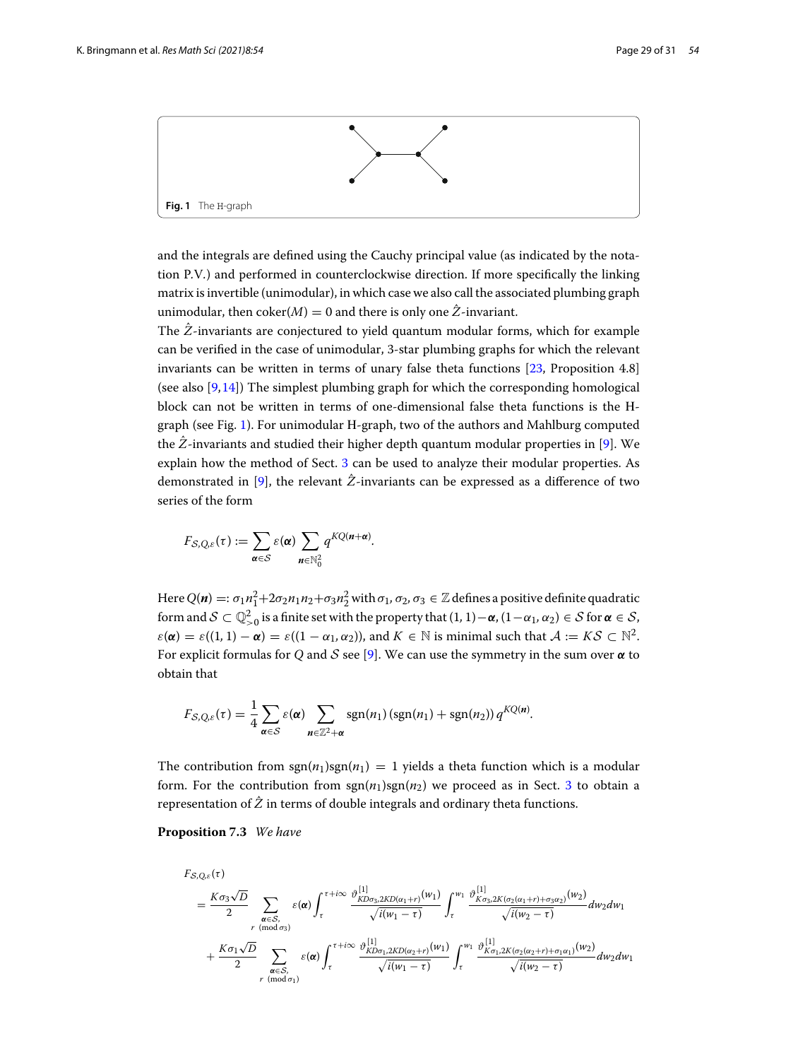**Fig. 1** The H-graph

and the integrals are defined using the Cauchy principal value (as indicated by the notation P.V.) and performed in counterclockwise direction. If more specifically the linking matrix is invertible (unimodular), in which case we also call the associated plumbing graph unimodular, then $\operatorname{coker}(M) = 0$ and there is only one $\hat{Z}$-invariant.

The $\hat{Z}$-invariants are conjectured to yield quantum modular forms, which for example can be verified in the case of unimodular, 3-star plumbing graphs for which the relevant invariants can be written in terms of unary false theta functions [23, Proposition 4.8] (see also [9,14]) The simplest plumbing graph for which the corresponding homological block can not be written in terms of one-dimensional false theta functions is the H-graph (see Fig. 1). For unimodular H-graph, two of the authors and Mahlburg computed the $\hat{Z}$-invariants and studied their higher depth quantum modular properties in [9]. We explain how the method of Sect. 3 can be used to analyze their modular properties. As demonstrated in [9], the relevant $\hat{Z}$-invariants can be expressed as a difference of two series of the form

$$F_{\mathcal{S},Q,\varepsilon}(\tau) := \sum_{\boldsymbol{\alpha}\in\mathcal{S}} \varepsilon(\boldsymbol{\alpha}) \sum_{\boldsymbol{n}\in\mathbb{N}_0^2} q^{KQ(\boldsymbol{n}+\boldsymbol{\alpha})}.$$

Here $Q(\boldsymbol{n}) =: \sigma_1 n_1^2 + 2\sigma_2 n_1 n_2 + \sigma_3 n_2^2$ with $\sigma_1, \sigma_2, \sigma_3 \in \mathbb{Z}$ defines a positive definite quadratic form and $\mathcal{S} \subset \mathbb{Q}_{>0}^2$ is a finite set with the property that $(1,1)-\boldsymbol{\alpha}, (1-\alpha_1, \alpha_2) \in \mathcal{S}$ for $\boldsymbol{\alpha} \in \mathcal{S}$, $\varepsilon(\boldsymbol{\alpha}) = \varepsilon((1,1)-\boldsymbol{\alpha}) = \varepsilon((1-\alpha_1, \alpha_2))$, and $K \in \mathbb{N}$ is minimal such that $\mathcal{A} := K\mathcal{S} \subset \mathbb{N}^2$. For explicit formulas for $Q$ and $\mathcal{S}$ see [9]. We can use the symmetry in the sum over $\boldsymbol{\alpha}$ to obtain that

$$F_{\mathcal{S},Q,\varepsilon}(\tau) = \frac{1}{4} \sum_{\boldsymbol{\alpha}\in\mathcal{S}} \varepsilon(\boldsymbol{\alpha}) \sum_{\boldsymbol{n}\in\mathbb{Z}^2+\boldsymbol{\alpha}} \operatorname{sgn}(n_1)\left(\operatorname{sgn}(n_1)+\operatorname{sgn}(n_2)\right) q^{KQ(\boldsymbol{n})}.$$

The contribution from $\operatorname{sgn}(n_1)\operatorname{sgn}(n_1) = 1$ yields a theta function which is a modular form. For the contribution from $\operatorname{sgn}(n_1)\operatorname{sgn}(n_2)$ we proceed as in Sect. 3 to obtain a representation of $\hat{Z}$ in terms of double integrals and ordinary theta functions.

**Proposition 7.3** *We have*

$$\begin{aligned}
&F_{\mathcal{S},Q,\varepsilon}(\tau)\\
&= \frac{K\sigma_3\sqrt{D}}{2} \sum_{\substack{\boldsymbol{\alpha}\in\mathcal{S},\\ r \pmod{\sigma_3}}} \varepsilon(\boldsymbol{\alpha}) \int_{\tau}^{\tau+i\infty} \frac{\vartheta^{[1]}_{KD\sigma_3, 2KD(\alpha_1+r)}(w_1)}{\sqrt{i(w_1-\tau)}} \int_{\tau}^{w_1} \frac{\vartheta^{[1]}_{K\sigma_3, 2K(\sigma_2(\alpha_1+r)+\sigma_3\alpha_2)}(w_2)}{\sqrt{i(w_2-\tau)}} dw_2 dw_1\\
&\quad + \frac{K\sigma_1\sqrt{D}}{2} \sum_{\substack{\boldsymbol{\alpha}\in\mathcal{S},\\ r \pmod{\sigma_1}}} \varepsilon(\boldsymbol{\alpha}) \int_{\tau}^{\tau+i\infty} \frac{\vartheta^{[1]}_{KD\sigma_1, 2KD(\alpha_2+r)}(w_1)}{\sqrt{i(w_1-\tau)}} \int_{\tau}^{w_1} \frac{\vartheta^{[1]}_{K\sigma_1, 2K(\sigma_2(\alpha_2+r)+\sigma_1\alpha_1)}(w_2)}{\sqrt{i(w_2-\tau)}} dw_2 dw_1
\end{aligned}$$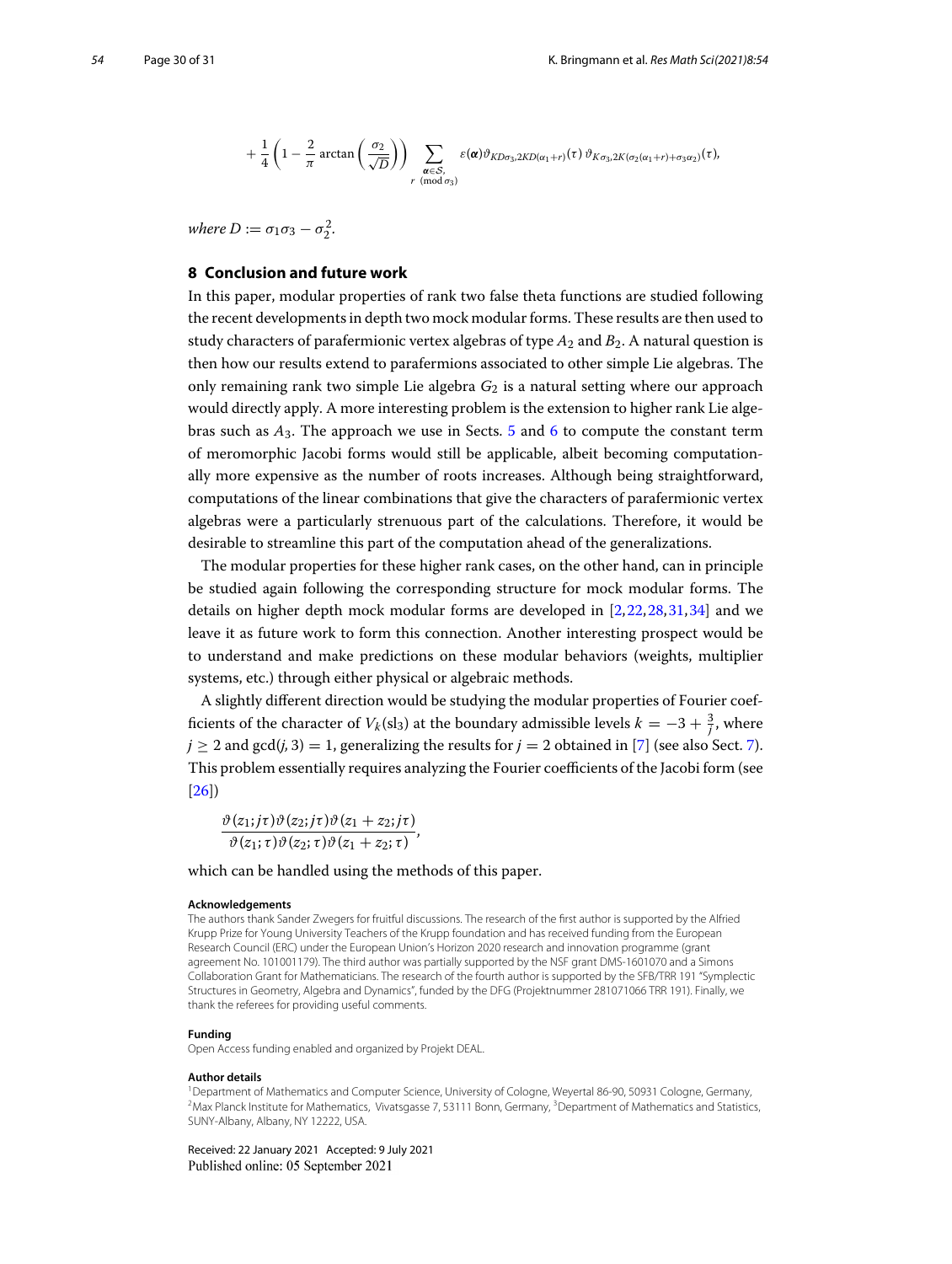$$+\frac{1}{4}\left(1-\frac{2}{\pi}\arctan\left(\frac{\sigma_2}{\sqrt{D}}\right)\right)\sum_{\substack{\boldsymbol{\alpha}\in\mathcal{S},\\ r\pmod{\sigma_3}}}\varepsilon(\boldsymbol{\alpha})\vartheta_{KD\sigma_3,2KD(\alpha_1+r)}(\tau)\,\vartheta_{K\sigma_3,2K(\sigma_2(\alpha_1+r)+\sigma_3\alpha_2)}(\tau),$$

*where* $D := \sigma_1\sigma_3 - \sigma_2^2$.

## 8 Conclusion and future work

In this paper, modular properties of rank two false theta functions are studied following the recent developments in depth two mock modular forms. These results are then used to study characters of parafermionic vertex algebras of type $A_2$ and $B_2$. A natural question is then how our results extend to parafermions associated to other simple Lie algebras. The only remaining rank two simple Lie algebra $G_2$ is a natural setting where our approach would directly apply. A more interesting problem is the extension to higher rank Lie algebras such as $A_3$. The approach we use in Sects. 5 and 6 to compute the constant term of meromorphic Jacobi forms would still be applicable, albeit becoming computationally more expensive as the number of roots increases. Although being straightforward, computations of the linear combinations that give the characters of parafermionic vertex algebras were a particularly strenuous part of the calculations. Therefore, it would be desirable to streamline this part of the computation ahead of the generalizations.

The modular properties for these higher rank cases, on the other hand, can in principle be studied again following the corresponding structure for mock modular forms. The details on higher depth mock modular forms are developed in [2,22,28,31,34] and we leave it as future work to form this connection. Another interesting prospect would be to understand and make predictions on these modular behaviors (weights, multiplier systems, etc.) through either physical or algebraic methods.

A slightly different direction would be studying the modular properties of Fourier coefficients of the character of $V_k(\mathrm{sl}_3)$ at the boundary admissible levels $k = -3 + \frac{3}{j}$, where $j \geq 2$ and $\gcd(j, 3) = 1$, generalizing the results for $j = 2$ obtained in [7] (see also Sect. 7). This problem essentially requires analyzing the Fourier coefficients of the Jacobi form (see [26])

$$\frac{\vartheta(z_1; j\tau)\vartheta(z_2; j\tau)\vartheta(z_1+z_2; j\tau)}{\vartheta(z_1;\tau)\vartheta(z_2;\tau)\vartheta(z_1+z_2;\tau)},$$

which can be handled using the methods of this paper.

#### Acknowledgements

The authors thank Sander Zwegers for fruitful discussions. The research of the first author is supported by the Alfried Krupp Prize for Young University Teachers of the Krupp foundation and has received funding from the European Research Council (ERC) under the European Union's Horizon 2020 research and innovation programme (grant agreement No. 101001179). The third author was partially supported by the NSF grant DMS-1601070 and a Simons Collaboration Grant for Mathematicians. The research of the fourth author is supported by the SFB/TRR 191 "Symplectic Structures in Geometry, Algebra and Dynamics", funded by the DFG (Projektnummer 281071066 TRR 191). Finally, we thank the referees for providing useful comments.

#### Funding

Open Access funding enabled and organized by Projekt DEAL.

#### Author details

[1]Department of Mathematics and Computer Science, University of Cologne, Weyertal 86-90, 50931 Cologne, Germany, [2]Max Planck Institute for Mathematics, Vivatsgasse 7, 53111 Bonn, Germany, [3]Department of Mathematics and Statistics, SUNY-Albany, Albany, NY 12222, USA.

Received: 22 January 2021 Accepted: 9 July 2021
Published online: 05 September 2021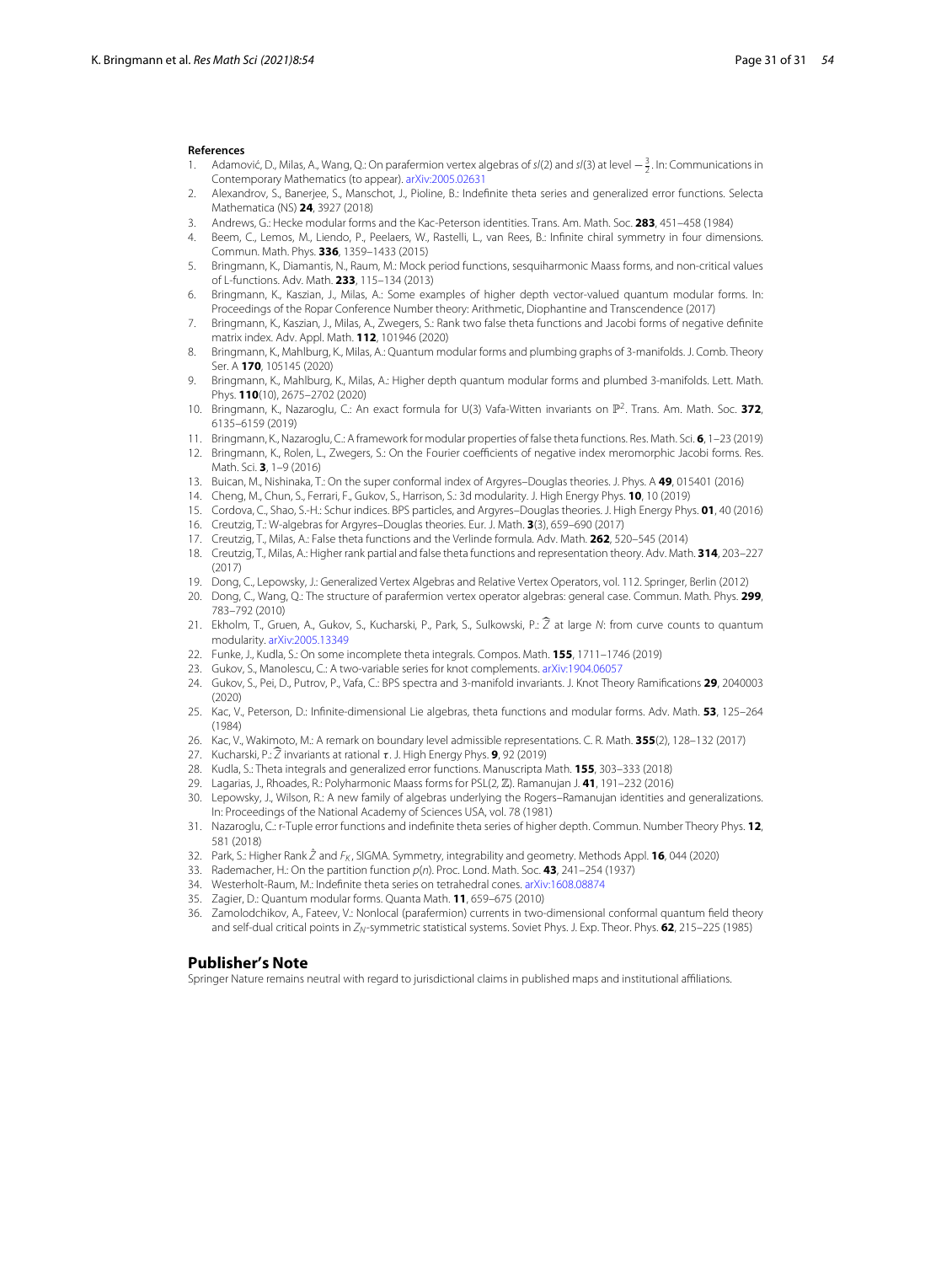**References**

1. Adamović, D., Milas, A., Wang, Q.: On parafermion vertex algebras of $sl(2)$ and $sl(3)$ at level $-\frac{3}{2}$. In: Communications in Contemporary Mathematics (to appear). arXiv:2005.02631
2. Alexandrov, S., Banerjee, S., Manschot, J., Pioline, B.: Indefinite theta series and generalized error functions. Selecta Mathematica (NS) **24**, 3927 (2018)
3. Andrews, G.: Hecke modular forms and the Kac-Peterson identities. Trans. Am. Math. Soc. **283**, 451–458 (1984)
4. Beem, C., Lemos, M., Liendo, P., Peelaers, W., Rastelli, L., van Rees, B.: Infinite chiral symmetry in four dimensions. Commun. Math. Phys. **336**, 1359–1433 (2015)
5. Bringmann, K., Diamantis, N., Raum, M.: Mock period functions, sesquiharmonic Maass forms, and non-critical values of L-functions. Adv. Math. **233**, 115–134 (2013)
6. Bringmann, K., Kaszian, J., Milas, A.: Some examples of higher depth vector-valued quantum modular forms. In: Proceedings of the Ropar Conference Number theory: Arithmetic, Diophantine and Transcendence (2017)
7. Bringmann, K., Kaszian, J., Milas, A., Zwegers, S.: Rank two false theta functions and Jacobi forms of negative definite matrix index. Adv. Appl. Math. **112**, 101946 (2020)
8. Bringmann, K., Mahlburg, K., Milas, A.: Quantum modular forms and plumbing graphs of 3-manifolds. J. Comb. Theory Ser. A **170**, 105145 (2020)
9. Bringmann, K., Mahlburg, K., Milas, A.: Higher depth quantum modular forms and plumbed 3-manifolds. Lett. Math. Phys. **110**(10), 2675–2702 (2020)
10. Bringmann, K., Nazaroglu, C.: An exact formula for U(3) Vafa-Witten invariants on $\mathbb{P}^2$. Trans. Am. Math. Soc. **372**, 6135–6159 (2019)
11. Bringmann, K., Nazaroglu, C.: A framework for modular properties of false theta functions. Res. Math. Sci. **6**, 1–23 (2019)
12. Bringmann, K., Rolen, L., Zwegers, S.: On the Fourier coefficients of negative index meromorphic Jacobi forms. Res. Math. Sci. **3**, 1–9 (2016)
13. Buican, M., Nishinaka, T.: On the super conformal index of Argyres–Douglas theories. J. Phys. A **49**, 015401 (2016)
14. Cheng, M., Chun, S., Ferrari, F., Gukov, S., Harrison, S.: 3d modularity. J. High Energy Phys. **10**, 10 (2019)
15. Cordova, C., Shao, S.-H.: Schur indices. BPS particles, and Argyres–Douglas theories. J. High Energy Phys. **01**, 40 (2016)
16. Creutzig, T.: W-algebras for Argyres–Douglas theories. Eur. J. Math. **3**(3), 659–690 (2017)
17. Creutzig, T., Milas, A.: False theta functions and the Verlinde formula. Adv. Math. **262**, 520–545 (2014)
18. Creutzig, T., Milas, A.: Higher rank partial and false theta functions and representation theory. Adv. Math. **314**, 203–227 (2017)
19. Dong, C., Lepowsky, J.: Generalized Vertex Algebras and Relative Vertex Operators, vol. 112. Springer, Berlin (2012)
20. Dong, C., Wang, Q.: The structure of parafermion vertex operator algebras: general case. Commun. Math. Phys. **299**, 783–792 (2010)
21. Ekholm, T., Gruen, A., Gukov, S., Kucharski, P., Park, S., Sulkowski, P.: $\widehat{Z}$ at large $N$: from curve counts to quantum modularity. arXiv:2005.13349
22. Funke, J., Kudla, S.: On some incomplete theta integrals. Compos. Math. **155**, 1711–1746 (2019)
23. Gukov, S., Manolescu, C.: A two-variable series for knot complements. arXiv:1904.06057
24. Gukov, S., Pei, D., Putrov, P., Vafa, C.: BPS spectra and 3-manifold invariants. J. Knot Theory Ramifications **29**, 2040003 (2020)
25. Kac, V., Peterson, D.: Infinite-dimensional Lie algebras, theta functions and modular forms. Adv. Math. **53**, 125–264 (1984)
26. Kac, V., Wakimoto, M.: A remark on boundary level admissible representations. C. R. Math. **355**(2), 128–132 (2017)
27. Kucharski, P.: $\widehat{Z}$ invariants at rational $\tau$. J. High Energy Phys. **9**, 92 (2019)
28. Kudla, S.: Theta integrals and generalized error functions. Manuscripta Math. **155**, 303–333 (2018)
29. Lagarias, J., Rhoades, R.: Polyharmonic Maass forms for PSL(2, $\mathbb{Z}$). Ramanujan J. **41**, 191–232 (2016)
30. Lepowsky, J., Wilson, R.: A new family of algebras underlying the Rogers–Ramanujan identities and generalizations. In: Proceedings of the National Academy of Sciences USA, vol. 78 (1981)
31. Nazaroglu, C.: r-Tuple error functions and indefinite theta series of higher depth. Commun. Number Theory Phys. **12**, 581 (2018)
32. Park, S.: Higher Rank $\hat{Z}$ and $F_K$, SIGMA. Symmetry, integrability and geometry. Methods Appl. **16**, 044 (2020)
33. Rademacher, H.: On the partition function $p(n)$. Proc. Lond. Math. Soc. **43**, 241–254 (1937)
34. Westerholt-Raum, M.: Indefinite theta series on tetrahedral cones. arXiv:1608.08874
35. Zagier, D.: Quantum modular forms. Quanta Math. **11**, 659–675 (2010)
36. Zamolodchikov, A., Fateev, V.: Nonlocal (parafermion) currents in two-dimensional conformal quantum field theory and self-dual critical points in $Z_N$-symmetric statistical systems. Soviet Phys. J. Exp. Theor. Phys. **62**, 215–225 (1985)

## Publisher's Note

Springer Nature remains neutral with regard to jurisdictional claims in published maps and institutional affiliations.